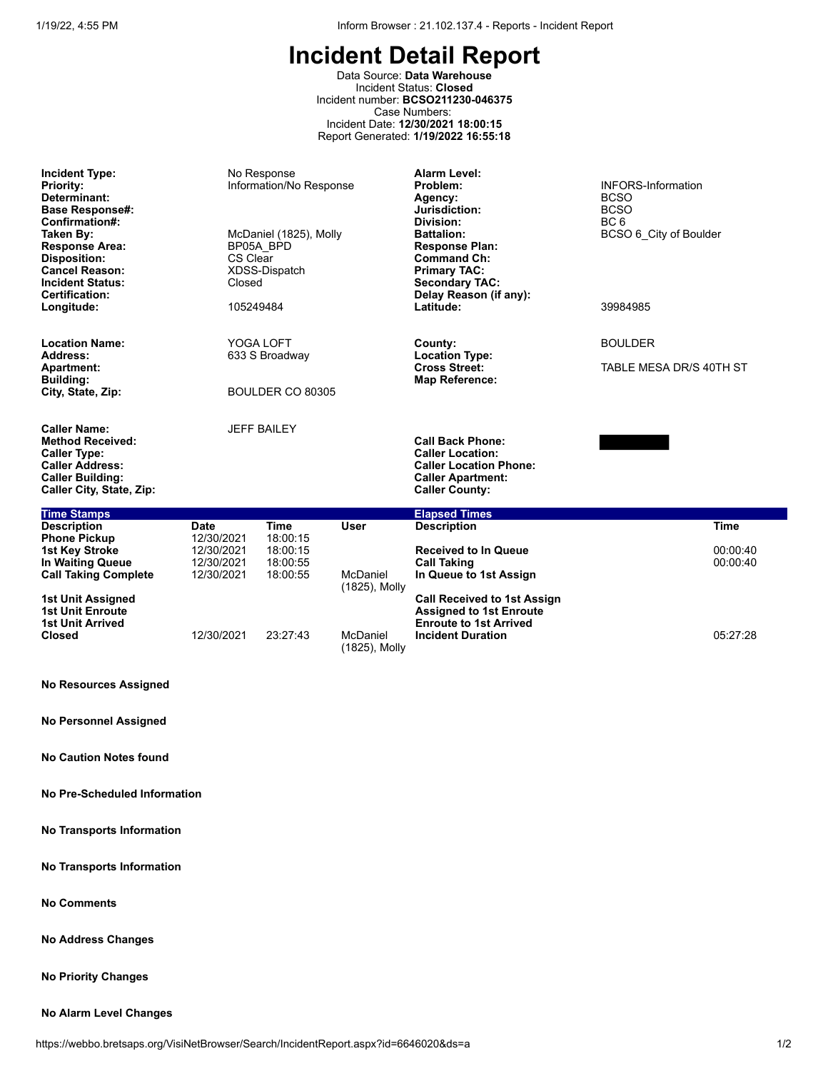# Incident Detail Report

Data Source: **Data Warehouse**
Incident Status: **Closed**
Incident number: **BCSO211230-046375**
Case Numbers:
Incident Date: **12/30/2021 18:00:15**
Report Generated: **1/19/2022 16:55:18**

| | | | |
|---|---|---|---|
| **Incident Type:** | No Response | **Alarm Level:** | |
| **Priority:** | Information/No Response | **Problem:** | INFORS-Information |
| **Determinant:** | | **Agency:** | BCSO |
| **Base Response#:** | | **Jurisdiction:** | BCSO |
| **Confirmation#:** | | **Division:** | BC 6 |
| **Taken By:** | McDaniel (1825), Molly | **Battalion:** | BCSO 6_City of Boulder |
| **Response Area:** | BP05A_BPD | **Response Plan:** | |
| **Disposition:** | CS Clear | **Command Ch:** | |
| **Cancel Reason:** | XDSS-Dispatch | **Primary TAC:** | |
| **Incident Status:** | Closed | **Secondary TAC:** | |
| **Certification:** | | **Delay Reason (if any):** | |
| **Longitude:** | 105249484 | **Latitude:** | 39984985 |

| | | | |
|---|---|---|---|
| **Location Name:** | YOGA LOFT | **County:** | BOULDER |
| **Address:** | 633 S Broadway | **Location Type:** | |
| **Apartment:** | | **Cross Street:** | TABLE MESA DR/S 40TH ST |
| **Building:** | | **Map Reference:** | |
| **City, State, Zip:** | BOULDER CO 80305 | | |

| | | | |
|---|---|---|---|
| **Caller Name:** | JEFF BAILEY | | |
| **Method Received:** | | **Call Back Phone:** | [REDACTED] |
| **Caller Type:** | | **Caller Location:** | |
| **Caller Address:** | | **Caller Location Phone:** | |
| **Caller Building:** | | **Caller Apartment:** | |
| **Caller City, State, Zip:** | | **Caller County:** | |

| Time Stamps | | | | Elapsed Times | |
|---|---|---|---|---|---|
| **Description** | **Date** | **Time** | **User** | **Description** | **Time** |
| **Phone Pickup** | 12/30/2021 | 18:00:15 | | | |
| **1st Key Stroke** | 12/30/2021 | 18:00:15 | | **Received to In Queue** | 00:00:40 |
| **In Waiting Queue** | 12/30/2021 | 18:00:55 | | **Call Taking** | 00:00:40 |
| **Call Taking Complete** | 12/30/2021 | 18:00:55 | McDaniel (1825), Molly | **In Queue to 1st Assign** | |
| **1st Unit Assigned** | | | | **Call Received to 1st Assign** | |
| **1st Unit Enroute** | | | | **Assigned to 1st Enroute** | |
| **1st Unit Arrived** | | | | **Enroute to 1st Arrived** | |
| **Closed** | 12/30/2021 | 23:27:43 | McDaniel (1825), Molly | **Incident Duration** | 05:27:28 |

**No Resources Assigned**

**No Personnel Assigned**

**No Caution Notes found**

**No Pre-Scheduled Information**

**No Transports Information**

**No Transports Information**

**No Comments**

**No Address Changes**

**No Priority Changes**

**No Alarm Level Changes**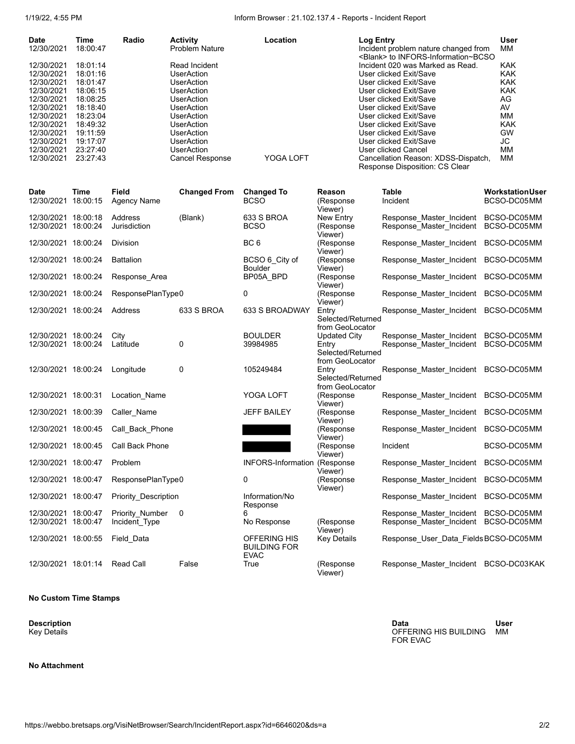| Date | Time | Radio | Activity | Location | Log Entry | User |
|---|---|---|---|---|---|---|
| 12/30/2021 | 18:00:47 | | Problem Nature | | Incident problem nature changed from <Blank> to INFORS-Information~BCSO | MM |
| 12/30/2021 | 18:01:14 | | Read Incident | | Incident 020 was Marked as Read. | KAK |
| 12/30/2021 | 18:01:16 | | UserAction | | User clicked Exit/Save | KAK |
| 12/30/2021 | 18:01:47 | | UserAction | | User clicked Exit/Save | KAK |
| 12/30/2021 | 18:06:15 | | UserAction | | User clicked Exit/Save | KAK |
| 12/30/2021 | 18:08:25 | | UserAction | | User clicked Exit/Save | AG |
| 12/30/2021 | 18:18:40 | | UserAction | | User clicked Exit/Save | AV |
| 12/30/2021 | 18:23:04 | | UserAction | | User clicked Exit/Save | MM |
| 12/30/2021 | 18:49:32 | | UserAction | | User clicked Exit/Save | KAK |
| 12/30/2021 | 19:11:59 | | UserAction | | User clicked Exit/Save | GW |
| 12/30/2021 | 19:17:07 | | UserAction | | User clicked Exit/Save | JC |
| 12/30/2021 | 23:27:40 | | UserAction | | User clicked Cancel | MM |
| 12/30/2021 | 23:27:43 | | Cancel Response | YOGA LOFT | Cancellation Reason: XDSS-Dispatch, Response Disposition: CS Clear | MM |

| Date | Time | Field | Changed From | Changed To | Reason | Table | Workstation | User |
|---|---|---|---|---|---|---|---|---|
| 12/30/2021 | 18:00:15 | Agency Name | | BCSO | (Response Viewer) | Incident | BCSO-DC05 | MM |
| 12/30/2021 | 18:00:18 | Address | (Blank) | 633 S BROA | New Entry | Response_Master_Incident | BCSO-DC05 | MM |
| 12/30/2021 | 18:00:24 | Jurisdiction | | BCSO | (Response Viewer) | Response_Master_Incident | BCSO-DC05 | MM |
| 12/30/2021 | 18:00:24 | Division | | BC 6 | (Response Viewer) | Response_Master_Incident | BCSO-DC05 | MM |
| 12/30/2021 | 18:00:24 | Battalion | | BCSO 6_City of Boulder | (Response Viewer) | Response_Master_Incident | BCSO-DC05 | MM |
| 12/30/2021 | 18:00:24 | Response_Area | | BP05A_BPD | (Response Viewer) | Response_Master_Incident | BCSO-DC05 | MM |
| 12/30/2021 | 18:00:24 | ResponsePlanType | 0 | 0 | (Response Viewer) | Response_Master_Incident | BCSO-DC05 | MM |
| 12/30/2021 | 18:00:24 | Address | 633 S BROA | 633 S BROADWAY | Entry Selected/Returned from GeoLocator | Response_Master_Incident | BCSO-DC05 | MM |
| 12/30/2021 | 18:00:24 | City | | BOULDER | Updated City | Response_Master_Incident | BCSO-DC05 | MM |
| 12/30/2021 | 18:00:24 | Latitude | 0 | 39984985 | Entry Selected/Returned from GeoLocator | Response_Master_Incident | BCSO-DC05 | MM |
| 12/30/2021 | 18:00:24 | Longitude | 0 | 105249484 | Entry Selected/Returned from GeoLocator | Response_Master_Incident | BCSO-DC05 | MM |
| 12/30/2021 | 18:00:31 | Location_Name | | YOGA LOFT | (Response Viewer) | Response_Master_Incident | BCSO-DC05 | MM |
| 12/30/2021 | 18:00:39 | Caller_Name | | JEFF BAILEY | (Response Viewer) | Response_Master_Incident | BCSO-DC05 | MM |
| 12/30/2021 | 18:00:45 | Call_Back_Phone | | [REDACTED] | (Response Viewer) | Response_Master_Incident | BCSO-DC05 | MM |
| 12/30/2021 | 18:00:45 | Call Back Phone | | [REDACTED] | (Response Viewer) | Incident | BCSO-DC05 | MM |
| 12/30/2021 | 18:00:47 | Problem | | INFORS-Information | (Response Viewer) | Response_Master_Incident | BCSO-DC05 | MM |
| 12/30/2021 | 18:00:47 | ResponsePlanType | 0 | 0 | (Response Viewer) | Response_Master_Incident | BCSO-DC05 | MM |
| 12/30/2021 | 18:00:47 | Priority_Description | | Information/No Response | | Response_Master_Incident | BCSO-DC05 | MM |
| 12/30/2021 | 18:00:47 | Priority_Number | 0 | 6 | | Response_Master_Incident | BCSO-DC05 | MM |
| 12/30/2021 | 18:00:47 | Incident_Type | | No Response | (Response Viewer) | Response_Master_Incident | BCSO-DC05 | MM |
| 12/30/2021 | 18:00:55 | Field_Data | | OFFERING HIS BUILDING FOR EVAC | Key Details | Response_User_Data_Fields | BCSO-DC05 | MM |
| 12/30/2021 | 18:01:14 | Read Call | False | True | (Response Viewer) | Response_Master_Incident | BCSO-DC03 | KAK |

**No Custom Time Stamps**

| Description | Data | User |
|---|---|---|
| Key Details | OFFERING HIS BUILDING FOR EVAC | MM |

**No Attachment**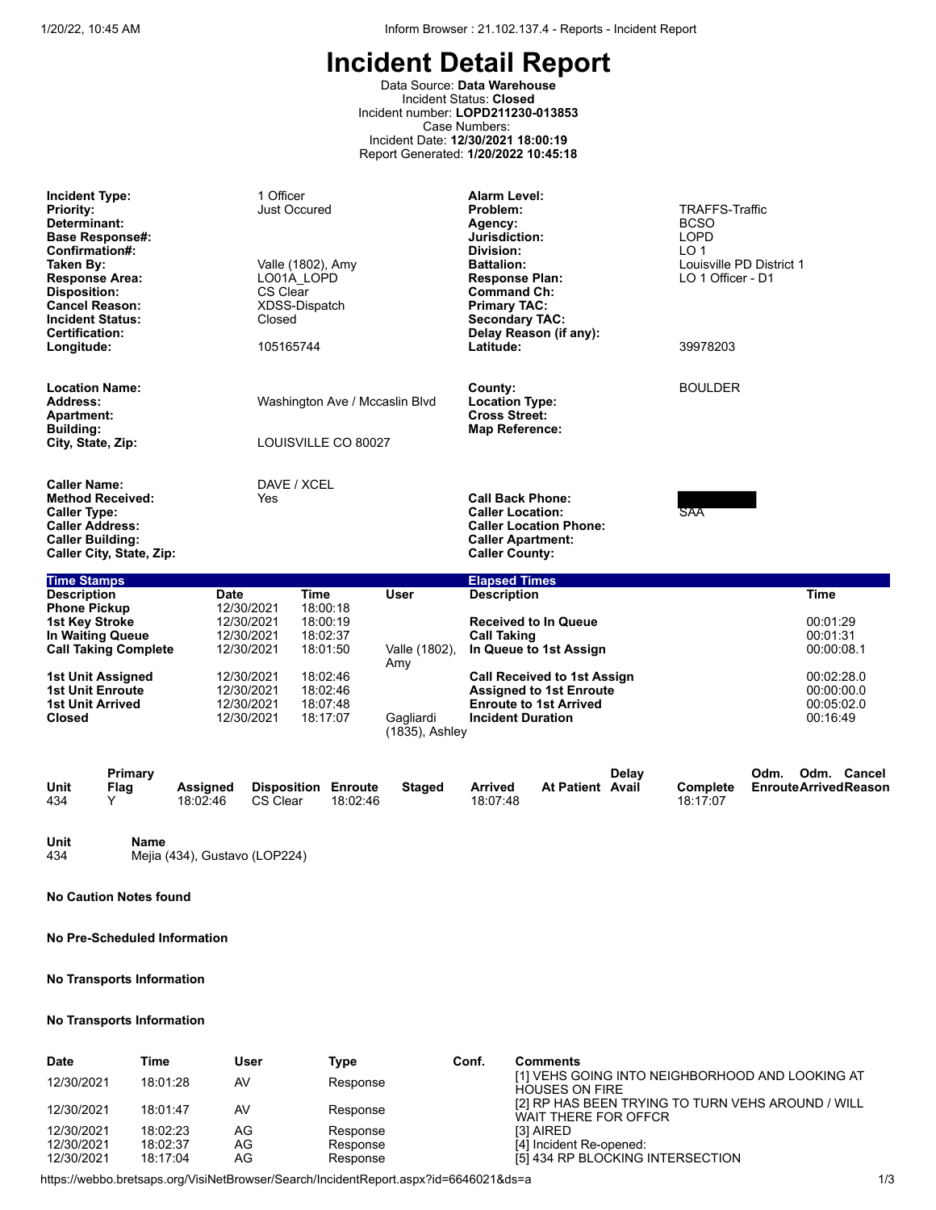# Incident Detail Report

Data Source: **Data Warehouse**
Incident Status: **Closed**
Incident number: **LOPD211230-013853**
Case Numbers:
Incident Date: **12/30/2021 18:00:19**
Report Generated: **1/20/2022 10:45:18**

| | | | |
|---|---|---|---|
| **Incident Type:** | 1 Officer | **Alarm Level:** | |
| **Priority:** | Just Occured | **Problem:** | TRAFFS-Traffic |
| **Determinant:** | | **Agency:** | BCSO |
| **Base Response#:** | | **Jurisdiction:** | LOPD |
| **Confirmation#:** | | **Division:** | LO 1 |
| **Taken By:** | Valle (1802), Amy | **Battalion:** | Louisville PD District 1 |
| **Response Area:** | LO01A_LOPD | **Response Plan:** | LO 1 Officer - D1 |
| **Disposition:** | CS Clear | **Command Ch:** | |
| **Cancel Reason:** | XDSS-Dispatch | **Primary TAC:** | |
| **Incident Status:** | Closed | **Secondary TAC:** | |
| **Certification:** | | **Delay Reason (if any):** | |
| **Longitude:** | 105165744 | **Latitude:** | 39978203 |

| | | | |
|---|---|---|---|
| **Location Name:** | | **County:** | BOULDER |
| **Address:** | Washington Ave / Mccaslin Blvd | **Location Type:** | |
| **Apartment:** | | **Cross Street:** | |
| **Building:** | | **Map Reference:** | |
| **City, State, Zip:** | LOUISVILLE CO 80027 | | |

| | | | |
|---|---|---|---|
| **Caller Name:** | DAVE / XCEL | | |
| **Method Received:** | Yes | **Call Back Phone:** | [REDACTED] |
| **Caller Type:** | | **Caller Location:** | SAA |
| **Caller Address:** | | **Caller Location Phone:** | |
| **Caller Building:** | | **Caller Apartment:** | |
| **Caller City, State, Zip:** | | **Caller County:** | |

**Time Stamps**

| Description | Date | Time | User |
|---|---|---|---|
| Phone Pickup | 12/30/2021 | 18:00:18 | |
| 1st Key Stroke | 12/30/2021 | 18:00:19 | |
| In Waiting Queue | 12/30/2021 | 18:02:37 | |
| Call Taking Complete | 12/30/2021 | 18:01:50 | Valle (1802), Amy |
| 1st Unit Assigned | 12/30/2021 | 18:02:46 | |
| 1st Unit Enroute | 12/30/2021 | 18:02:46 | |
| 1st Unit Arrived | 12/30/2021 | 18:07:48 | |
| Closed | 12/30/2021 | 18:17:07 | Gagliardi (1835), Ashley |

**Elapsed Times**

| Description | Time |
|---|---|
| Received to In Queue | 00:01:29 |
| Call Taking | 00:01:31 |
| In Queue to 1st Assign | 00:00:08.1 |
| Call Received to 1st Assign | 00:02:28.0 |
| Assigned to 1st Enroute | 00:00:00.0 |
| Enroute to 1st Arrived | 00:05:02.0 |
| Incident Duration | 00:16:49 |

| Unit | Primary Flag | Assigned | Disposition | Enroute | Staged | Arrived | At Patient | Delay Avail | Complete | Odm. Enroute | Odm. Arrived | Cancel Reason |
|---|---|---|---|---|---|---|---|---|---|---|---|---|
| 434 | Y | 18:02:46 | CS Clear | 18:02:46 | | 18:07:48 | | | 18:17:07 | | | |

| Unit | Name |
|---|---|
| 434 | Mejia (434), Gustavo (LOP224) |

**No Caution Notes found**

**No Pre-Scheduled Information**

**No Transports Information**

**No Transports Information**

| Date | Time | User | Type | Conf. | Comments |
|---|---|---|---|---|---|
| 12/30/2021 | 18:01:28 | AV | Response | | [1] VEHS GOING INTO NEIGHBORHOOD AND LOOKING AT HOUSES ON FIRE |
| 12/30/2021 | 18:01:47 | AV | Response | | [2] RP HAS BEEN TRYING TO TURN VEHS AROUND / WILL WAIT THERE FOR OFFCR |
| 12/30/2021 | 18:02:23 | AG | Response | | [3] AIRED |
| 12/30/2021 | 18:02:37 | AG | Response | | [4] Incident Re-opened: |
| 12/30/2021 | 18:17:04 | AG | Response | | [5] 434 RP BLOCKING INTERSECTION |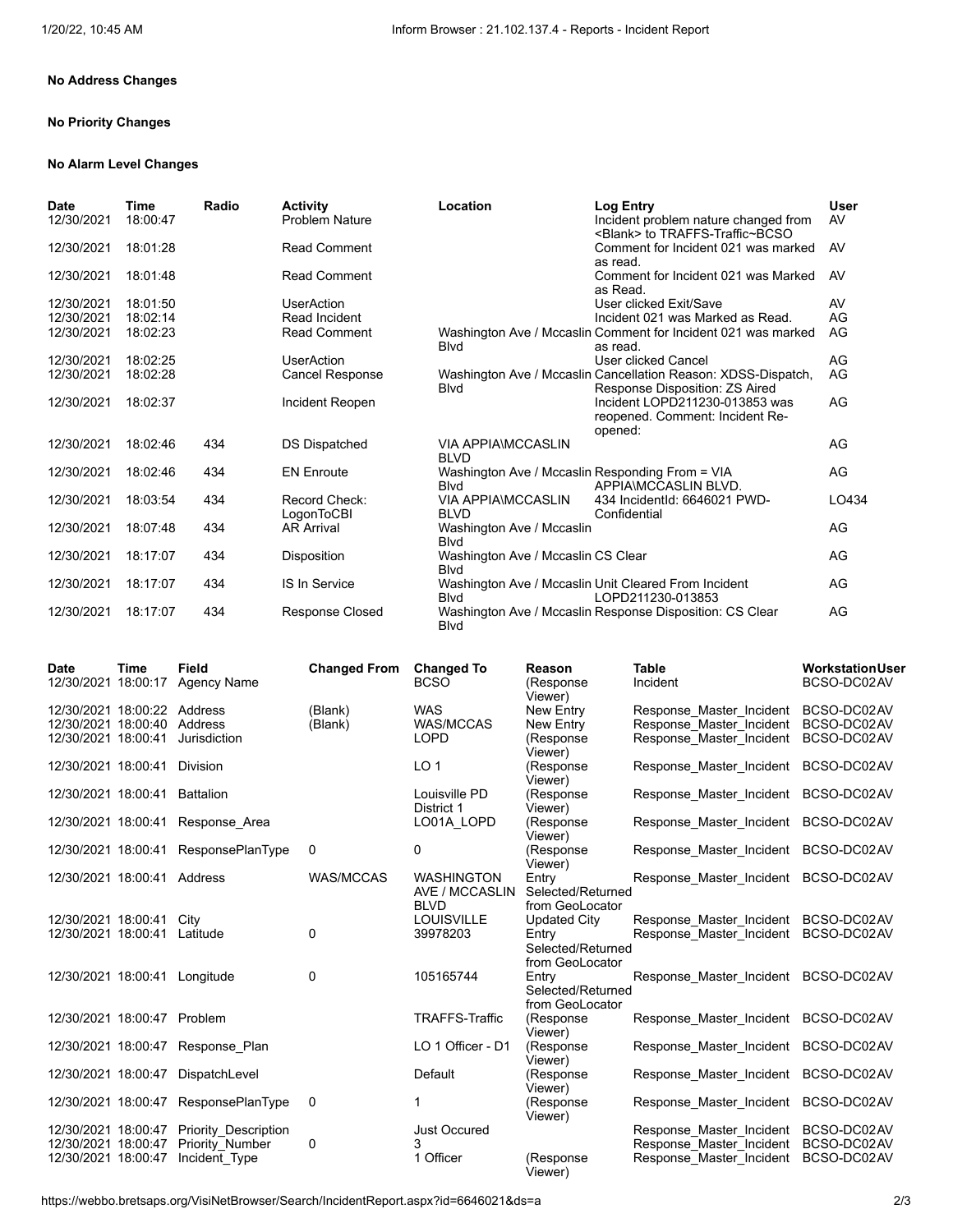**No Address Changes**

**No Priority Changes**

**No Alarm Level Changes**

| Date | Time | Radio | Activity | Location | Log Entry | User |
|---|---|---|---|---|---|---|
| 12/30/2021 | 18:00:47 | | Problem Nature | | Incident problem nature changed from <Blank> to TRAFFS-Traffic~BCSO | AV |
| 12/30/2021 | 18:01:28 | | Read Comment | | Comment for Incident 021 was marked as read. | AV |
| 12/30/2021 | 18:01:48 | | Read Comment | | Comment for Incident 021 was Marked as Read. | AV |
| 12/30/2021 | 18:01:50 | | UserAction | | User clicked Exit/Save | AV |
| 12/30/2021 | 18:02:14 | | Read Incident | | Incident 021 was Marked as Read. | AG |
| 12/30/2021 | 18:02:23 | | Read Comment | Washington Ave / Mccaslin Blvd | Comment for Incident 021 was marked as read. | AG |
| 12/30/2021 | 18:02:25 | | UserAction | | User clicked Cancel | AG |
| 12/30/2021 | 18:02:28 | | Cancel Response | Washington Ave / Mccaslin Blvd | Cancellation Reason: XDSS-Dispatch, Response Disposition: ZS Aired | AG |
| 12/30/2021 | 18:02:37 | | Incident Reopen | | Incident LOPD211230-013853 was reopened. Comment: Incident Re-opened: | AG |
| 12/30/2021 | 18:02:46 | 434 | DS Dispatched | VIA APPIA\MCCASLIN BLVD | | AG |
| 12/30/2021 | 18:02:46 | 434 | EN Enroute | Washington Ave / Mccaslin Blvd | Responding From = VIA APPIA\MCCASLIN BLVD. | AG |
| 12/30/2021 | 18:03:54 | 434 | Record Check: LogonToCBI | VIA APPIA\MCCASLIN BLVD | 434 IncidentId: 6646021 PWD-Confidential | LO434 |
| 12/30/2021 | 18:07:48 | 434 | AR Arrival | Washington Ave / Mccaslin Blvd | | AG |
| 12/30/2021 | 18:17:07 | 434 | Disposition | Washington Ave / Mccaslin Blvd | CS Clear | AG |
| 12/30/2021 | 18:17:07 | 434 | IS In Service | Washington Ave / Mccaslin Blvd | Unit Cleared From Incident LOPD211230-013853 | AG |
| 12/30/2021 | 18:17:07 | 434 | Response Closed | Washington Ave / Mccaslin Blvd | Response Disposition: CS Clear | AG |

| Date | Time | Field | Changed From | Changed To | Reason | Table | WorkstationUser |
|---|---|---|---|---|---|---|---|
| 12/30/2021 | 18:00:17 | Agency Name | | BCSO | (Response Viewer) | Incident | BCSO-DC02AV |
| 12/30/2021 | 18:00:22 | Address | (Blank) | WAS | New Entry | Response_Master_Incident | BCSO-DC02AV |
| 12/30/2021 | 18:00:40 | Address | (Blank) | WAS/MCCAS | New Entry | Response_Master_Incident | BCSO-DC02AV |
| 12/30/2021 | 18:00:41 | Jurisdiction | | LOPD | (Response Viewer) | Response_Master_Incident | BCSO-DC02AV |
| 12/30/2021 | 18:00:41 | Division | | LO 1 | (Response Viewer) | Response_Master_Incident | BCSO-DC02AV |
| 12/30/2021 | 18:00:41 | Battalion | | Louisville PD District 1 | (Response Viewer) | Response_Master_Incident | BCSO-DC02AV |
| 12/30/2021 | 18:00:41 | Response_Area | | LO01A_LOPD | (Response Viewer) | Response_Master_Incident | BCSO-DC02AV |
| 12/30/2021 | 18:00:41 | ResponsePlanType | 0 | 0 | (Response Viewer) | Response_Master_Incident | BCSO-DC02AV |
| 12/30/2021 | 18:00:41 | Address | WAS/MCCAS | WASHINGTON AVE / MCCASLIN BLVD | Entry Selected/Returned from GeoLocator | Response_Master_Incident | BCSO-DC02AV |
| 12/30/2021 | 18:00:41 | City | | LOUISVILLE | Updated City | Response_Master_Incident | BCSO-DC02AV |
| 12/30/2021 | 18:00:41 | Latitude | 0 | 39978203 | Entry Selected/Returned from GeoLocator | Response_Master_Incident | BCSO-DC02AV |
| 12/30/2021 | 18:00:41 | Longitude | 0 | 105165744 | Entry Selected/Returned from GeoLocator | Response_Master_Incident | BCSO-DC02AV |
| 12/30/2021 | 18:00:47 | Problem | | TRAFFS-Traffic | (Response Viewer) | Response_Master_Incident | BCSO-DC02AV |
| 12/30/2021 | 18:00:47 | Response_Plan | | LO 1 Officer - D1 | (Response Viewer) | Response_Master_Incident | BCSO-DC02AV |
| 12/30/2021 | 18:00:47 | DispatchLevel | | Default | (Response Viewer) | Response_Master_Incident | BCSO-DC02AV |
| 12/30/2021 | 18:00:47 | ResponsePlanType | 0 | 1 | (Response Viewer) | Response_Master_Incident | BCSO-DC02AV |
| 12/30/2021 | 18:00:47 | Priority_Description | | Just Occured | | Response_Master_Incident | BCSO-DC02AV |
| 12/30/2021 | 18:00:47 | Priority_Number | 0 | 3 | | Response_Master_Incident | BCSO-DC02AV |
| 12/30/2021 | 18:00:47 | Incident_Type | | 1 Officer | (Response Viewer) | Response_Master_Incident | BCSO-DC02AV |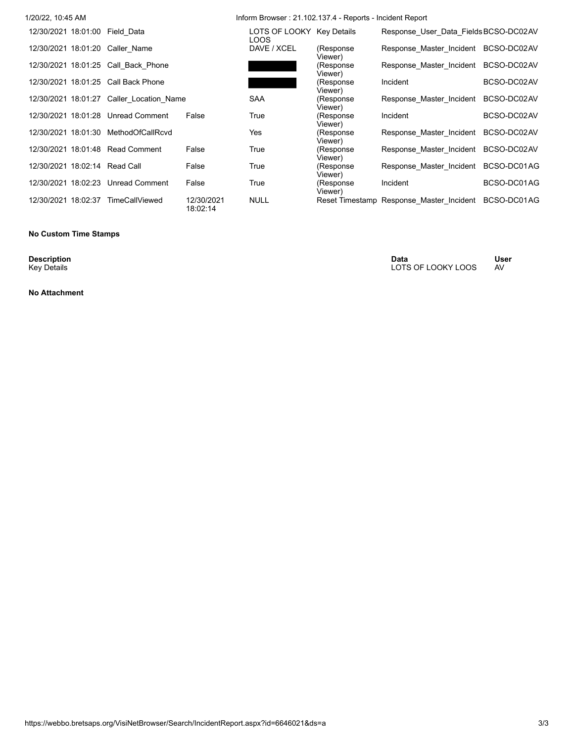| | | | | | | |
|---|---|---|---|---|---|---|
| 12/30/2021 18:01:00 | Field_Data | | LOTS OF LOOKY LOOS | Key Details | Response_User_Data_Fields | BCSO-DC02AV |
| 12/30/2021 18:01:20 | Caller_Name | | DAVE / XCEL | (Response Viewer) | Response_Master_Incident | BCSO-DC02AV |
| 12/30/2021 18:01:25 | Call_Back_Phone | | [REDACTED] | (Response Viewer) | Response_Master_Incident | BCSO-DC02AV |
| 12/30/2021 18:01:25 | Call Back Phone | | [REDACTED] | (Response Viewer) | Incident | BCSO-DC02AV |
| 12/30/2021 18:01:27 | Caller_Location_Name | | SAA | (Response Viewer) | Response_Master_Incident | BCSO-DC02AV |
| 12/30/2021 18:01:28 | Unread Comment | False | True | (Response Viewer) | Incident | BCSO-DC02AV |
| 12/30/2021 18:01:30 | MethodOfCallRcvd | | Yes | (Response Viewer) | Response_Master_Incident | BCSO-DC02AV |
| 12/30/2021 18:01:48 | Read Comment | False | True | (Response Viewer) | Response_Master_Incident | BCSO-DC02AV |
| 12/30/2021 18:02:14 | Read Call | False | True | (Response Viewer) | Response_Master_Incident | BCSO-DC01AG |
| 12/30/2021 18:02:23 | Unread Comment | False | True | (Response Viewer) | Incident | BCSO-DC01AG |
| 12/30/2021 18:02:37 | TimeCallViewed | 12/30/2021 18:02:14 | NULL | Reset Timestamp | Response_Master_Incident | BCSO-DC01AG |

**No Custom Time Stamps**

| Description | Data | User |
|---|---|---|
| Key Details | LOTS OF LOOKY LOOS | AV |

**No Attachment**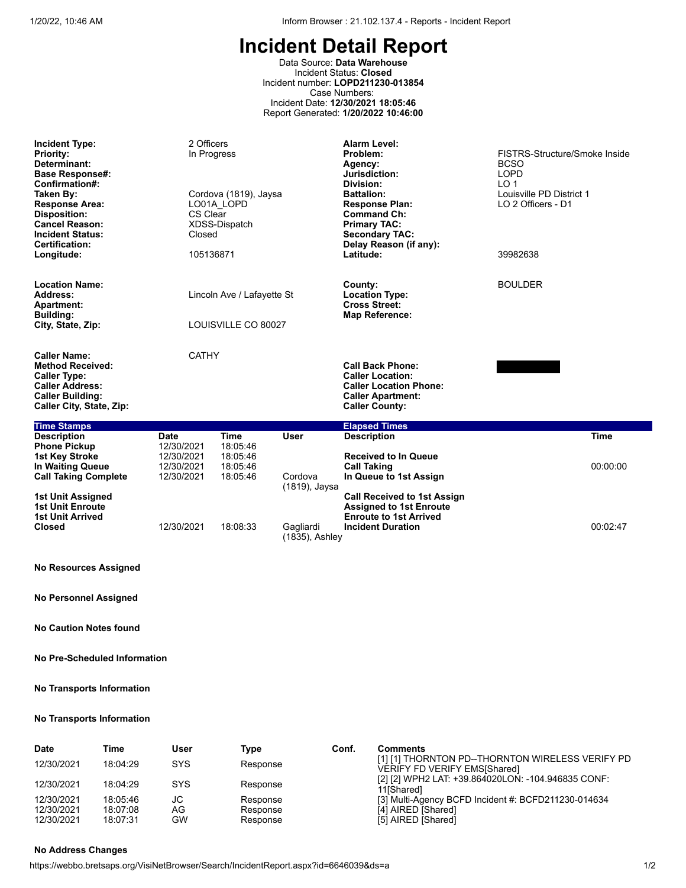# Incident Detail Report

Data Source: **Data Warehouse**
Incident Status: **Closed**
Incident number: **LOPD211230-013854**
Case Numbers:
Incident Date: **12/30/2021 18:05:46**
Report Generated: **1/20/2022 10:46:00**

| | | | |
|---|---|---|---|
| **Incident Type:** | 2 Officers | **Alarm Level:** | |
| **Priority:** | In Progress | **Problem:** | FISTRS-Structure/Smoke Inside |
| **Determinant:** | | **Agency:** | BCSO |
| **Base Response#:** | | **Jurisdiction:** | LOPD |
| **Confirmation#:** | | **Division:** | LO 1 |
| **Taken By:** | Cordova (1819), Jaysa | **Battalion:** | Louisville PD District 1 |
| **Response Area:** | LO01A_LOPD | **Response Plan:** | LO 2 Officers - D1 |
| **Disposition:** | CS Clear | **Command Ch:** | |
| **Cancel Reason:** | XDSS-Dispatch | **Primary TAC:** | |
| **Incident Status:** | Closed | **Secondary TAC:** | |
| **Certification:** | | **Delay Reason (if any):** | |
| **Longitude:** | 105136871 | **Latitude:** | 39982638 |

| | | | |
|---|---|---|---|
| **Location Name:** | | **County:** | BOULDER |
| **Address:** | Lincoln Ave / Lafayette St | **Location Type:** | |
| **Apartment:** | | **Cross Street:** | |
| **Building:** | | **Map Reference:** | |
| **City, State, Zip:** | LOUISVILLE CO 80027 | | |

| | | | |
|---|---|---|---|
| **Caller Name:** | CATHY | | |
| **Method Received:** | | **Call Back Phone:** | [REDACTED] |
| **Caller Type:** | | **Caller Location:** | |
| **Caller Address:** | | **Caller Location Phone:** | |
| **Caller Building:** | | **Caller Apartment:** | |
| **Caller City, State, Zip:** | | **Caller County:** | |

**Time Stamps**

| Description | Date | Time | User |
|---|---|---|---|
| Phone Pickup | 12/30/2021 | 18:05:46 | |
| 1st Key Stroke | 12/30/2021 | 18:05:46 | |
| In Waiting Queue | 12/30/2021 | 18:05:46 | |
| Call Taking Complete | 12/30/2021 | 18:05:46 | Cordova (1819), Jaysa |
| 1st Unit Assigned | | | |
| 1st Unit Enroute | | | |
| 1st Unit Arrived | | | |
| Closed | 12/30/2021 | 18:08:33 | Gagliardi (1835), Ashley |

**Elapsed Times**

| Description | Time |
|---|---|
| Received to In Queue | |
| Call Taking | 00:00:00 |
| In Queue to 1st Assign | |
| Call Received to 1st Assign | |
| Assigned to 1st Enroute | |
| Enroute to 1st Arrived | |
| Incident Duration | 00:02:47 |

**No Resources Assigned**

**No Personnel Assigned**

**No Caution Notes found**

**No Pre-Scheduled Information**

**No Transports Information**

**No Transports Information**

| Date | Time | User | Type | Conf. | Comments |
|---|---|---|---|---|---|
| 12/30/2021 | 18:04:29 | SYS | Response | | [1] [1] THORNTON PD--THORNTON WIRELESS VERIFY PD VERIFY FD VERIFY EMS[Shared] |
| 12/30/2021 | 18:04:29 | SYS | Response | | [2] [2] WPH2 LAT: +39.864020LON: -104.946835 CONF: 11[Shared] |
| 12/30/2021 | 18:05:46 | JC | Response | | [3] Multi-Agency BCFD Incident #: BCFD211230-014634 |
| 12/30/2021 | 18:07:08 | AG | Response | | [4] AIRED [Shared] |
| 12/30/2021 | 18:07:31 | GW | Response | | [5] AIRED [Shared] |

**No Address Changes**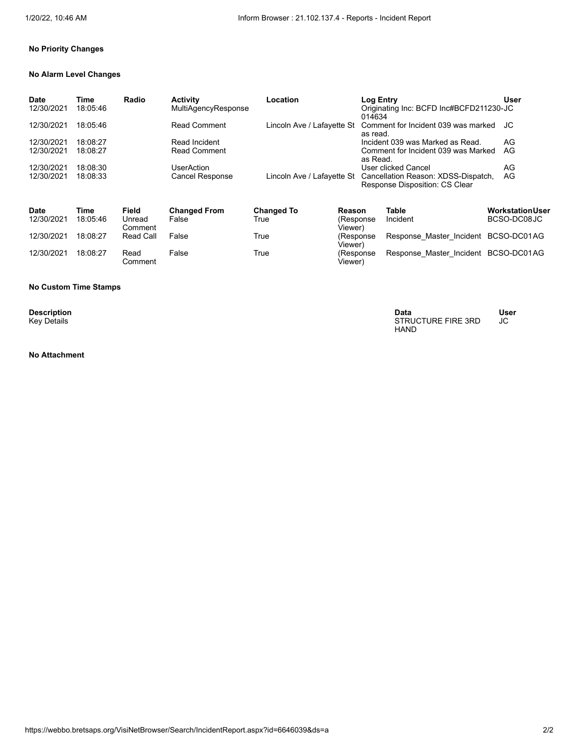**No Priority Changes**

**No Alarm Level Changes**

| Date | Time | Radio | Activity | Location | Log Entry | User |
|---|---|---|---|---|---|---|
| 12/30/2021 | 18:05:46 | | MultiAgencyResponse | | Originating Inc: BCFD Inc#BCFD211230-014634 | JC |
| 12/30/2021 | 18:05:46 | | Read Comment | Lincoln Ave / Lafayette St | Comment for Incident 039 was marked as read. | JC |
| 12/30/2021 | 18:08:27 | | Read Incident | | Incident 039 was Marked as Read. | AG |
| 12/30/2021 | 18:08:27 | | Read Comment | | Comment for Incident 039 was Marked as Read. | AG |
| 12/30/2021 | 18:08:30 | | UserAction | | User clicked Cancel | AG |
| 12/30/2021 | 18:08:33 | | Cancel Response | Lincoln Ave / Lafayette St | Cancellation Reason: XDSS-Dispatch, Response Disposition: CS Clear | AG |

| Date | Time | Field | Changed From | Changed To | Reason | Table | Workstation | User |
|---|---|---|---|---|---|---|---|---|
| 12/30/2021 | 18:05:46 | Unread Comment | False | True | (Response Viewer) | Incident | BCSO-DC08 | JC |
| 12/30/2021 | 18:08:27 | Read Call | False | True | (Response Viewer) | Response_Master_Incident | BCSO-DC01 | AG |
| 12/30/2021 | 18:08:27 | Read Comment | False | True | (Response Viewer) | Response_Master_Incident | BCSO-DC01 | AG |

**No Custom Time Stamps**

| Description | Data | User |
|---|---|---|
| Key Details | STRUCTURE FIRE 3RD HAND | JC |

**No Attachment**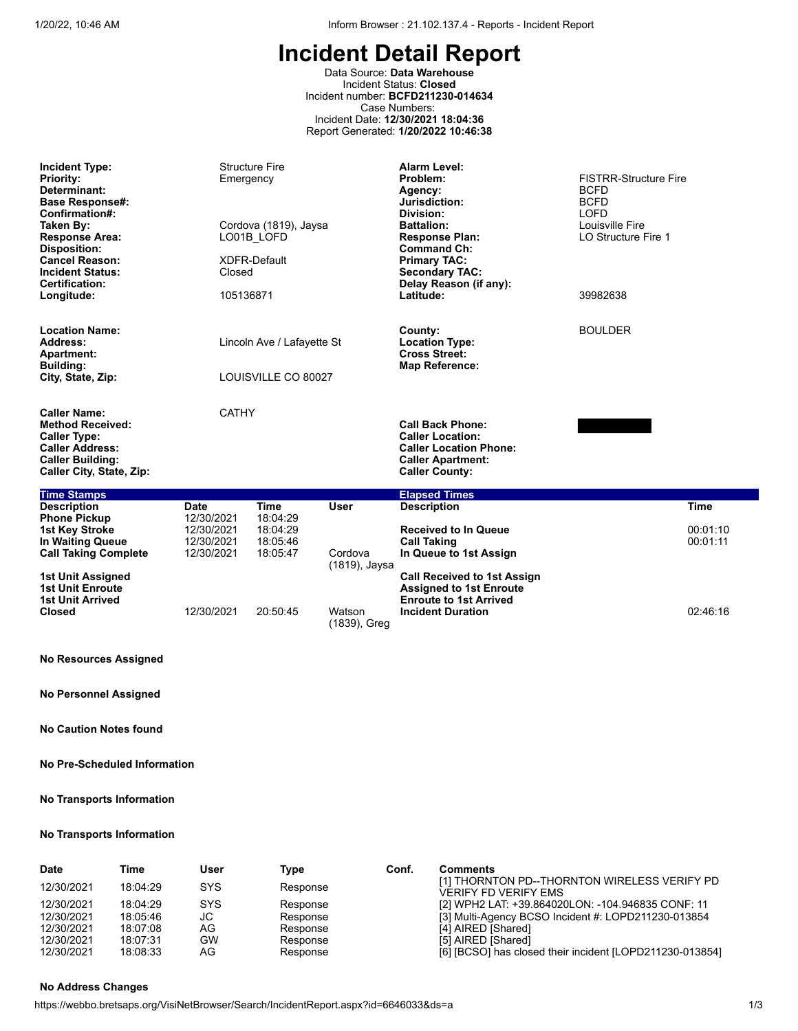# Incident Detail Report

Data Source: **Data Warehouse**
Incident Status: **Closed**
Incident number: **BCFD211230-014634**
Case Numbers:
Incident Date: **12/30/2021 18:04:36**
Report Generated: **1/20/2022 10:46:38**

| | | | |
|---|---|---|---|
| **Incident Type:** | Structure Fire | **Alarm Level:** | |
| **Priority:** | Emergency | **Problem:** | FISTRR-Structure Fire |
| **Determinant:** | | **Agency:** | BCFD |
| **Base Response#:** | | **Jurisdiction:** | BCFD |
| **Confirmation#:** | | **Division:** | LOFD |
| **Taken By:** | Cordova (1819), Jaysa | **Battalion:** | Louisville Fire |
| **Response Area:** | LO01B_LOFD | **Response Plan:** | LO Structure Fire 1 |
| **Disposition:** | | **Command Ch:** | |
| **Cancel Reason:** | XDFR-Default | **Primary TAC:** | |
| **Incident Status:** | Closed | **Secondary TAC:** | |
| **Certification:** | | **Delay Reason (if any):** | |
| **Longitude:** | 105136871 | **Latitude:** | 39982638 |

| | | | |
|---|---|---|---|
| **Location Name:** | | **County:** | BOULDER |
| **Address:** | Lincoln Ave / Lafayette St | **Location Type:** | |
| **Apartment:** | | **Cross Street:** | |
| **Building:** | | **Map Reference:** | |
| **City, State, Zip:** | LOUISVILLE CO 80027 | | |

| | | | |
|---|---|---|---|
| **Caller Name:** | CATHY | | |
| **Method Received:** | | **Call Back Phone:** | [REDACTED] |
| **Caller Type:** | | **Caller Location:** | |
| **Caller Address:** | | **Caller Location Phone:** | |
| **Caller Building:** | | **Caller Apartment:** | |
| **Caller City, State, Zip:** | | **Caller County:** | |

**Time Stamps**

| Description | Date | Time | User |
|---|---|---|---|
| Phone Pickup | 12/30/2021 | 18:04:29 | |
| 1st Key Stroke | 12/30/2021 | 18:04:29 | |
| In Waiting Queue | 12/30/2021 | 18:05:46 | |
| Call Taking Complete | 12/30/2021 | 18:05:47 | Cordova (1819), Jaysa |
| 1st Unit Assigned | | | |
| 1st Unit Enroute | | | |
| 1st Unit Arrived | | | |
| Closed | 12/30/2021 | 20:50:45 | Watson (1839), Greg |

**Elapsed Times**

| Description | Time |
|---|---|
| Received to In Queue | 00:01:10 |
| Call Taking | 00:01:11 |
| In Queue to 1st Assign | |
| Call Received to 1st Assign | |
| Assigned to 1st Enroute | |
| Enroute to 1st Arrived | |
| Incident Duration | 02:46:16 |

**No Resources Assigned**

**No Personnel Assigned**

**No Caution Notes found**

**No Pre-Scheduled Information**

**No Transports Information**

**No Transports Information**

| Date | Time | User | Type | Conf. | Comments |
|---|---|---|---|---|---|
| 12/30/2021 | 18:04:29 | SYS | Response | | [1] THORNTON PD--THORNTON WIRELESS VERIFY PD VERIFY FD VERIFY EMS |
| 12/30/2021 | 18:04:29 | SYS | Response | | [2] WPH2 LAT: +39.864020LON: -104.946835 CONF: 11 |
| 12/30/2021 | 18:05:46 | JC | Response | | [3] Multi-Agency BCSO Incident #: LOPD211230-013854 |
| 12/30/2021 | 18:07:08 | AG | Response | | [4] AIRED [Shared] |
| 12/30/2021 | 18:07:31 | GW | Response | | [5] AIRED [Shared] |
| 12/30/2021 | 18:08:33 | AG | Response | | [6] [BCSO] has closed their incident [LOPD211230-013854] |

**No Address Changes**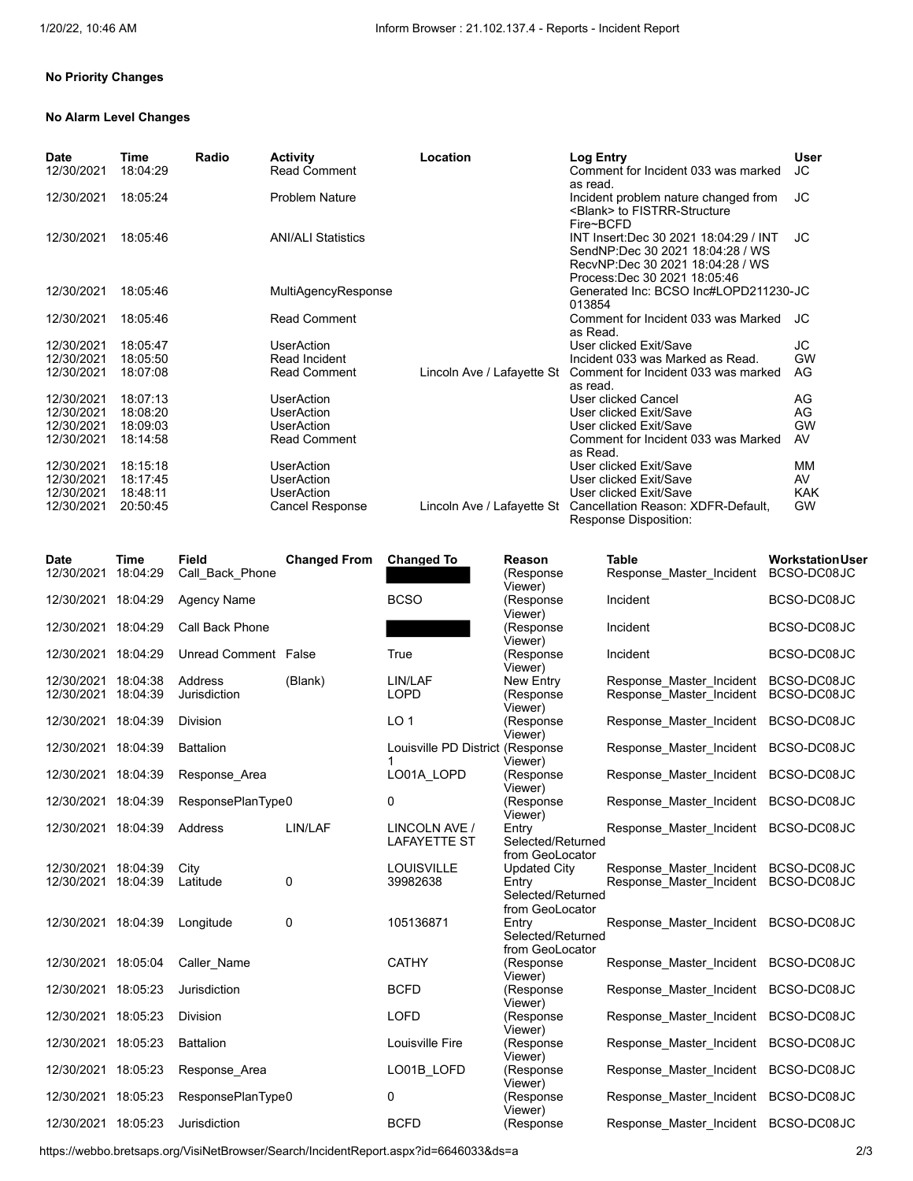**No Priority Changes**

**No Alarm Level Changes**

| Date | Time | Radio | Activity | Location | Log Entry | User |
|---|---|---|---|---|---|---|
| 12/30/2021 | 18:04:29 | | Read Comment | | Comment for Incident 033 was marked as read. | JC |
| 12/30/2021 | 18:05:24 | | Problem Nature | | Incident problem nature changed from <Blank> to FISTRR-Structure Fire~BCFD | JC |
| 12/30/2021 | 18:05:46 | | ANI/ALI Statistics | | INT Insert:Dec 30 2021 18:04:29 / INT SendNP:Dec 30 2021 18:04:28 / WS RecvNP:Dec 30 2021 18:04:28 / WS Process:Dec 30 2021 18:05:46 | JC |
| 12/30/2021 | 18:05:46 | | MultiAgencyResponse | | Generated Inc: BCSO Inc#LOPD211230-013854 | JC |
| 12/30/2021 | 18:05:46 | | Read Comment | | Comment for Incident 033 was Marked as Read. | JC |
| 12/30/2021 | 18:05:47 | | UserAction | | User clicked Exit/Save | JC |
| 12/30/2021 | 18:05:50 | | Read Incident | | Incident 033 was Marked as Read. | GW |
| 12/30/2021 | 18:07:08 | | Read Comment | Lincoln Ave / Lafayette St | Comment for Incident 033 was marked as read. | AG |
| 12/30/2021 | 18:07:13 | | UserAction | | User clicked Cancel | AG |
| 12/30/2021 | 18:08:20 | | UserAction | | User clicked Exit/Save | AG |
| 12/30/2021 | 18:09:03 | | UserAction | | User clicked Exit/Save | GW |
| 12/30/2021 | 18:14:58 | | Read Comment | | Comment for Incident 033 was Marked as Read. | AV |
| 12/30/2021 | 18:15:18 | | UserAction | | User clicked Exit/Save | MM |
| 12/30/2021 | 18:17:45 | | UserAction | | User clicked Exit/Save | AV |
| 12/30/2021 | 18:48:11 | | UserAction | | User clicked Exit/Save | KAK |
| 12/30/2021 | 20:50:45 | | Cancel Response | Lincoln Ave / Lafayette St | Cancellation Reason: XDFR-Default, Response Disposition: | GW |

| Date | Time | Field | Changed From | Changed To | Reason | Table | Workstation | User |
|---|---|---|---|---|---|---|---|---|
| 12/30/2021 | 18:04:29 | Call_Back_Phone | | [REDACTED] | (Response Viewer) | Response_Master_Incident | BCSO-DC08 | JC |
| 12/30/2021 | 18:04:29 | Agency Name | | BCSO | (Response Viewer) | Incident | BCSO-DC08 | JC |
| 12/30/2021 | 18:04:29 | Call Back Phone | | [REDACTED] | (Response Viewer) | Incident | BCSO-DC08 | JC |
| 12/30/2021 | 18:04:29 | Unread Comment | False | True | (Response Viewer) | Incident | BCSO-DC08 | JC |
| 12/30/2021 | 18:04:38 | Address | (Blank) | LIN/LAF | New Entry | Response_Master_Incident | BCSO-DC08 | JC |
| 12/30/2021 | 18:04:39 | Jurisdiction | | LOPD | (Response Viewer) | Response_Master_Incident | BCSO-DC08 | JC |
| 12/30/2021 | 18:04:39 | Division | | LO 1 | (Response Viewer) | Response_Master_Incident | BCSO-DC08 | JC |
| 12/30/2021 | 18:04:39 | Battalion | | Louisville PD District 1 | (Response Viewer) | Response_Master_Incident | BCSO-DC08 | JC |
| 12/30/2021 | 18:04:39 | Response_Area | | LO01A_LOPD | (Response Viewer) | Response_Master_Incident | BCSO-DC08 | JC |
| 12/30/2021 | 18:04:39 | ResponsePlanType0 | | 0 | (Response Viewer) | Response_Master_Incident | BCSO-DC08 | JC |
| 12/30/2021 | 18:04:39 | Address | LIN/LAF | LINCOLN AVE / LAFAYETTE ST | Entry Selected/Returned from GeoLocator | Response_Master_Incident | BCSO-DC08 | JC |
| 12/30/2021 | 18:04:39 | City | | LOUISVILLE | Updated City | Response_Master_Incident | BCSO-DC08 | JC |
| 12/30/2021 | 18:04:39 | Latitude | 0 | 39982638 | Entry Selected/Returned from GeoLocator | Response_Master_Incident | BCSO-DC08 | JC |
| 12/30/2021 | 18:04:39 | Longitude | 0 | 105136871 | Entry Selected/Returned from GeoLocator | Response_Master_Incident | BCSO-DC08 | JC |
| 12/30/2021 | 18:05:04 | Caller_Name | | CATHY | (Response Viewer) | Response_Master_Incident | BCSO-DC08 | JC |
| 12/30/2021 | 18:05:23 | Jurisdiction | | BCFD | (Response Viewer) | Response_Master_Incident | BCSO-DC08 | JC |
| 12/30/2021 | 18:05:23 | Division | | LOFD | (Response Viewer) | Response_Master_Incident | BCSO-DC08 | JC |
| 12/30/2021 | 18:05:23 | Battalion | | Louisville Fire | (Response Viewer) | Response_Master_Incident | BCSO-DC08 | JC |
| 12/30/2021 | 18:05:23 | Response_Area | | LO01B_LOFD | (Response Viewer) | Response_Master_Incident | BCSO-DC08 | JC |
| 12/30/2021 | 18:05:23 | ResponsePlanType0 | | 0 | (Response Viewer) | Response_Master_Incident | BCSO-DC08 | JC |
| 12/30/2021 | 18:05:23 | Jurisdiction | | BCFD | (Response | Response_Master_Incident | BCSO-DC08 | JC |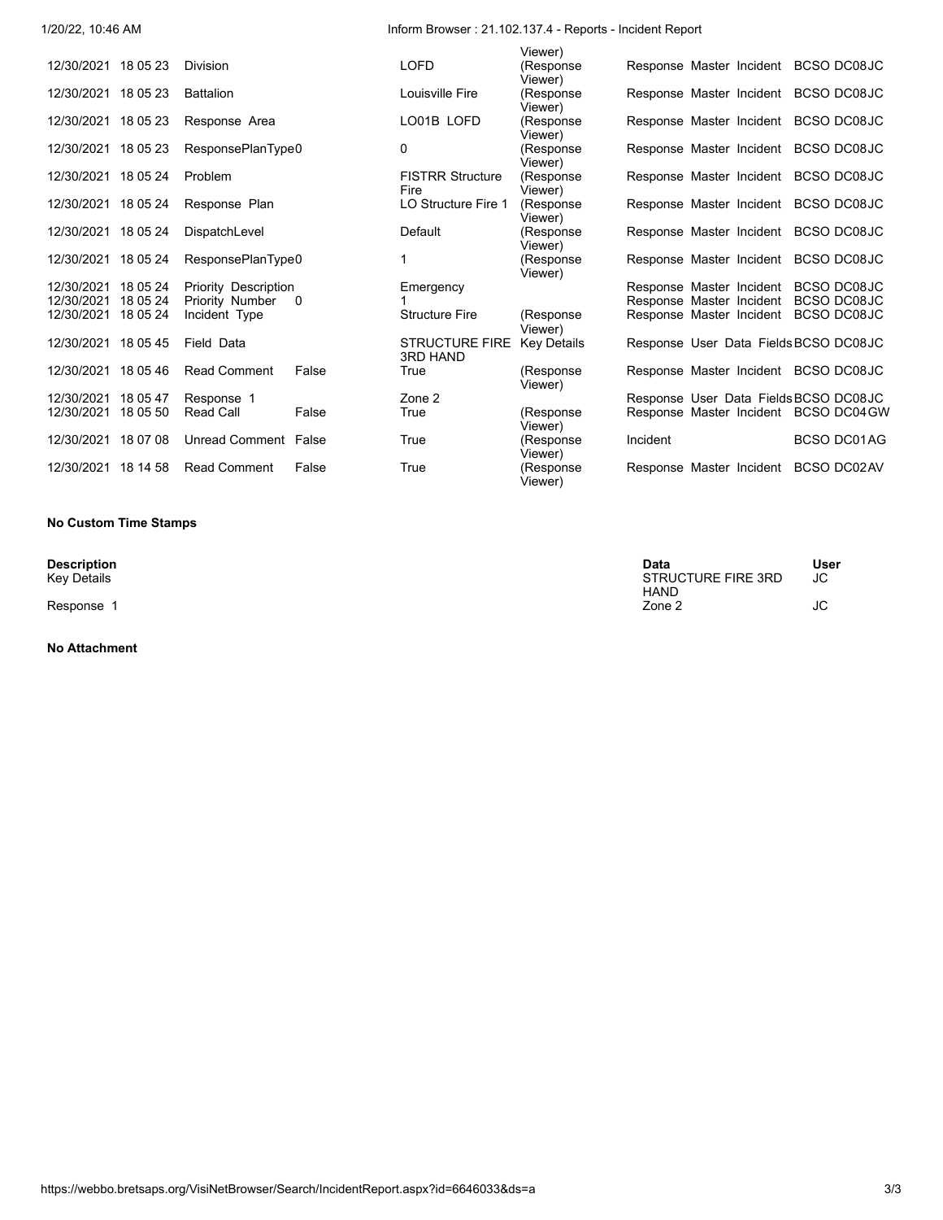| | | | | | | | |
|---|---|---|---|---|---|---|---|
| | | | | | Viewer) | | |
| 12/30/2021 | 18 05 23 | Division | | LOFD | (Response Viewer) | Response Master Incident | BCSO DC08JC |
| 12/30/2021 | 18 05 23 | Battalion | | Louisville Fire | (Response Viewer) | Response Master Incident | BCSO DC08JC |
| 12/30/2021 | 18 05 23 | Response Area | | LO01B LOFD | (Response Viewer) | Response Master Incident | BCSO DC08JC |
| 12/30/2021 | 18 05 23 | ResponsePlanType0 | | 0 | (Response Viewer) | Response Master Incident | BCSO DC08JC |
| 12/30/2021 | 18 05 24 | Problem | | FISTRR Structure Fire | (Response Viewer) | Response Master Incident | BCSO DC08JC |
| 12/30/2021 | 18 05 24 | Response Plan | | LO Structure Fire 1 | (Response Viewer) | Response Master Incident | BCSO DC08JC |
| 12/30/2021 | 18 05 24 | DispatchLevel | | Default | (Response Viewer) | Response Master Incident | BCSO DC08JC |
| 12/30/2021 | 18 05 24 | ResponsePlanType0 | | 1 | (Response Viewer) | Response Master Incident | BCSO DC08JC |
| 12/30/2021 | 18 05 24 | Priority Description | | Emergency | | Response Master Incident | BCSO DC08JC |
| 12/30/2021 | 18 05 24 | Priority Number | 0 | 1 | | Response Master Incident | BCSO DC08JC |
| 12/30/2021 | 18 05 24 | Incident Type | | Structure Fire | (Response Viewer) | Response Master Incident | BCSO DC08JC |
| 12/30/2021 | 18 05 45 | Field Data | | STRUCTURE FIRE 3RD HAND | Key Details | Response User Data Fields | BCSO DC08JC |
| 12/30/2021 | 18 05 46 | Read Comment | False | True | (Response Viewer) | Response Master Incident | BCSO DC08JC |
| 12/30/2021 | 18 05 47 | Response 1 | | Zone 2 | | Response User Data Fields | BCSO DC08JC |
| 12/30/2021 | 18 05 50 | Read Call | False | True | (Response Viewer) | Response Master Incident | BCSO DC04GW |
| 12/30/2021 | 18 07 08 | Unread Comment | False | True | (Response Viewer) | Incident | BCSO DC01AG |
| 12/30/2021 | 18 14 58 | Read Comment | False | True | (Response Viewer) | Response Master Incident | BCSO DC02AV |

**No Custom Time Stamps**

| **Description** | **Data** | **User** |
|---|---|---|
| Key Details | STRUCTURE FIRE 3RD HAND | JC |
| Response 1 | Zone 2 | JC |

**No Attachment**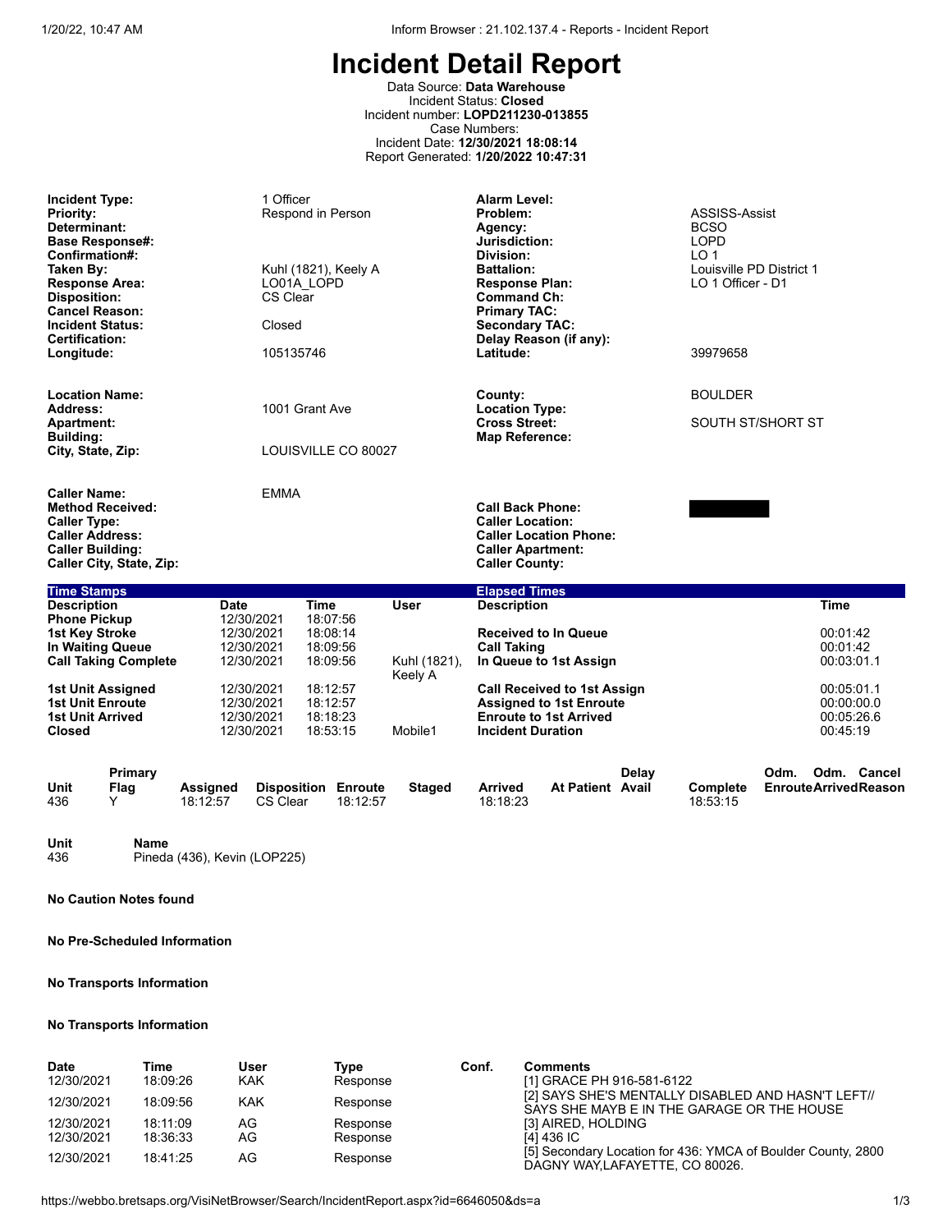# Incident Detail Report

Data Source: **Data Warehouse**
Incident Status: **Closed**
Incident number: **LOPD211230-013855**
Case Numbers:
Incident Date: **12/30/2021 18:08:14**
Report Generated: **1/20/2022 10:47:31**

| | | | |
|---|---|---|---|
| **Incident Type:** | 1 Officer | **Alarm Level:** | |
| **Priority:** | Respond in Person | **Problem:** | ASSISS-Assist |
| **Determinant:** | | **Agency:** | BCSO |
| **Base Response#:** | | **Jurisdiction:** | LOPD |
| **Confirmation#:** | | **Division:** | LO 1 |
| **Taken By:** | Kuhl (1821), Keely A | **Battalion:** | Louisville PD District 1 |
| **Response Area:** | LO01A_LOPD | **Response Plan:** | LO 1 Officer - D1 |
| **Disposition:** | CS Clear | **Command Ch:** | |
| **Cancel Reason:** | | **Primary TAC:** | |
| **Incident Status:** | Closed | **Secondary TAC:** | |
| **Certification:** | | **Delay Reason (if any):** | |
| **Longitude:** | 105135746 | **Latitude:** | 39979658 |

| | | | |
|---|---|---|---|
| **Location Name:** | | **County:** | BOULDER |
| **Address:** | 1001 Grant Ave | **Location Type:** | |
| **Apartment:** | | **Cross Street:** | SOUTH ST/SHORT ST |
| **Building:** | | **Map Reference:** | |
| **City, State, Zip:** | LOUISVILLE CO 80027 | | |

| | | | |
|---|---|---|---|
| **Caller Name:** | EMMA | | |
| **Method Received:** | | **Call Back Phone:** | [REDACTED] |
| **Caller Type:** | | **Caller Location:** | |
| **Caller Address:** | | **Caller Location Phone:** | |
| **Caller Building:** | | **Caller Apartment:** | |
| **Caller City, State, Zip:** | | **Caller County:** | |

**Time Stamps**

| Description | Date | Time | User |
|---|---|---|---|
| Phone Pickup | 12/30/2021 | 18:07:56 | |
| 1st Key Stroke | 12/30/2021 | 18:08:14 | |
| In Waiting Queue | 12/30/2021 | 18:09:56 | |
| Call Taking Complete | 12/30/2021 | 18:09:56 | Kuhl (1821), Keely A |
| 1st Unit Assigned | 12/30/2021 | 18:12:57 | |
| 1st Unit Enroute | 12/30/2021 | 18:12:57 | |
| 1st Unit Arrived | 12/30/2021 | 18:18:23 | |
| Closed | 12/30/2021 | 18:53:15 | Mobile1 |

**Elapsed Times**

| Description | Time |
|---|---|
| Received to In Queue | 00:01:42 |
| Call Taking | 00:01:42 |
| In Queue to 1st Assign | 00:03:01.1 |
| Call Received to 1st Assign | 00:05:01.1 |
| Assigned to 1st Enroute | 00:00:00.0 |
| Enroute to 1st Arrived | 00:05:26.6 |
| Incident Duration | 00:45:19 |

| Unit | Primary Flag | Assigned | Disposition | Enroute | Staged | Arrived | At Patient | Delay Avail | Complete | Odm. Enroute | Odm. Arrived | Cancel Reason |
|---|---|---|---|---|---|---|---|---|---|---|---|---|
| 436 | Y | 18:12:57 | CS Clear | 18:12:57 | | 18:18:23 | | | 18:53:15 | | | |

| Unit | Name |
|---|---|
| 436 | Pineda (436), Kevin (LOP225) |

**No Caution Notes found**

**No Pre-Scheduled Information**

**No Transports Information**

**No Transports Information**

| Date | Time | User | Type | Conf. | Comments |
|---|---|---|---|---|---|
| 12/30/2021 | 18:09:26 | KAK | Response | | [1] GRACE PH 916-581-6122 |
| 12/30/2021 | 18:09:56 | KAK | Response | | [2] SAYS SHE'S MENTALLY DISABLED AND HASN'T LEFT// SAYS SHE MAYB E IN THE GARAGE OR THE HOUSE |
| 12/30/2021 | 18:11:09 | AG | Response | | [3] AIRED, HOLDING |
| 12/30/2021 | 18:36:33 | AG | Response | | [4] 436 IC |
| 12/30/2021 | 18:41:25 | AG | Response | | [5] Secondary Location for 436: YMCA of Boulder County, 2800 DAGNY WAY,LAFAYETTE, CO 80026. |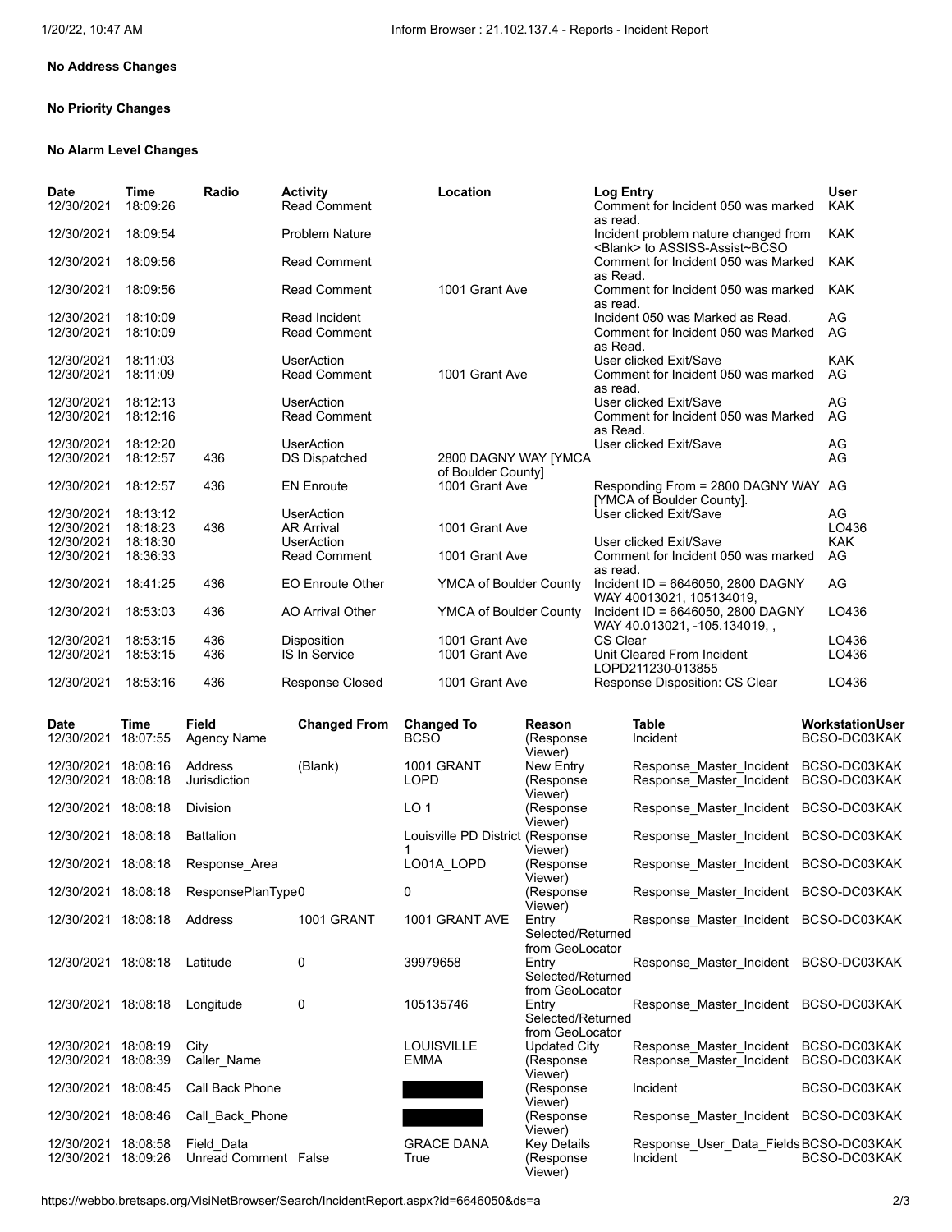**No Address Changes**

**No Priority Changes**

**No Alarm Level Changes**

| Date | Time | Radio | Activity | Location | Log Entry | User |
|---|---|---|---|---|---|---|
| 12/30/2021 | 18:09:26 | | Read Comment | | Comment for Incident 050 was marked as read. | KAK |
| 12/30/2021 | 18:09:54 | | Problem Nature | | Incident problem nature changed from <Blank> to ASSISS-Assist~BCSO | KAK |
| 12/30/2021 | 18:09:56 | | Read Comment | | Comment for Incident 050 was Marked as Read. | KAK |
| 12/30/2021 | 18:09:56 | | Read Comment | 1001 Grant Ave | Comment for Incident 050 was marked as read. | KAK |
| 12/30/2021 | 18:10:09 | | Read Incident | | Incident 050 was Marked as Read. | AG |
| 12/30/2021 | 18:10:09 | | Read Comment | | Comment for Incident 050 was Marked as Read. | AG |
| 12/30/2021 | 18:11:03 | | UserAction | | User clicked Exit/Save | KAK |
| 12/30/2021 | 18:11:09 | | Read Comment | 1001 Grant Ave | Comment for Incident 050 was marked as read. | AG |
| 12/30/2021 | 18:12:13 | | UserAction | | User clicked Exit/Save | AG |
| 12/30/2021 | 18:12:16 | | Read Comment | | Comment for Incident 050 was Marked as Read. | AG |
| 12/30/2021 | 18:12:20 | | UserAction | | User clicked Exit/Save | AG |
| 12/30/2021 | 18:12:57 | 436 | DS Dispatched | 2800 DAGNY WAY [YMCA of Boulder County] | | AG |
| 12/30/2021 | 18:12:57 | 436 | EN Enroute | 1001 Grant Ave | Responding From = 2800 DAGNY WAY [YMCA of Boulder County]. | AG |
| 12/30/2021 | 18:13:12 | | UserAction | | User clicked Exit/Save | AG |
| 12/30/2021 | 18:18:23 | 436 | AR Arrival | 1001 Grant Ave | | LO436 |
| 12/30/2021 | 18:18:30 | | UserAction | | User clicked Exit/Save | KAK |
| 12/30/2021 | 18:36:33 | | Read Comment | 1001 Grant Ave | Comment for Incident 050 was marked as read. | AG |
| 12/30/2021 | 18:41:25 | 436 | EO Enroute Other | YMCA of Boulder County | Incident ID = 6646050, 2800 DAGNY WAY 40013021, 105134019, | AG |
| 12/30/2021 | 18:53:03 | 436 | AO Arrival Other | YMCA of Boulder County | Incident ID = 6646050, 2800 DAGNY WAY 40.013021, -105.134019, , | LO436 |
| 12/30/2021 | 18:53:15 | 436 | Disposition | 1001 Grant Ave | CS Clear | LO436 |
| 12/30/2021 | 18:53:15 | 436 | IS In Service | 1001 Grant Ave | Unit Cleared From Incident LOPD211230-013855 | LO436 |
| 12/30/2021 | 18:53:16 | 436 | Response Closed | 1001 Grant Ave | Response Disposition: CS Clear | LO436 |

| Date | Time | Field | Changed From | Changed To | Reason | Table | WorkstationUser |
|---|---|---|---|---|---|---|---|
| 12/30/2021 | 18:07:55 | Agency Name | | BCSO | (Response Viewer) | Incident | BCSO-DC03KAK |
| 12/30/2021 | 18:08:16 | Address | (Blank) | 1001 GRANT | New Entry | Response_Master_Incident | BCSO-DC03KAK |
| 12/30/2021 | 18:08:18 | Jurisdiction | | LOPD | (Response Viewer) | Response_Master_Incident | BCSO-DC03KAK |
| 12/30/2021 | 18:08:18 | Division | | LO 1 | (Response Viewer) | Response_Master_Incident | BCSO-DC03KAK |
| 12/30/2021 | 18:08:18 | Battalion | | Louisville PD District 1 | (Response Viewer) | Response_Master_Incident | BCSO-DC03KAK |
| 12/30/2021 | 18:08:18 | Response_Area | | LO01A_LOPD | (Response Viewer) | Response_Master_Incident | BCSO-DC03KAK |
| 12/30/2021 | 18:08:18 | ResponsePlanType | 0 | 0 | (Response Viewer) | Response_Master_Incident | BCSO-DC03KAK |
| 12/30/2021 | 18:08:18 | Address | 1001 GRANT | 1001 GRANT AVE | Entry Selected/Returned from GeoLocator | Response_Master_Incident | BCSO-DC03KAK |
| 12/30/2021 | 18:08:18 | Latitude | 0 | 39979658 | Entry Selected/Returned from GeoLocator | Response_Master_Incident | BCSO-DC03KAK |
| 12/30/2021 | 18:08:18 | Longitude | 0 | 105135746 | Entry Selected/Returned from GeoLocator | Response_Master_Incident | BCSO-DC03KAK |
| 12/30/2021 | 18:08:19 | City | | LOUISVILLE | Updated City | Response_Master_Incident | BCSO-DC03KAK |
| 12/30/2021 | 18:08:39 | Caller_Name | | EMMA | (Response Viewer) | Response_Master_Incident | BCSO-DC03KAK |
| 12/30/2021 | 18:08:45 | Call Back Phone | | [REDACTED] | (Response Viewer) | Incident | BCSO-DC03KAK |
| 12/30/2021 | 18:08:46 | Call_Back_Phone | | [REDACTED] | (Response Viewer) | Response_Master_Incident | BCSO-DC03KAK |
| 12/30/2021 | 18:08:58 | Field_Data | | GRACE DANA | Key Details | Response_User_Data_Fields | BCSO-DC03KAK |
| 12/30/2021 | 18:09:26 | Unread Comment | False | True | (Response Viewer) | Incident | BCSO-DC03KAK |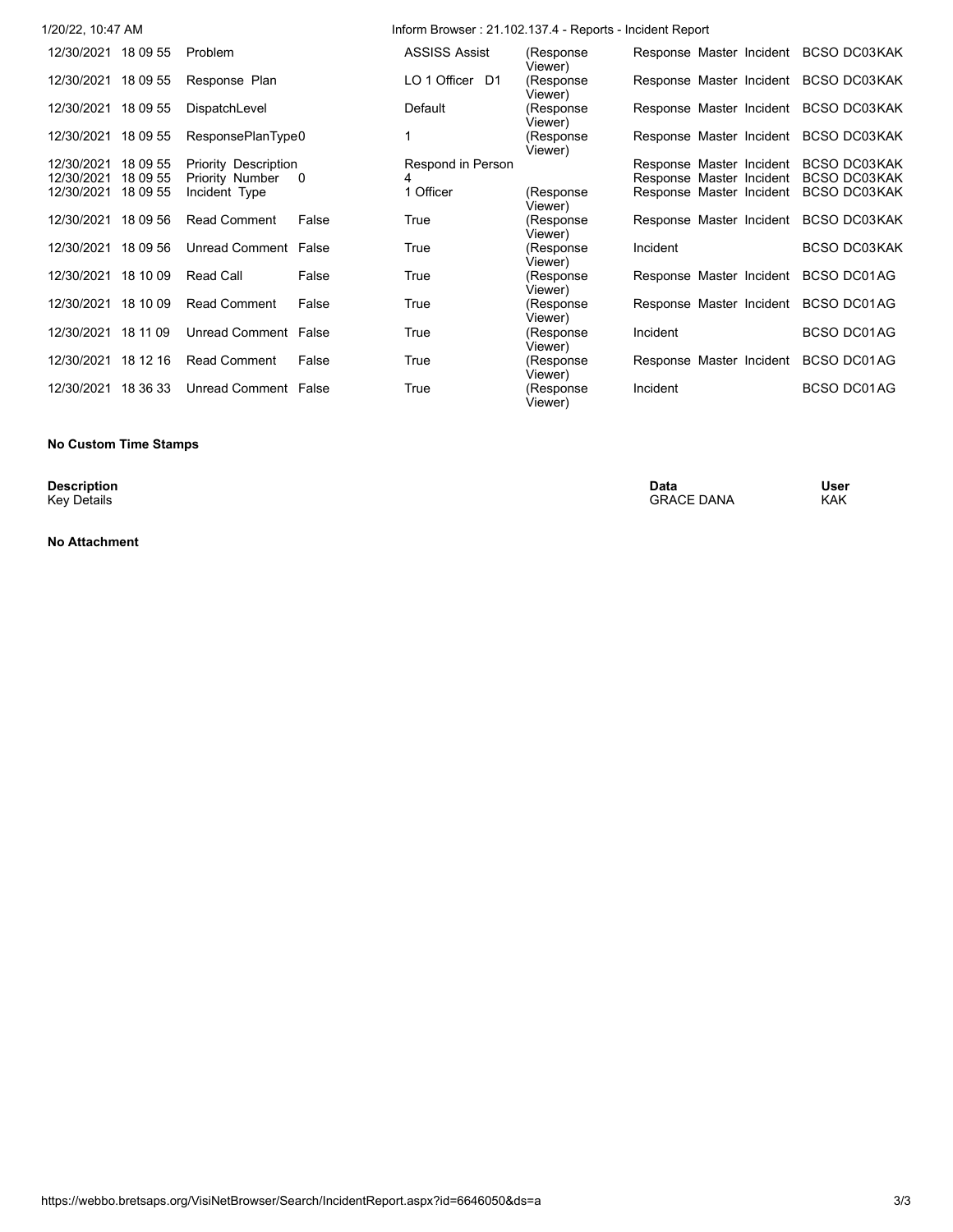| | | | | | | | |
|---|---|---|---|---|---|---|---|
| 12/30/2021 | 18 09 55 | Problem | | ASSISS Assist | (Response Viewer) | Response Master Incident | BCSO DC03KAK |
| 12/30/2021 | 18 09 55 | Response Plan | | LO 1 Officer D1 | (Response Viewer) | Response Master Incident | BCSO DC03KAK |
| 12/30/2021 | 18 09 55 | DispatchLevel | | Default | (Response Viewer) | Response Master Incident | BCSO DC03KAK |
| 12/30/2021 | 18 09 55 | ResponsePlanType | 0 | 1 | (Response Viewer) | Response Master Incident | BCSO DC03KAK |
| 12/30/2021 | 18 09 55 | Priority Description | | Respond in Person | | Response Master Incident | BCSO DC03KAK |
| 12/30/2021 | 18 09 55 | Priority Number | 0 | 4 | | Response Master Incident | BCSO DC03KAK |
| 12/30/2021 | 18 09 55 | Incident Type | | 1 Officer | (Response Viewer) | Response Master Incident | BCSO DC03KAK |
| 12/30/2021 | 18 09 56 | Read Comment | False | True | (Response Viewer) | Response Master Incident | BCSO DC03KAK |
| 12/30/2021 | 18 09 56 | Unread Comment | False | True | (Response Viewer) | Incident | BCSO DC03KAK |
| 12/30/2021 | 18 10 09 | Read Call | False | True | (Response Viewer) | Response Master Incident | BCSO DC01AG |
| 12/30/2021 | 18 10 09 | Read Comment | False | True | (Response Viewer) | Response Master Incident | BCSO DC01AG |
| 12/30/2021 | 18 11 09 | Unread Comment | False | True | (Response Viewer) | Incident | BCSO DC01AG |
| 12/30/2021 | 18 12 16 | Read Comment | False | True | (Response Viewer) | Response Master Incident | BCSO DC01AG |
| 12/30/2021 | 18 36 33 | Unread Comment | False | True | (Response Viewer) | Incident | BCSO DC01AG |

**No Custom Time Stamps**

| **Description** | **Data** | **User** |
|---|---|---|
| Key Details | GRACE DANA | KAK |

**No Attachment**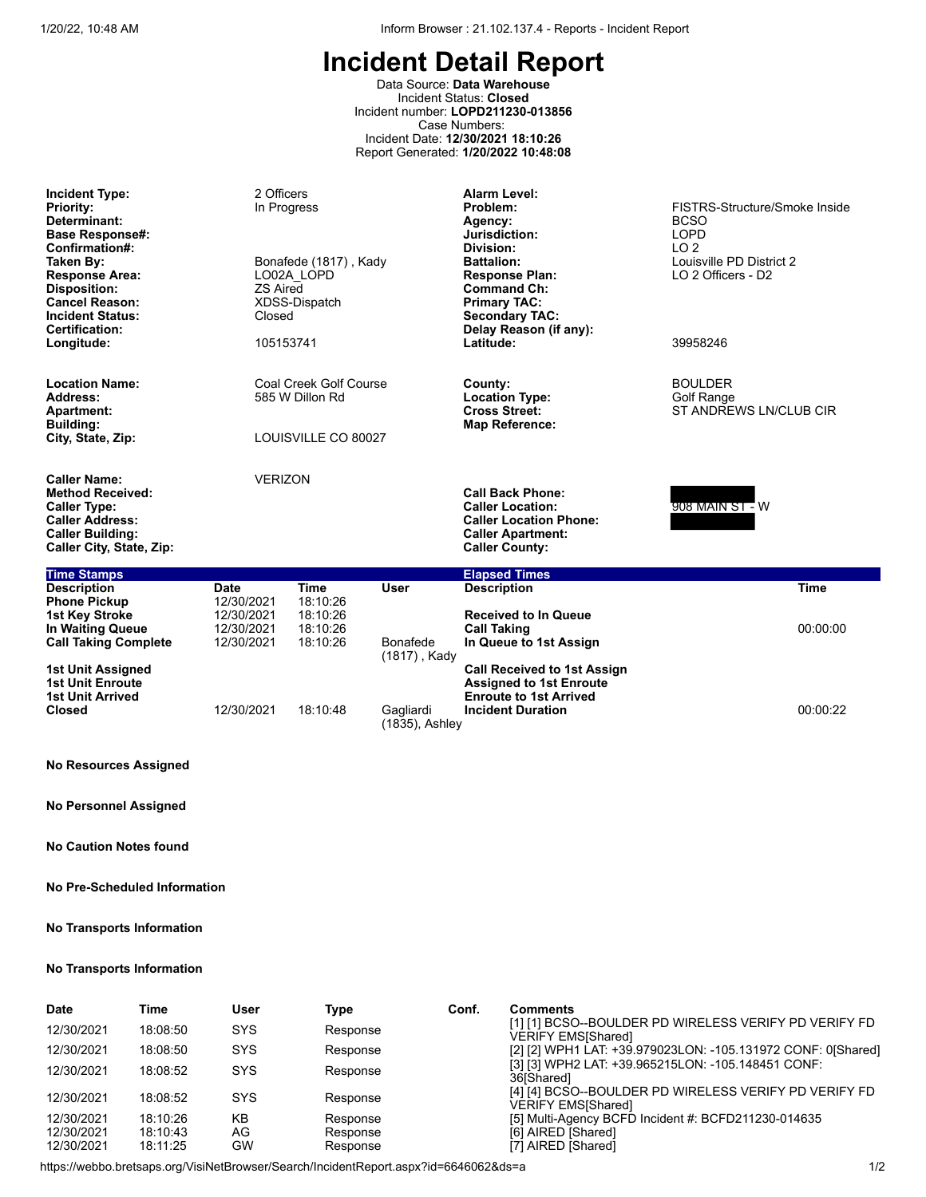# Incident Detail Report

Data Source: **Data Warehouse**
Incident Status: **Closed**
Incident number: **LOPD211230-013856**
Case Numbers:
Incident Date: **12/30/2021 18:10:26**
Report Generated: **1/20/2022 10:48:08**

| | | | |
|---|---|---|---|
| **Incident Type:** | 2 Officers | **Alarm Level:** | |
| **Priority:** | In Progress | **Problem:** | FISTRS-Structure/Smoke Inside |
| **Determinant:** | | **Agency:** | BCSO |
| **Base Response#:** | | **Jurisdiction:** | LOPD |
| **Confirmation#:** | | **Division:** | LO 2 |
| **Taken By:** | Bonafede (1817) , Kady | **Battalion:** | Louisville PD District 2 |
| **Response Area:** | LO02A_LOPD | **Response Plan:** | LO 2 Officers - D2 |
| **Disposition:** | ZS Aired | **Command Ch:** | |
| **Cancel Reason:** | XDSS-Dispatch | **Primary TAC:** | |
| **Incident Status:** | Closed | **Secondary TAC:** | |
| **Certification:** | | **Delay Reason (if any):** | |
| **Longitude:** | 105153741 | **Latitude:** | 39958246 |

| | | | |
|---|---|---|---|
| **Location Name:** | Coal Creek Golf Course | **County:** | BOULDER |
| **Address:** | 585 W Dillon Rd | **Location Type:** | Golf Range |
| **Apartment:** | | **Cross Street:** | ST ANDREWS LN/CLUB CIR |
| **Building:** | | **Map Reference:** | |
| **City, State, Zip:** | LOUISVILLE CO 80027 | | |

| | | | |
|---|---|---|---|
| **Caller Name:** | VERIZON | | |
| **Method Received:** | | **Call Back Phone:** | [REDACTED] |
| **Caller Type:** | | **Caller Location:** | 908 MAIN ST - W |
| **Caller Address:** | | **Caller Location Phone:** | [REDACTED] |
| **Caller Building:** | | **Caller Apartment:** | |
| **Caller City, State, Zip:** | | **Caller County:** | |

| **Time Stamps** | | | | **Elapsed Times** | |
|---|---|---|---|---|---|
| **Description** | **Date** | **Time** | **User** | **Description** | **Time** |
| **Phone Pickup** | 12/30/2021 | 18:10:26 | | | |
| **1st Key Stroke** | 12/30/2021 | 18:10:26 | | **Received to In Queue** | |
| **In Waiting Queue** | 12/30/2021 | 18:10:26 | | **Call Taking** | 00:00:00 |
| **Call Taking Complete** | 12/30/2021 | 18:10:26 | Bonafede (1817) , Kady | **In Queue to 1st Assign** | |
| **1st Unit Assigned** | | | | **Call Received to 1st Assign** | |
| **1st Unit Enroute** | | | | **Assigned to 1st Enroute** | |
| **1st Unit Arrived** | | | | **Enroute to 1st Arrived** | |
| **Closed** | 12/30/2021 | 18:10:48 | Gagliardi (1835), Ashley | **Incident Duration** | 00:00:22 |

**No Resources Assigned**

**No Personnel Assigned**

**No Caution Notes found**

**No Pre-Scheduled Information**

**No Transports Information**

**No Transports Information**

| Date | Time | User | Type | Conf. | Comments |
|---|---|---|---|---|---|
| 12/30/2021 | 18:08:50 | SYS | Response | | [1] [1] BCSO--BOULDER PD WIRELESS VERIFY PD VERIFY FD VERIFY EMS[Shared] |
| 12/30/2021 | 18:08:50 | SYS | Response | | [2] [2] WPH1 LAT: +39.979023LON: -105.131972 CONF: 0[Shared] |
| 12/30/2021 | 18:08:52 | SYS | Response | | [3] [3] WPH2 LAT: +39.965215LON: -105.148451 CONF: 36[Shared] |
| 12/30/2021 | 18:08:52 | SYS | Response | | [4] [4] BCSO--BOULDER PD WIRELESS VERIFY PD VERIFY FD VERIFY EMS[Shared] |
| 12/30/2021 | 18:10:26 | KB | Response | | [5] Multi-Agency BCFD Incident #: BCFD211230-014635 |
| 12/30/2021 | 18:10:43 | AG | Response | | [6] AIRED [Shared] |
| 12/30/2021 | 18:11:25 | GW | Response | | [7] AIRED [Shared] |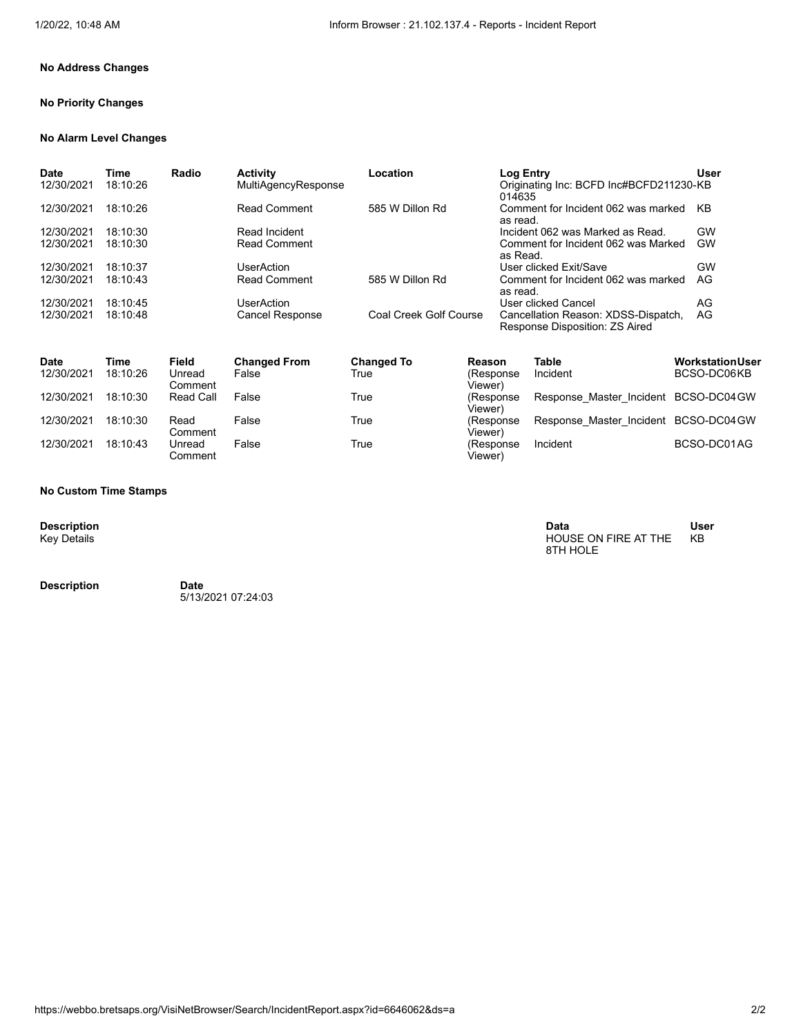**No Address Changes**

**No Priority Changes**

**No Alarm Level Changes**

| Date | Time | Radio | Activity | Location | Log Entry | User |
|---|---|---|---|---|---|---|
| 12/30/2021 | 18:10:26 | | MultiAgencyResponse | | Originating Inc: BCFD Inc#BCFD211230-014635 | KB |
| 12/30/2021 | 18:10:26 | | Read Comment | 585 W Dillon Rd | Comment for Incident 062 was marked as read. | KB |
| 12/30/2021 | 18:10:30 | | Read Incident | | Incident 062 was Marked as Read. | GW |
| 12/30/2021 | 18:10:30 | | Read Comment | | Comment for Incident 062 was Marked as Read. | GW |
| 12/30/2021 | 18:10:37 | | UserAction | | User clicked Exit/Save | GW |
| 12/30/2021 | 18:10:43 | | Read Comment | 585 W Dillon Rd | Comment for Incident 062 was marked as read. | AG |
| 12/30/2021 | 18:10:45 | | UserAction | | User clicked Cancel | AG |
| 12/30/2021 | 18:10:48 | | Cancel Response | Coal Creek Golf Course | Cancellation Reason: XDSS-Dispatch, Response Disposition: ZS Aired | AG |

| Date | Time | Field | Changed From | Changed To | Reason | Table | Workstation | User |
|---|---|---|---|---|---|---|---|---|
| 12/30/2021 | 18:10:26 | Unread Comment | False | True | (Response Viewer) | Incident | BCSO-DC06 | KB |
| 12/30/2021 | 18:10:30 | Read Call | False | True | (Response Viewer) | Response_Master_Incident | BCSO-DC04 | GW |
| 12/30/2021 | 18:10:30 | Read Comment | False | True | (Response Viewer) | Response_Master_Incident | BCSO-DC04 | GW |
| 12/30/2021 | 18:10:43 | Unread Comment | False | True | (Response Viewer) | Incident | BCSO-DC01 | AG |

**No Custom Time Stamps**

| Description | Data | User |
|---|---|---|
| Key Details | HOUSE ON FIRE AT THE 8TH HOLE | KB |

| Description | Date |
|---|---|
| | 5/13/2021 07:24:03 |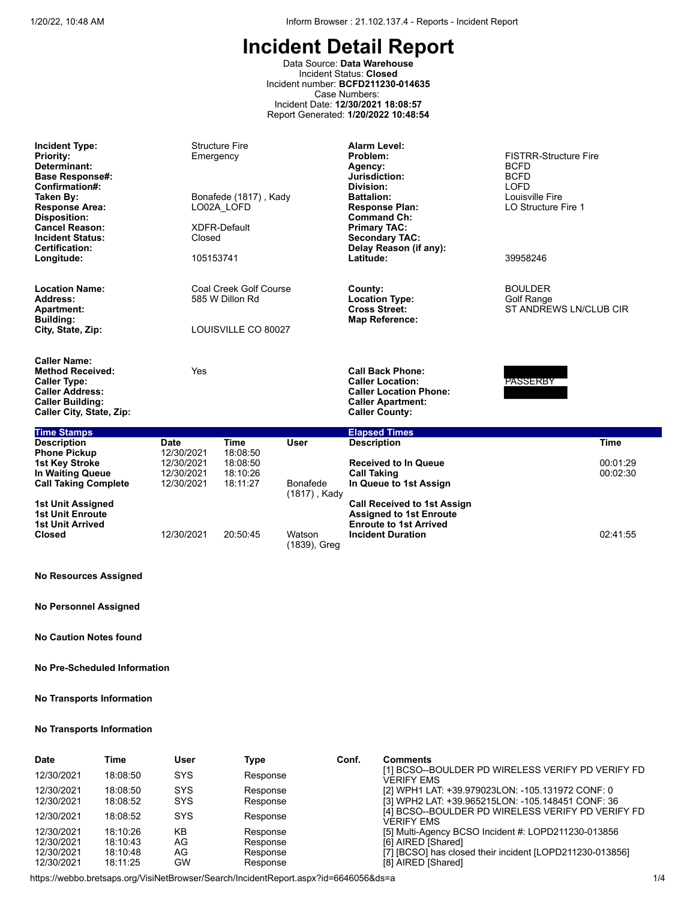# Incident Detail Report

Data Source: **Data Warehouse**
Incident Status: **Closed**
Incident number: **BCFD211230-014635**
Case Numbers:
Incident Date: **12/30/2021 18:08:57**
Report Generated: **1/20/2022 10:48:54**

| | | | |
|---|---|---|---|
| **Incident Type:** | Structure Fire | **Alarm Level:** | |
| **Priority:** | Emergency | **Problem:** | FISTRR-Structure Fire |
| **Determinant:** | | **Agency:** | BCFD |
| **Base Response#:** | | **Jurisdiction:** | BCFD |
| **Confirmation#:** | | **Division:** | LOFD |
| **Taken By:** | Bonafede (1817) , Kady | **Battalion:** | Louisville Fire |
| **Response Area:** | LO02A_LOFD | **Response Plan:** | LO Structure Fire 1 |
| **Disposition:** | | **Command Ch:** | |
| **Cancel Reason:** | XDFR-Default | **Primary TAC:** | |
| **Incident Status:** | Closed | **Secondary TAC:** | |
| **Certification:** | | **Delay Reason (if any):** | |
| **Longitude:** | 105153741 | **Latitude:** | 39958246 |

| | | | |
|---|---|---|---|
| **Location Name:** | Coal Creek Golf Course | **County:** | BOULDER |
| **Address:** | 585 W Dillon Rd | **Location Type:** | Golf Range |
| **Apartment:** | | **Cross Street:** | ST ANDREWS LN/CLUB CIR |
| **Building:** | | **Map Reference:** | |
| **City, State, Zip:** | LOUISVILLE CO 80027 | | |

| | | | |
|---|---|---|---|
| **Caller Name:** | | | |
| **Method Received:** | Yes | **Call Back Phone:** | [REDACTED] |
| **Caller Type:** | | **Caller Location:** | PASSERBY |
| **Caller Address:** | | **Caller Location Phone:** | [REDACTED] |
| **Caller Building:** | | **Caller Apartment:** | |
| **Caller City, State, Zip:** | | **Caller County:** | |

| Time Stamps | | | | Elapsed Times | |
|---|---|---|---|---|---|
| **Description** | **Date** | **Time** | **User** | **Description** | **Time** |
| **Phone Pickup** | 12/30/2021 | 18:08:50 | | | |
| **1st Key Stroke** | 12/30/2021 | 18:08:50 | | **Received to In Queue** | 00:01:29 |
| **In Waiting Queue** | 12/30/2021 | 18:10:26 | | **Call Taking** | 00:02:30 |
| **Call Taking Complete** | 12/30/2021 | 18:11:27 | Bonafede (1817) , Kady | **In Queue to 1st Assign** | |
| **1st Unit Assigned** | | | | **Call Received to 1st Assign** | |
| **1st Unit Enroute** | | | | **Assigned to 1st Enroute** | |
| **1st Unit Arrived** | | | | **Enroute to 1st Arrived** | |
| **Closed** | 12/30/2021 | 20:50:45 | Watson (1839), Greg | **Incident Duration** | 02:41:55 |

**No Resources Assigned**

**No Personnel Assigned**

**No Caution Notes found**

**No Pre-Scheduled Information**

**No Transports Information**

**No Transports Information**

| Date | Time | User | Type | Conf. | Comments |
|---|---|---|---|---|---|
| 12/30/2021 | 18:08:50 | SYS | Response | | [1] BCSO--BOULDER PD WIRELESS VERIFY PD VERIFY FD VERIFY EMS |
| 12/30/2021 | 18:08:50 | SYS | Response | | [2] WPH1 LAT: +39.979023LON: -105.131972 CONF: 0 |
| 12/30/2021 | 18:08:52 | SYS | Response | | [3] WPH2 LAT: +39.965215LON: -105.148451 CONF: 36 |
| 12/30/2021 | 18:08:52 | SYS | Response | | [4] BCSO--BOULDER PD WIRELESS VERIFY PD VERIFY FD VERIFY EMS |
| 12/30/2021 | 18:10:26 | KB | Response | | [5] Multi-Agency BCSO Incident #: LOPD211230-013856 |
| 12/30/2021 | 18:10:43 | AG | Response | | [6] AIRED [Shared] |
| 12/30/2021 | 18:10:48 | AG | Response | | [7] [BCSO] has closed their incident [LOPD211230-013856] |
| 12/30/2021 | 18:11:25 | GW | Response | | [8] AIRED [Shared] |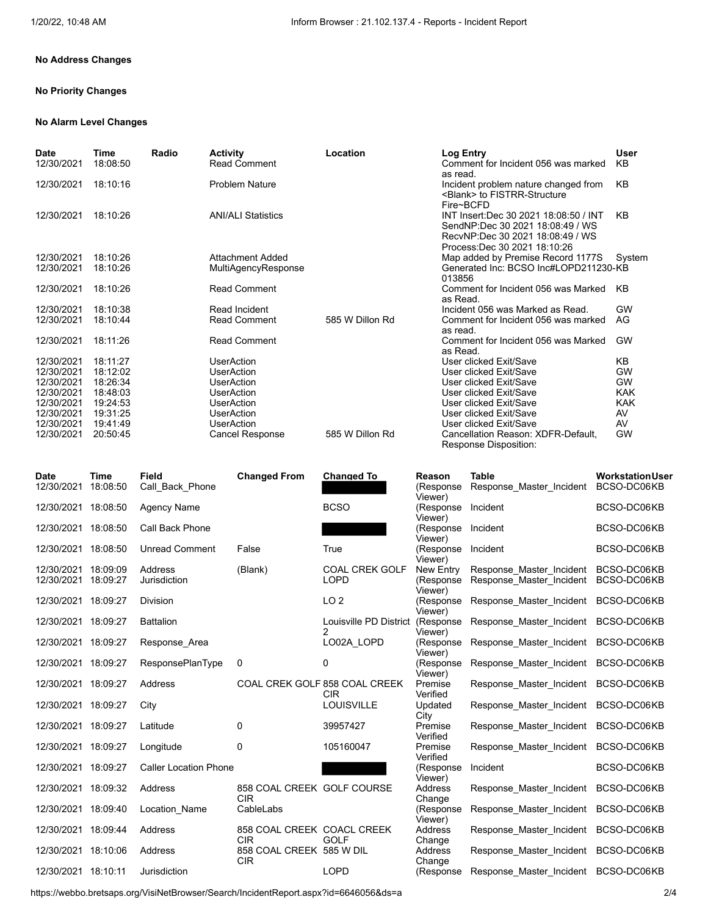**No Address Changes**

**No Priority Changes**

**No Alarm Level Changes**

| Date | Time | Radio | Activity | Location | Log Entry | User |
|---|---|---|---|---|---|---|
| 12/30/2021 | 18:08:50 | | Read Comment | | Comment for Incident 056 was marked as read. | KB |
| 12/30/2021 | 18:10:16 | | Problem Nature | | Incident problem nature changed from <Blank> to FISTRR-Structure Fire~BCFD | KB |
| 12/30/2021 | 18:10:26 | | ANI/ALI Statistics | | INT Insert:Dec 30 2021 18:08:50 / INT SendNP:Dec 30 2021 18:08:49 / WS RecvNP:Dec 30 2021 18:08:49 / WS Process:Dec 30 2021 18:10:26 | KB |
| 12/30/2021 | 18:10:26 | | Attachment Added | | Map added by Premise Record 1177S | System |
| 12/30/2021 | 18:10:26 | | MultiAgencyResponse | | Generated Inc: BCSO Inc#LOPD211230-013856 | KB |
| 12/30/2021 | 18:10:26 | | Read Comment | | Comment for Incident 056 was Marked as Read. | KB |
| 12/30/2021 | 18:10:38 | | Read Incident | | Incident 056 was Marked as Read. | GW |
| 12/30/2021 | 18:10:44 | | Read Comment | 585 W Dillon Rd | Comment for Incident 056 was marked as read. | AG |
| 12/30/2021 | 18:11:26 | | Read Comment | | Comment for Incident 056 was Marked as Read. | GW |
| 12/30/2021 | 18:11:27 | | UserAction | | User clicked Exit/Save | KB |
| 12/30/2021 | 18:12:02 | | UserAction | | User clicked Exit/Save | GW |
| 12/30/2021 | 18:26:34 | | UserAction | | User clicked Exit/Save | GW |
| 12/30/2021 | 18:48:03 | | UserAction | | User clicked Exit/Save | KAK |
| 12/30/2021 | 19:24:53 | | UserAction | | User clicked Exit/Save | KAK |
| 12/30/2021 | 19:31:25 | | UserAction | | User clicked Exit/Save | AV |
| 12/30/2021 | 19:41:49 | | UserAction | | User clicked Exit/Save | AV |
| 12/30/2021 | 20:50:45 | | Cancel Response | 585 W Dillon Rd | Cancellation Reason: XDFR-Default, Response Disposition: | GW |

| Date | Time | Field | Changed From | Changed To | Reason | Table | Workstation | User |
|---|---|---|---|---|---|---|---|---|
| 12/30/2021 | 18:08:50 | Call_Back_Phone | | [REDACTED] | (Response Viewer) | Response_Master_Incident | BCSO-DC06KB | |
| 12/30/2021 | 18:08:50 | Agency Name | | BCSO | (Response Viewer) | Incident | BCSO-DC06KB | |
| 12/30/2021 | 18:08:50 | Call Back Phone | | [REDACTED] | (Response Viewer) | Incident | BCSO-DC06KB | |
| 12/30/2021 | 18:08:50 | Unread Comment | False | True | (Response Viewer) | Incident | BCSO-DC06KB | |
| 12/30/2021 | 18:09:09 | Address | (Blank) | COAL CREK GOLF | New Entry | Response_Master_Incident | BCSO-DC06KB | |
| 12/30/2021 | 18:09:27 | Jurisdiction | | LOPD | (Response Viewer) | Response_Master_Incident | BCSO-DC06KB | |
| 12/30/2021 | 18:09:27 | Division | | LO 2 | (Response Viewer) | Response_Master_Incident | BCSO-DC06KB | |
| 12/30/2021 | 18:09:27 | Battalion | | Louisville PD District 2 | (Response Viewer) | Response_Master_Incident | BCSO-DC06KB | |
| 12/30/2021 | 18:09:27 | Response_Area | | LO02A_LOPD | (Response Viewer) | Response_Master_Incident | BCSO-DC06KB | |
| 12/30/2021 | 18:09:27 | ResponsePlanType | 0 | 0 | (Response Viewer) | Response_Master_Incident | BCSO-DC06KB | |
| 12/30/2021 | 18:09:27 | Address | COAL CREK GOLF | 858 COAL CREEK CIR | Premise Verified | Response_Master_Incident | BCSO-DC06KB | |
| 12/30/2021 | 18:09:27 | City | | LOUISVILLE | Updated City | Response_Master_Incident | BCSO-DC06KB | |
| 12/30/2021 | 18:09:27 | Latitude | 0 | 39957427 | Premise Verified | Response_Master_Incident | BCSO-DC06KB | |
| 12/30/2021 | 18:09:27 | Longitude | 0 | 105160047 | Premise Verified | Response_Master_Incident | BCSO-DC06KB | |
| 12/30/2021 | 18:09:27 | Caller Location Phone | | [REDACTED] | (Response Viewer) | Incident | BCSO-DC06KB | |
| 12/30/2021 | 18:09:32 | Address | 858 COAL CREEK CIR | GOLF COURSE | Address Change | Response_Master_Incident | BCSO-DC06KB | |
| 12/30/2021 | 18:09:40 | Location_Name | CableLabs | | (Response Viewer) | Response_Master_Incident | BCSO-DC06KB | |
| 12/30/2021 | 18:09:44 | Address | 858 COAL CREEK CIR | COACL CREEK GOLF | Address Change | Response_Master_Incident | BCSO-DC06KB | |
| 12/30/2021 | 18:10:06 | Address | 858 COAL CREEK CIR | 585 W DIL | Address Change | Response_Master_Incident | BCSO-DC06KB | |
| 12/30/2021 | 18:10:11 | Jurisdiction | | LOPD | (Response | Response_Master_Incident | BCSO-DC06KB | |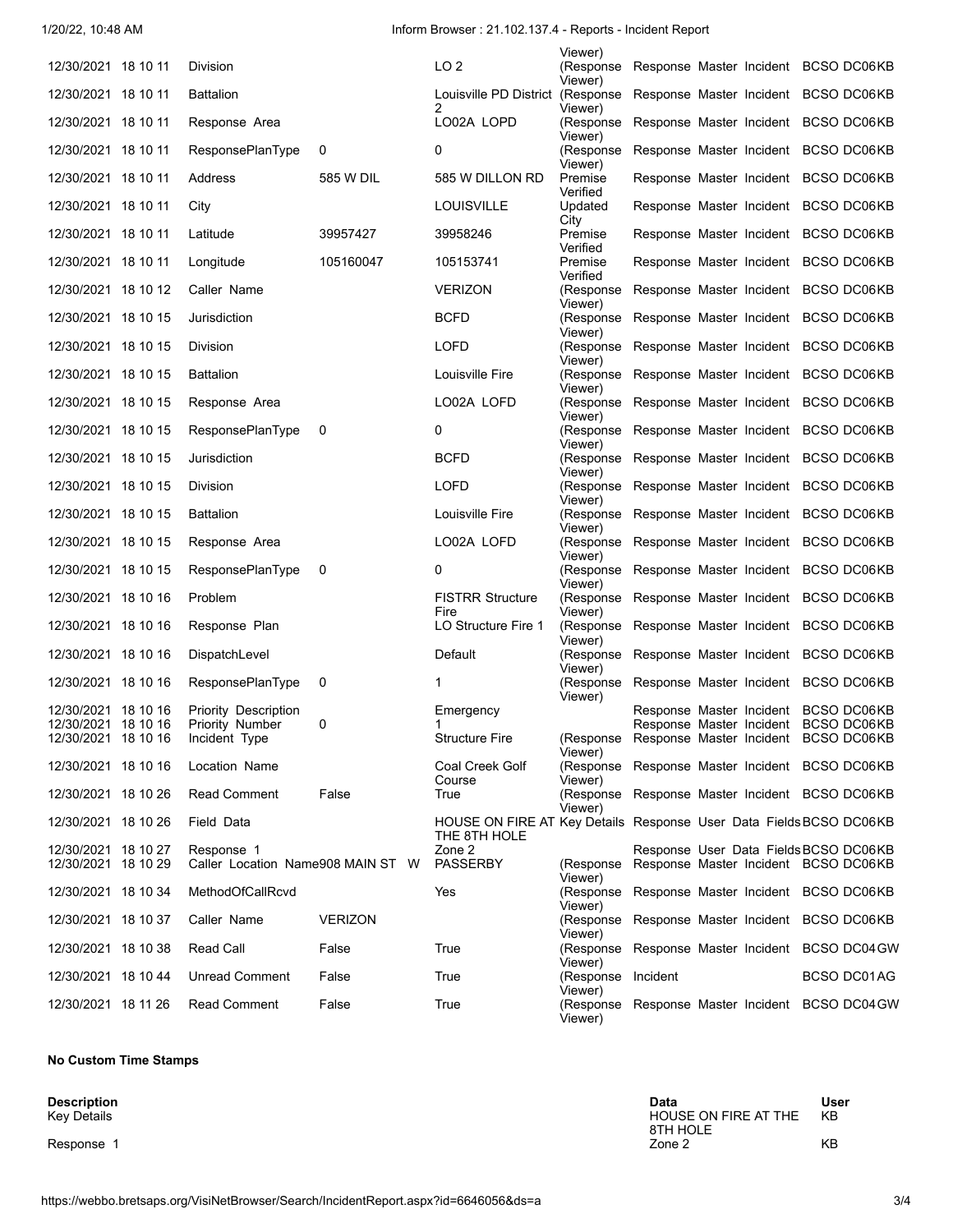| | | | | | | | |
|---|---|---|---|---|---|---|---|
| 12/30/2021 | 18 10 11 | Division | | LO 2 | (Response Viewer) | Response Master Incident | BCSO DC06KB |
| 12/30/2021 | 18 10 11 | Battalion | | Louisville PD District 2 | (Response Viewer) | Response Master Incident | BCSO DC06KB |
| 12/30/2021 | 18 10 11 | Response Area | | LO02A LOPD | (Response Viewer) | Response Master Incident | BCSO DC06KB |
| 12/30/2021 | 18 10 11 | ResponsePlanType | 0 | 0 | (Response Viewer) | Response Master Incident | BCSO DC06KB |
| 12/30/2021 | 18 10 11 | Address | 585 W DIL | 585 W DILLON RD | Premise Verified | Response Master Incident | BCSO DC06KB |
| 12/30/2021 | 18 10 11 | City | | LOUISVILLE | Updated City | Response Master Incident | BCSO DC06KB |
| 12/30/2021 | 18 10 11 | Latitude | 39957427 | 39958246 | Premise Verified | Response Master Incident | BCSO DC06KB |
| 12/30/2021 | 18 10 11 | Longitude | 105160047 | 105153741 | Premise Verified | Response Master Incident | BCSO DC06KB |
| 12/30/2021 | 18 10 12 | Caller Name | | VERIZON | (Response Viewer) | Response Master Incident | BCSO DC06KB |
| 12/30/2021 | 18 10 15 | Jurisdiction | | BCFD | (Response Viewer) | Response Master Incident | BCSO DC06KB |
| 12/30/2021 | 18 10 15 | Division | | LOFD | (Response Viewer) | Response Master Incident | BCSO DC06KB |
| 12/30/2021 | 18 10 15 | Battalion | | Louisville Fire | (Response Viewer) | Response Master Incident | BCSO DC06KB |
| 12/30/2021 | 18 10 15 | Response Area | | LO02A LOFD | (Response Viewer) | Response Master Incident | BCSO DC06KB |
| 12/30/2021 | 18 10 15 | ResponsePlanType | 0 | 0 | (Response Viewer) | Response Master Incident | BCSO DC06KB |
| 12/30/2021 | 18 10 15 | Jurisdiction | | BCFD | (Response Viewer) | Response Master Incident | BCSO DC06KB |
| 12/30/2021 | 18 10 15 | Division | | LOFD | (Response Viewer) | Response Master Incident | BCSO DC06KB |
| 12/30/2021 | 18 10 15 | Battalion | | Louisville Fire | (Response Viewer) | Response Master Incident | BCSO DC06KB |
| 12/30/2021 | 18 10 15 | Response Area | | LO02A LOFD | (Response Viewer) | Response Master Incident | BCSO DC06KB |
| 12/30/2021 | 18 10 15 | ResponsePlanType | 0 | 0 | (Response Viewer) | Response Master Incident | BCSO DC06KB |
| 12/30/2021 | 18 10 16 | Problem | | FISTRR Structure Fire | (Response Viewer) | Response Master Incident | BCSO DC06KB |
| 12/30/2021 | 18 10 16 | Response Plan | | LO Structure Fire 1 | (Response Viewer) | Response Master Incident | BCSO DC06KB |
| 12/30/2021 | 18 10 16 | DispatchLevel | | Default | (Response Viewer) | Response Master Incident | BCSO DC06KB |
| 12/30/2021 | 18 10 16 | ResponsePlanType | 0 | 1 | (Response Viewer) | Response Master Incident | BCSO DC06KB |
| 12/30/2021 | 18 10 16 | Priority Description | | Emergency | | Response Master Incident | BCSO DC06KB |
| 12/30/2021 | 18 10 16 | Priority Number | 0 | 1 | | Response Master Incident | BCSO DC06KB |
| 12/30/2021 | 18 10 16 | Incident Type | | Structure Fire | (Response Viewer) | Response Master Incident | BCSO DC06KB |
| 12/30/2021 | 18 10 16 | Location Name | | Coal Creek Golf Course | (Response Viewer) | Response Master Incident | BCSO DC06KB |
| 12/30/2021 | 18 10 26 | Read Comment | False | True | (Response Viewer) | Response Master Incident | BCSO DC06KB |
| 12/30/2021 | 18 10 26 | Field Data | | HOUSE ON FIRE AT THE 8TH HOLE | Key Details | Response User Data Fields | BCSO DC06KB |
| 12/30/2021 | 18 10 27 | Response 1 | | Zone 2 | | Response User Data Fields | BCSO DC06KB |
| 12/30/2021 | 18 10 29 | Caller Location Name | 908 MAIN ST W | PASSERBY | (Response Viewer) | Response Master Incident | BCSO DC06KB |
| 12/30/2021 | 18 10 34 | MethodOfCallRcvd | | Yes | (Response Viewer) | Response Master Incident | BCSO DC06KB |
| 12/30/2021 | 18 10 37 | Caller Name | VERIZON | | (Response Viewer) | Response Master Incident | BCSO DC06KB |
| 12/30/2021 | 18 10 38 | Read Call | False | True | (Response Viewer) | Response Master Incident | BCSO DC04GW |
| 12/30/2021 | 18 10 44 | Unread Comment | False | True | (Response Viewer) | Incident | BCSO DC01AG |
| 12/30/2021 | 18 11 26 | Read Comment | False | True | (Response Viewer) | Response Master Incident | BCSO DC04GW |

**No Custom Time Stamps**

| Description | Data | User |
|---|---|---|
| Key Details | HOUSE ON FIRE AT THE 8TH HOLE | KB |
| Response 1 | Zone 2 | KB |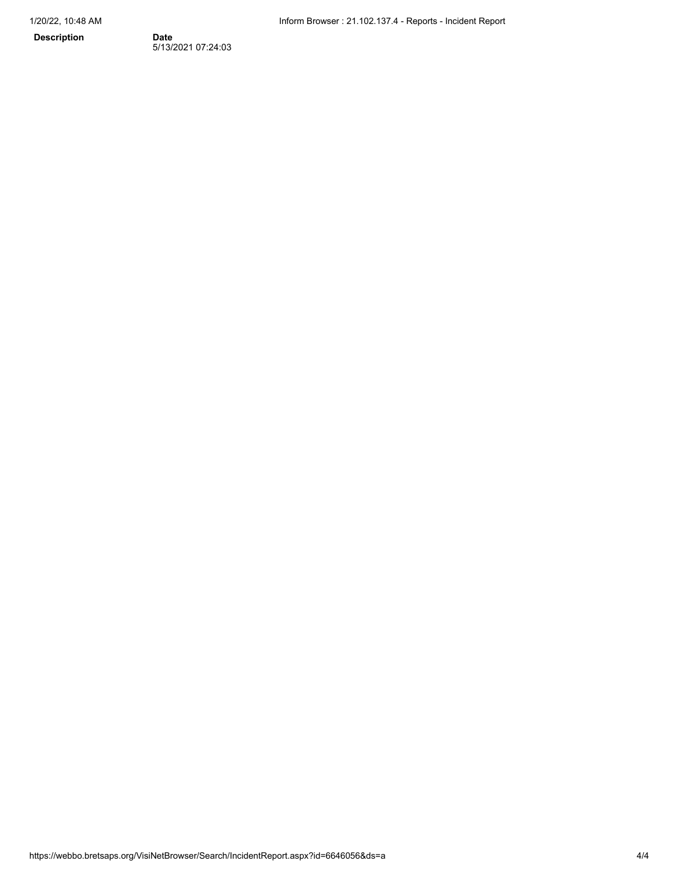| Description | Date |
| --- | --- |
| | 5/13/2021 07:24:03 |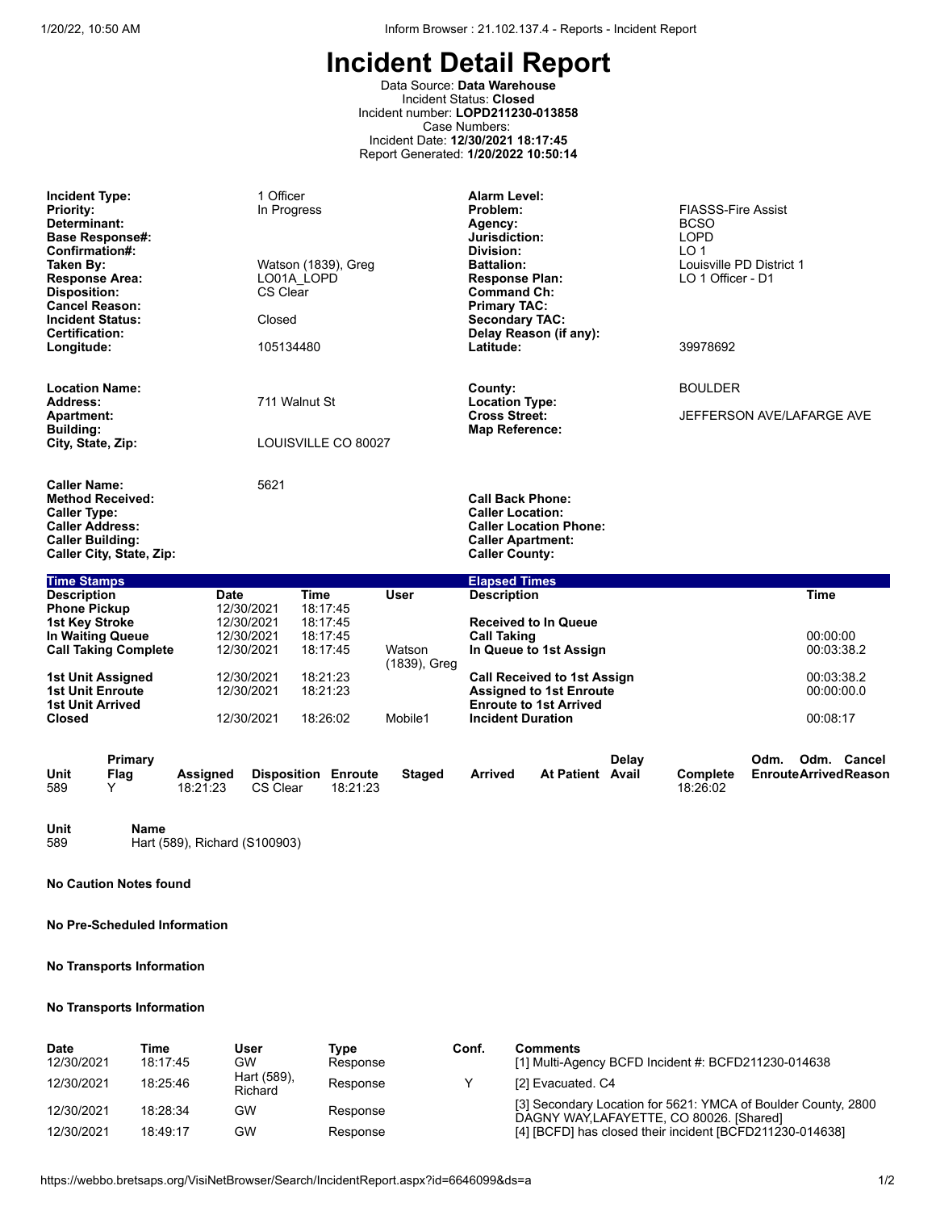# Incident Detail Report

Data Source: **Data Warehouse**
Incident Status: **Closed**
Incident number: **LOPD211230-013858**
Case Numbers:
Incident Date: **12/30/2021 18:17:45**
Report Generated: **1/20/2022 10:50:14**

| | | | |
|---|---|---|---|
| **Incident Type:** | 1 Officer | **Alarm Level:** | |
| **Priority:** | In Progress | **Problem:** | FIASSS-Fire Assist |
| **Determinant:** | | **Agency:** | BCSO |
| **Base Response#:** | | **Jurisdiction:** | LOPD |
| **Confirmation#:** | | **Division:** | LO 1 |
| **Taken By:** | Watson (1839), Greg | **Battalion:** | Louisville PD District 1 |
| **Response Area:** | LO01A_LOPD | **Response Plan:** | LO 1 Officer - D1 |
| **Disposition:** | CS Clear | **Command Ch:** | |
| **Cancel Reason:** | | **Primary TAC:** | |
| **Incident Status:** | Closed | **Secondary TAC:** | |
| **Certification:** | | **Delay Reason (if any):** | |
| **Longitude:** | 105134480 | **Latitude:** | 39978692 |

| | | | |
|---|---|---|---|
| **Location Name:** | | **County:** | BOULDER |
| **Address:** | 711 Walnut St | **Location Type:** | |
| **Apartment:** | | **Cross Street:** | JEFFERSON AVE/LAFARGE AVE |
| **Building:** | | **Map Reference:** | |
| **City, State, Zip:** | LOUISVILLE CO 80027 | | |

| | | | |
|---|---|---|---|
| **Caller Name:** | 5621 | | |
| **Method Received:** | | **Call Back Phone:** | |
| **Caller Type:** | | **Caller Location:** | |
| **Caller Address:** | | **Caller Location Phone:** | |
| **Caller Building:** | | **Caller Apartment:** | |
| **Caller City, State, Zip:** | | **Caller County:** | |

**Time Stamps**

| Description | Date | Time | User |
|---|---|---|---|
| Phone Pickup | 12/30/2021 | 18:17:45 | |
| 1st Key Stroke | 12/30/2021 | 18:17:45 | |
| In Waiting Queue | 12/30/2021 | 18:17:45 | |
| Call Taking Complete | 12/30/2021 | 18:17:45 | Watson (1839), Greg |
| 1st Unit Assigned | 12/30/2021 | 18:21:23 | |
| 1st Unit Enroute | 12/30/2021 | 18:21:23 | |
| 1st Unit Arrived | | | |
| Closed | 12/30/2021 | 18:26:02 | Mobile1 |

**Elapsed Times**

| Description | Time |
|---|---|
| Received to In Queue | |
| Call Taking | 00:00:00 |
| In Queue to 1st Assign | 00:03:38.2 |
| Call Received to 1st Assign | 00:03:38.2 |
| Assigned to 1st Enroute | 00:00:00.0 |
| Enroute to 1st Arrived | |
| Incident Duration | 00:08:17 |

| Unit | Primary Flag | Assigned | Disposition | Enroute | Staged | Arrived | At Patient | Delay Avail | Complete | Odm. Enroute | Odm. Arrived | Cancel Reason |
|---|---|---|---|---|---|---|---|---|---|---|---|---|
| 589 | Y | 18:21:23 | CS Clear | 18:21:23 | | | | | 18:26:02 | | | |

| Unit | Name |
|---|---|
| 589 | Hart (589), Richard (S100903) |

**No Caution Notes found**

**No Pre-Scheduled Information**

**No Transports Information**

**No Transports Information**

| Date | Time | User | Type | Conf. | Comments |
|---|---|---|---|---|---|
| 12/30/2021 | 18:17:45 | GW | Response | | [1] Multi-Agency BCFD Incident #: BCFD211230-014638 |
| 12/30/2021 | 18:25:46 | Hart (589), Richard | Response | Y | [2] Evacuated. C4 |
| 12/30/2021 | 18:28:34 | GW | Response | | [3] Secondary Location for 5621: YMCA of Boulder County, 2800 DAGNY WAY,LAFAYETTE, CO 80026. [Shared] |
| 12/30/2021 | 18:49:17 | GW | Response | | [4] [BCFD] has closed their incident [BCFD211230-014638] |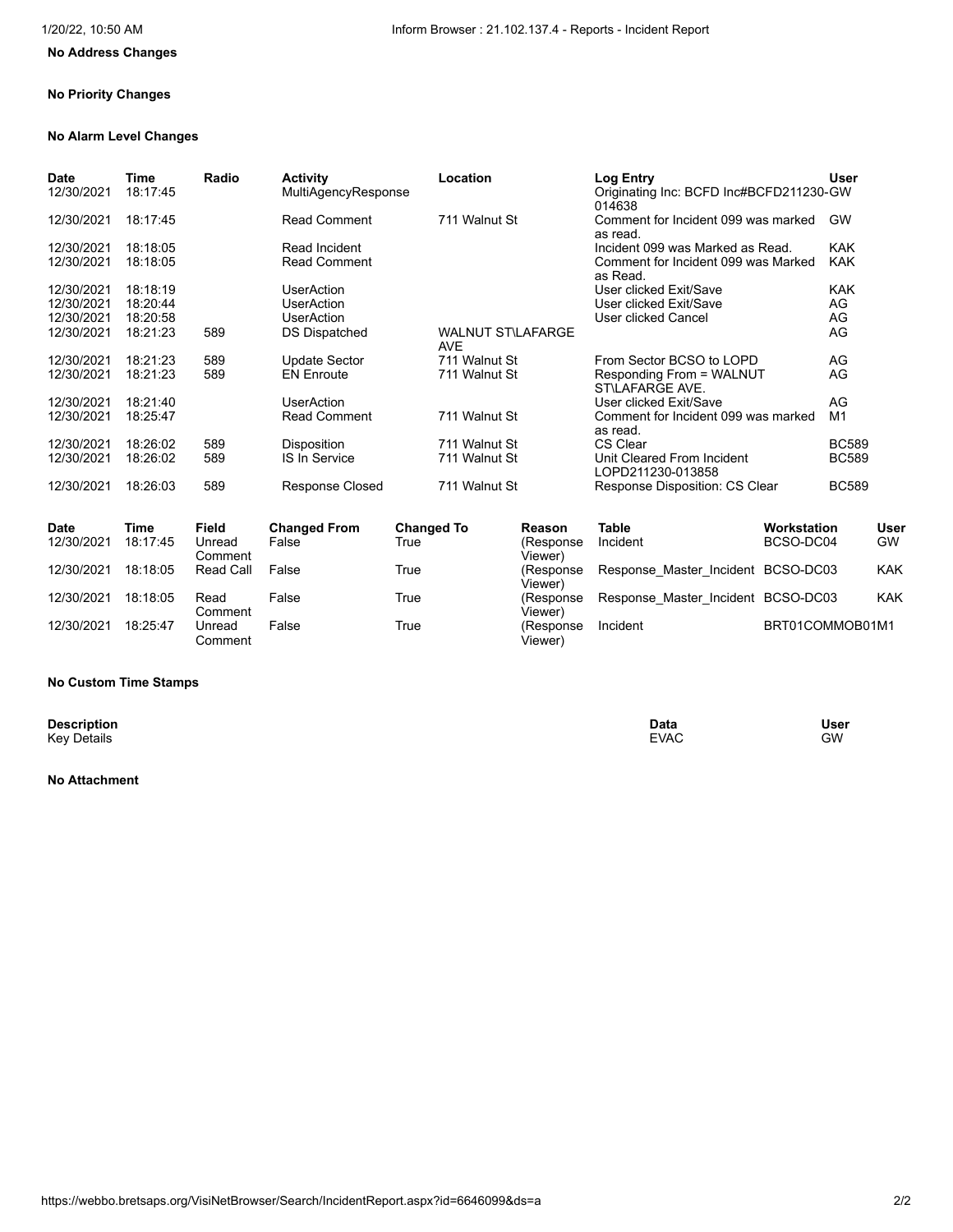**No Address Changes**

**No Priority Changes**

**No Alarm Level Changes**

| Date | Time | Radio | Activity | Location | Log Entry | User |
|---|---|---|---|---|---|---|
| 12/30/2021 | 18:17:45 | | MultiAgencyResponse | | Originating Inc: BCFD Inc#BCFD211230-014638 | GW |
| 12/30/2021 | 18:17:45 | | Read Comment | 711 Walnut St | Comment for Incident 099 was marked as read. | GW |
| 12/30/2021 | 18:18:05 | | Read Incident | | Incident 099 was Marked as Read. | KAK |
| 12/30/2021 | 18:18:05 | | Read Comment | | Comment for Incident 099 was Marked as Read. | KAK |
| 12/30/2021 | 18:18:19 | | UserAction | | User clicked Exit/Save | KAK |
| 12/30/2021 | 18:20:44 | | UserAction | | User clicked Exit/Save | AG |
| 12/30/2021 | 18:20:58 | | UserAction | | User clicked Cancel | AG |
| 12/30/2021 | 18:21:23 | 589 | DS Dispatched | WALNUT ST\LAFARGE AVE | | AG |
| 12/30/2021 | 18:21:23 | 589 | Update Sector | 711 Walnut St | From Sector BCSO to LOPD | AG |
| 12/30/2021 | 18:21:23 | 589 | EN Enroute | 711 Walnut St | Responding From = WALNUT ST\LAFARGE AVE. | AG |
| 12/30/2021 | 18:21:40 | | UserAction | | User clicked Exit/Save | AG |
| 12/30/2021 | 18:25:47 | | Read Comment | 711 Walnut St | Comment for Incident 099 was marked as read. | M1 |
| 12/30/2021 | 18:26:02 | 589 | Disposition | 711 Walnut St | CS Clear | BC589 |
| 12/30/2021 | 18:26:02 | 589 | IS In Service | 711 Walnut St | Unit Cleared From Incident LOPD211230-013858 | BC589 |
| 12/30/2021 | 18:26:03 | 589 | Response Closed | 711 Walnut St | Response Disposition: CS Clear | BC589 |

| Date | Time | Field | Changed From | Changed To | Reason | Table | Workstation | User |
|---|---|---|---|---|---|---|---|---|
| 12/30/2021 | 18:17:45 | Unread Comment | False | True | (Response Viewer) | Incident | BCSO-DC04 | GW |
| 12/30/2021 | 18:18:05 | Read Call | False | True | (Response Viewer) | Response_Master_Incident | BCSO-DC03 | KAK |
| 12/30/2021 | 18:18:05 | Read Comment | False | True | (Response Viewer) | Response_Master_Incident | BCSO-DC03 | KAK |
| 12/30/2021 | 18:25:47 | Unread Comment | False | True | (Response Viewer) | Incident | BRT01COMMOB01 | M1 |

**No Custom Time Stamps**

| Description | Data | User |
|---|---|---|
| Key Details | EVAC | GW |

**No Attachment**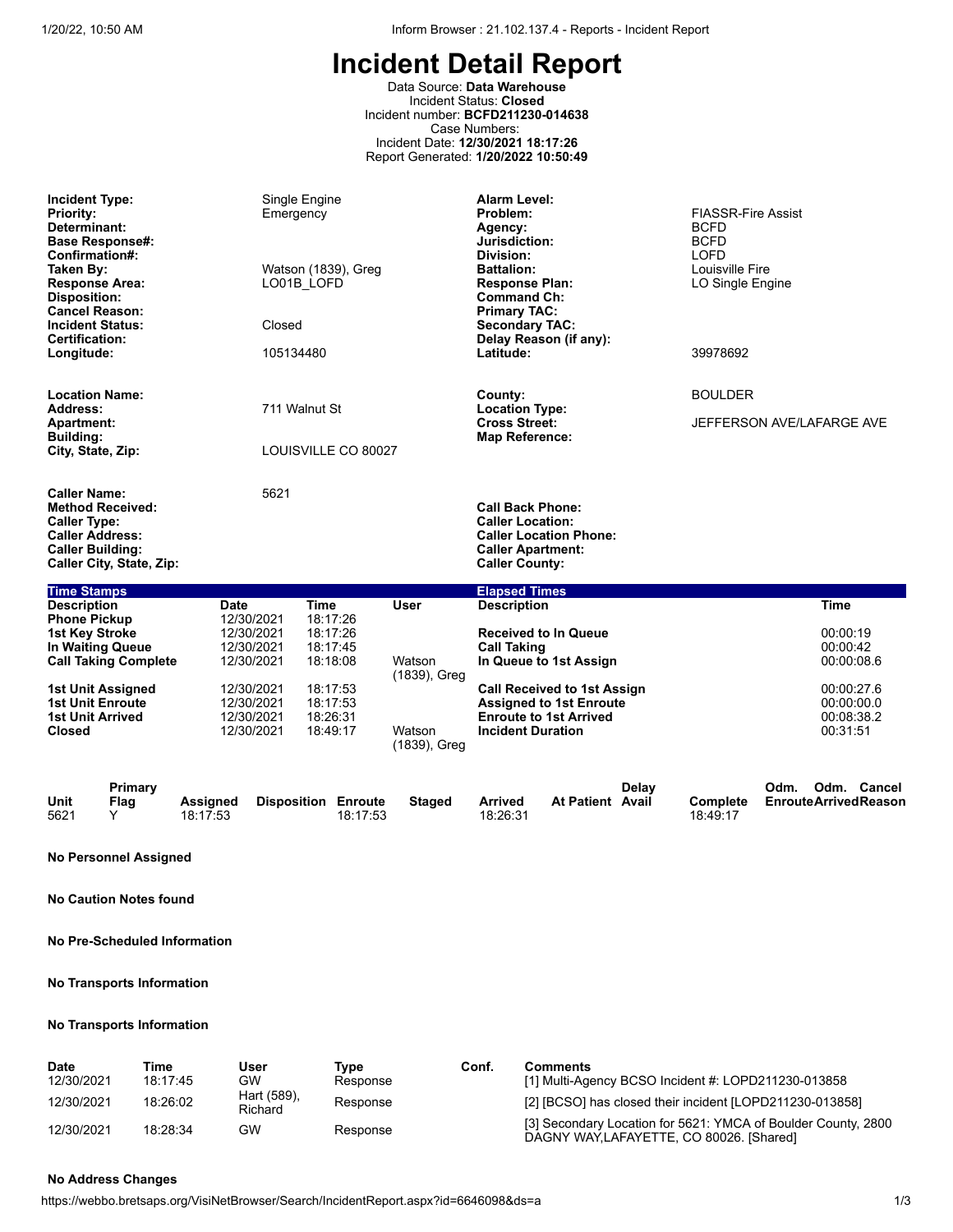# Incident Detail Report

Data Source: **Data Warehouse**
Incident Status: **Closed**
Incident number: **BCFD211230-014638**
Case Numbers:
Incident Date: **12/30/2021 18:17:26**
Report Generated: **1/20/2022 10:50:49**

| | | | |
|---|---|---|---|
| **Incident Type:** | Single Engine | **Alarm Level:** | |
| **Priority:** | Emergency | **Problem:** | FIASSR-Fire Assist |
| **Determinant:** | | **Agency:** | BCFD |
| **Base Response#:** | | **Jurisdiction:** | BCFD |
| **Confirmation#:** | | **Division:** | LOFD |
| **Taken By:** | Watson (1839), Greg | **Battalion:** | Louisville Fire |
| **Response Area:** | LO01B_LOFD | **Response Plan:** | LO Single Engine |
| **Disposition:** | | **Command Ch:** | |
| **Cancel Reason:** | | **Primary TAC:** | |
| **Incident Status:** | Closed | **Secondary TAC:** | |
| **Certification:** | | **Delay Reason (if any):** | |
| **Longitude:** | 105134480 | **Latitude:** | 39978692 |

| | | | |
|---|---|---|---|
| **Location Name:** | | **County:** | BOULDER |
| **Address:** | 711 Walnut St | **Location Type:** | |
| **Apartment:** | | **Cross Street:** | JEFFERSON AVE/LAFARGE AVE |
| **Building:** | | **Map Reference:** | |
| **City, State, Zip:** | LOUISVILLE CO 80027 | | |

| | | | |
|---|---|---|---|
| **Caller Name:** | 5621 | | |
| **Method Received:** | | **Call Back Phone:** | |
| **Caller Type:** | | **Caller Location:** | |
| **Caller Address:** | | **Caller Location Phone:** | |
| **Caller Building:** | | **Caller Apartment:** | |
| **Caller City, State, Zip:** | | **Caller County:** | |

**Time Stamps**

| Description | Date | Time | User |
|---|---|---|---|
| Phone Pickup | 12/30/2021 | 18:17:26 | |
| 1st Key Stroke | 12/30/2021 | 18:17:26 | |
| In Waiting Queue | 12/30/2021 | 18:17:45 | |
| Call Taking Complete | 12/30/2021 | 18:18:08 | Watson (1839), Greg |
| 1st Unit Assigned | 12/30/2021 | 18:17:53 | |
| 1st Unit Enroute | 12/30/2021 | 18:17:53 | |
| 1st Unit Arrived | 12/30/2021 | 18:26:31 | |
| Closed | 12/30/2021 | 18:49:17 | Watson (1839), Greg |

**Elapsed Times**

| Description | Time |
|---|---|
| Received to In Queue | 00:00:19 |
| Call Taking | 00:00:42 |
| In Queue to 1st Assign | 00:00:08.6 |
| Call Received to 1st Assign | 00:00:27.6 |
| Assigned to 1st Enroute | 00:00:00.0 |
| Enroute to 1st Arrived | 00:08:38.2 |
| Incident Duration | 00:31:51 |

| Unit | Primary Flag | Assigned | Disposition | Enroute | Staged | Arrived | At Patient | Delay Avail | Complete | Odm. Enroute | Odm. Arrived | Cancel Reason |
|---|---|---|---|---|---|---|---|---|---|---|---|---|
| 5621 | Y | 18:17:53 | | 18:17:53 | | 18:26:31 | | | 18:49:17 | | | |

**No Personnel Assigned**

**No Caution Notes found**

**No Pre-Scheduled Information**

**No Transports Information**

**No Transports Information**

| Date | Time | User | Type | Conf. | Comments |
|---|---|---|---|---|---|
| 12/30/2021 | 18:17:45 | GW | Response | | [1] Multi-Agency BCSO Incident #: LOPD211230-013858 |
| 12/30/2021 | 18:26:02 | Hart (589), Richard | Response | | [2] [BCSO] has closed their incident [LOPD211230-013858] |
| 12/30/2021 | 18:28:34 | GW | Response | | [3] Secondary Location for 5621: YMCA of Boulder County, 2800 DAGNY WAY,LAFAYETTE, CO 80026. [Shared] |

**No Address Changes**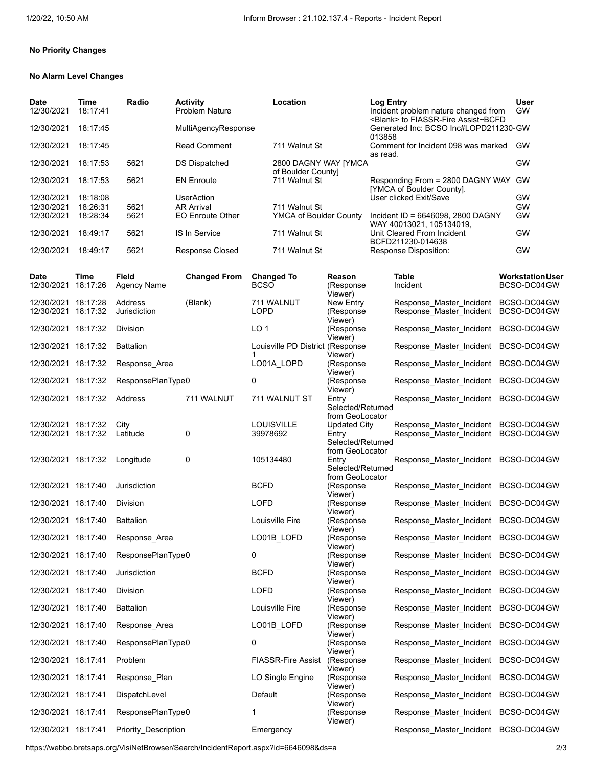**No Priority Changes**

**No Alarm Level Changes**

| Date | Time | Radio | Activity | Location | Log Entry | User |
|---|---|---|---|---|---|---|
| 12/30/2021 | 18:17:41 | | Problem Nature | | Incident problem nature changed from <Blank> to FIASSR-Fire Assist~BCFD | GW |
| 12/30/2021 | 18:17:45 | | MultiAgencyResponse | | Generated Inc: BCSO Inc#LOPD211230-013858 | GW |
| 12/30/2021 | 18:17:45 | | Read Comment | 711 Walnut St | Comment for Incident 098 was marked as read. | GW |
| 12/30/2021 | 18:17:53 | 5621 | DS Dispatched | 2800 DAGNY WAY [YMCA of Boulder County] | | GW |
| 12/30/2021 | 18:17:53 | 5621 | EN Enroute | 711 Walnut St | Responding From = 2800 DAGNY WAY [YMCA of Boulder County]. | GW |
| 12/30/2021 | 18:18:08 | | UserAction | | User clicked Exit/Save | GW |
| 12/30/2021 | 18:26:31 | 5621 | AR Arrival | 711 Walnut St | | GW |
| 12/30/2021 | 18:28:34 | 5621 | EO Enroute Other | YMCA of Boulder County | Incident ID = 6646098, 2800 DAGNY WAY 40013021, 105134019, | GW |
| 12/30/2021 | 18:49:17 | 5621 | IS In Service | 711 Walnut St | Unit Cleared From Incident BCFD211230-014638 | GW |
| 12/30/2021 | 18:49:17 | 5621 | Response Closed | 711 Walnut St | Response Disposition: | GW |

| Date | Time | Field | Changed From | Changed To | Reason | Table | Workstation | User |
|---|---|---|---|---|---|---|---|---|
| 12/30/2021 | 18:17:26 | Agency Name | | BCSO | (Response Viewer) | Incident | BCSO-DC04 | GW |
| 12/30/2021 | 18:17:28 | Address | (Blank) | 711 WALNUT | New Entry | Response_Master_Incident | BCSO-DC04 | GW |
| 12/30/2021 | 18:17:32 | Jurisdiction | | LOPD | (Response Viewer) | Response_Master_Incident | BCSO-DC04 | GW |
| 12/30/2021 | 18:17:32 | Division | | LO 1 | (Response Viewer) | Response_Master_Incident | BCSO-DC04 | GW |
| 12/30/2021 | 18:17:32 | Battalion | | Louisville PD District 1 | (Response Viewer) | Response_Master_Incident | BCSO-DC04 | GW |
| 12/30/2021 | 18:17:32 | Response_Area | | LO01A_LOPD | (Response Viewer) | Response_Master_Incident | BCSO-DC04 | GW |
| 12/30/2021 | 18:17:32 | ResponsePlanType0 | | 0 | (Response Viewer) | Response_Master_Incident | BCSO-DC04 | GW |
| 12/30/2021 | 18:17:32 | Address | 711 WALNUT | 711 WALNUT ST | Entry Selected/Returned from GeoLocator | Response_Master_Incident | BCSO-DC04 | GW |
| 12/30/2021 | 18:17:32 | City | | LOUISVILLE | Updated City | Response_Master_Incident | BCSO-DC04 | GW |
| 12/30/2021 | 18:17:32 | Latitude | 0 | 39978692 | Entry Selected/Returned from GeoLocator | Response_Master_Incident | BCSO-DC04 | GW |
| 12/30/2021 | 18:17:32 | Longitude | 0 | 105134480 | Entry Selected/Returned from GeoLocator | Response_Master_Incident | BCSO-DC04 | GW |
| 12/30/2021 | 18:17:40 | Jurisdiction | | BCFD | (Response Viewer) | Response_Master_Incident | BCSO-DC04 | GW |
| 12/30/2021 | 18:17:40 | Division | | LOFD | (Response Viewer) | Response_Master_Incident | BCSO-DC04 | GW |
| 12/30/2021 | 18:17:40 | Battalion | | Louisville Fire | (Response Viewer) | Response_Master_Incident | BCSO-DC04 | GW |
| 12/30/2021 | 18:17:40 | Response_Area | | LO01B_LOFD | (Response Viewer) | Response_Master_Incident | BCSO-DC04 | GW |
| 12/30/2021 | 18:17:40 | ResponsePlanType0 | | 0 | (Response Viewer) | Response_Master_Incident | BCSO-DC04 | GW |
| 12/30/2021 | 18:17:40 | Jurisdiction | | BCFD | (Response Viewer) | Response_Master_Incident | BCSO-DC04 | GW |
| 12/30/2021 | 18:17:40 | Division | | LOFD | (Response Viewer) | Response_Master_Incident | BCSO-DC04 | GW |
| 12/30/2021 | 18:17:40 | Battalion | | Louisville Fire | (Response Viewer) | Response_Master_Incident | BCSO-DC04 | GW |
| 12/30/2021 | 18:17:40 | Response_Area | | LO01B_LOFD | (Response Viewer) | Response_Master_Incident | BCSO-DC04 | GW |
| 12/30/2021 | 18:17:40 | ResponsePlanType0 | | 0 | (Response Viewer) | Response_Master_Incident | BCSO-DC04 | GW |
| 12/30/2021 | 18:17:41 | Problem | | FIASSR-Fire Assist | (Response Viewer) | Response_Master_Incident | BCSO-DC04 | GW |
| 12/30/2021 | 18:17:41 | Response_Plan | | LO Single Engine | (Response Viewer) | Response_Master_Incident | BCSO-DC04 | GW |
| 12/30/2021 | 18:17:41 | DispatchLevel | | Default | (Response Viewer) | Response_Master_Incident | BCSO-DC04 | GW |
| 12/30/2021 | 18:17:41 | ResponsePlanType0 | | 1 | (Response Viewer) | Response_Master_Incident | BCSO-DC04 | GW |
| 12/30/2021 | 18:17:41 | Priority_Description | | Emergency | | Response_Master_Incident | BCSO-DC04 | GW |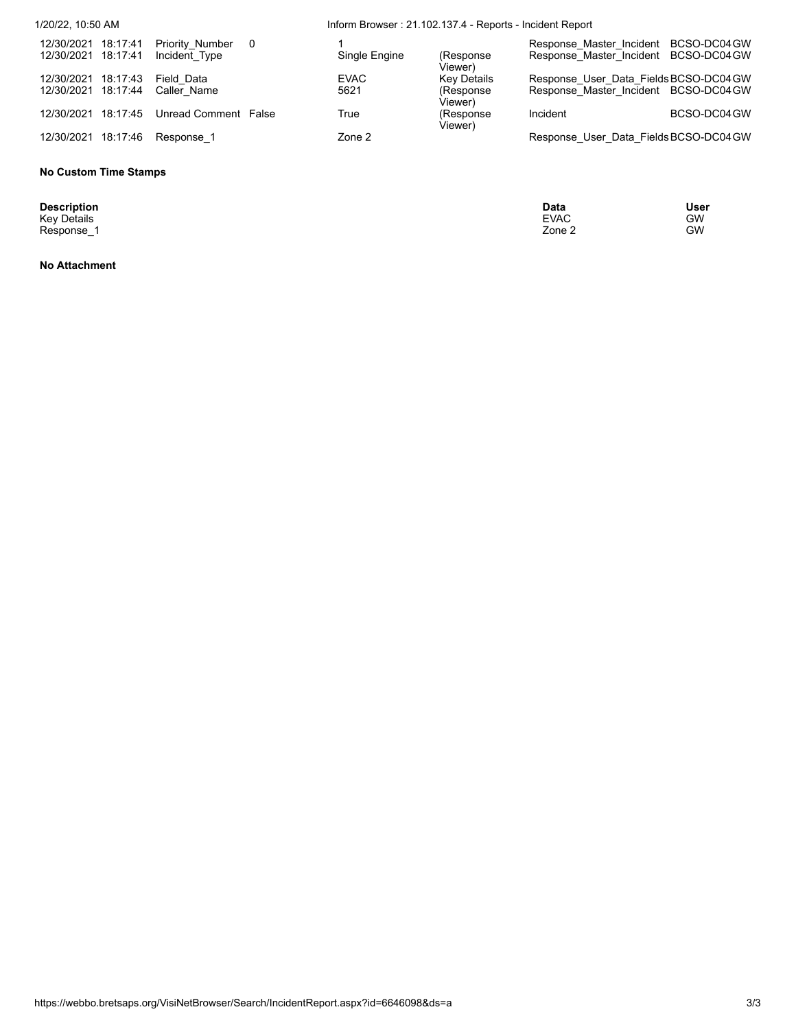| | | | | | | | | |
|---|---|---|---|---|---|---|---|---|
| 12/30/2021 | 18:17:41 | Priority_Number | 0 | 1 | | Response_Master_Incident | BCSO-DC04 | GW |
| 12/30/2021 | 18:17:41 | Incident_Type | | Single Engine | (Response Viewer) | Response_Master_Incident | BCSO-DC04 | GW |
| 12/30/2021 | 18:17:43 | Field_Data | | EVAC | Key Details | Response_User_Data_Fields | BCSO-DC04 | GW |
| 12/30/2021 | 18:17:44 | Caller_Name | | 5621 | (Response Viewer) | Response_Master_Incident | BCSO-DC04 | GW |
| 12/30/2021 | 18:17:45 | Unread Comment | False | True | (Response Viewer) | Incident | BCSO-DC04 | GW |
| 12/30/2021 | 18:17:46 | Response_1 | | Zone 2 | | Response_User_Data_Fields | BCSO-DC04 | GW |

**No Custom Time Stamps**

| Description | Data | User |
|---|---|---|
| Key Details | EVAC | GW |
| Response_1 | Zone 2 | GW |

**No Attachment**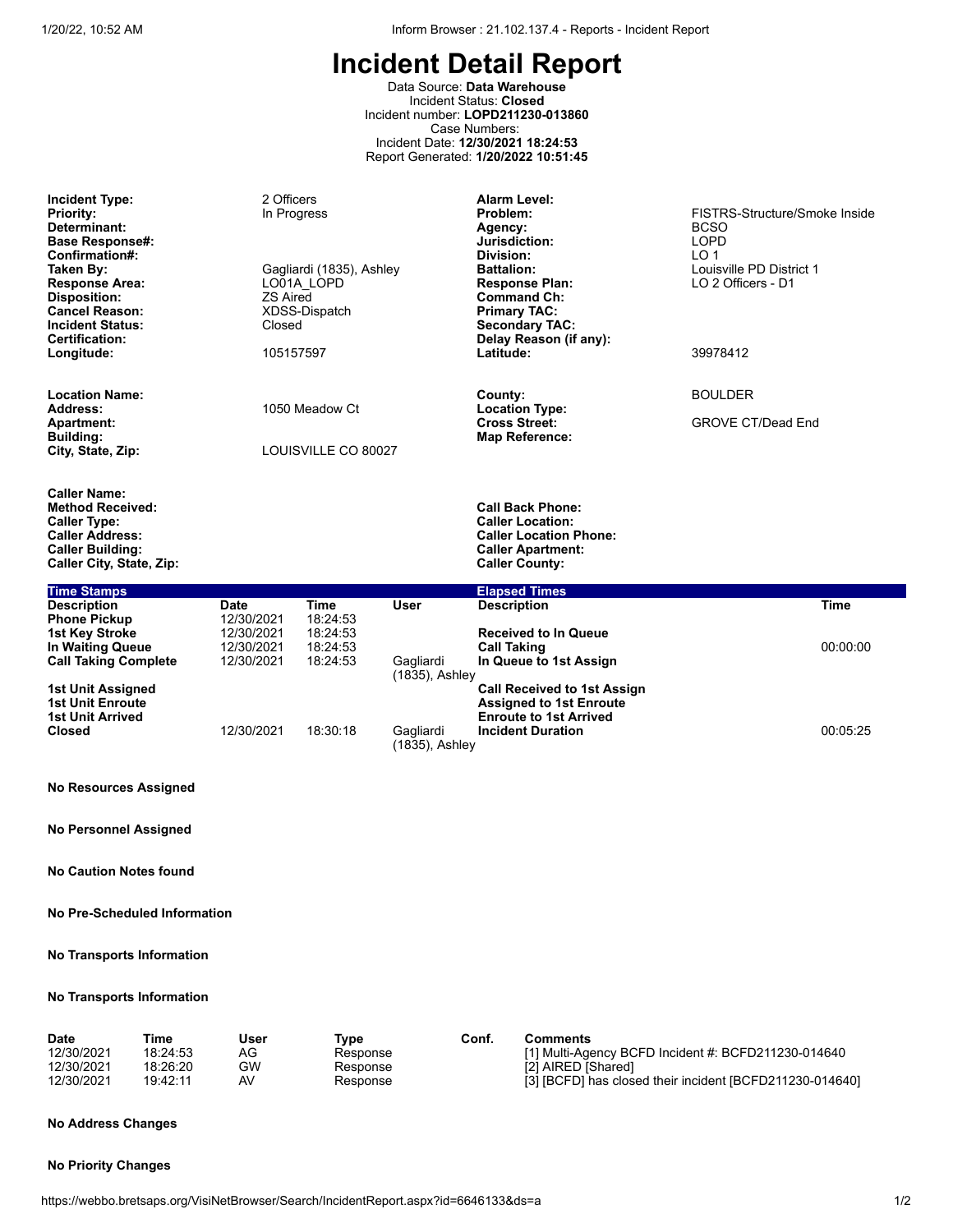# Incident Detail Report

Data Source: **Data Warehouse**
Incident Status: **Closed**
Incident number: **LOPD211230-013860**
Case Numbers:
Incident Date: **12/30/2021 18:24:53**
Report Generated: **1/20/2022 10:51:45**

| | | | |
|---|---|---|---|
| **Incident Type:** | 2 Officers | **Alarm Level:** | |
| **Priority:** | In Progress | **Problem:** | FISTRS-Structure/Smoke Inside |
| **Determinant:** | | **Agency:** | BCSO |
| **Base Response#:** | | **Jurisdiction:** | LOPD |
| **Confirmation#:** | | **Division:** | LO 1 |
| **Taken By:** | Gagliardi (1835), Ashley | **Battalion:** | Louisville PD District 1 |
| **Response Area:** | LO01A_LOPD | **Response Plan:** | LO 2 Officers - D1 |
| **Disposition:** | ZS Aired | **Command Ch:** | |
| **Cancel Reason:** | XDSS-Dispatch | **Primary TAC:** | |
| **Incident Status:** | Closed | **Secondary TAC:** | |
| **Certification:** | | **Delay Reason (if any):** | |
| **Longitude:** | 105157597 | **Latitude:** | 39978412 |

| | | | |
|---|---|---|---|
| **Location Name:** | | **County:** | BOULDER |
| **Address:** | 1050 Meadow Ct | **Location Type:** | |
| **Apartment:** | | **Cross Street:** | GROVE CT/Dead End |
| **Building:** | | **Map Reference:** | |
| **City, State, Zip:** | LOUISVILLE CO 80027 | | |

| | | | |
|---|---|---|---|
| **Caller Name:** | | | |
| **Method Received:** | | **Call Back Phone:** | |
| **Caller Type:** | | **Caller Location:** | |
| **Caller Address:** | | **Caller Location Phone:** | |
| **Caller Building:** | | **Caller Apartment:** | |
| **Caller City, State, Zip:** | | **Caller County:** | |

| **Time Stamps** | | | | **Elapsed Times** | |
|---|---|---|---|---|---|
| **Description** | **Date** | **Time** | **User** | **Description** | **Time** |
| **Phone Pickup** | 12/30/2021 | 18:24:53 | | | |
| **1st Key Stroke** | 12/30/2021 | 18:24:53 | | **Received to In Queue** | |
| **In Waiting Queue** | 12/30/2021 | 18:24:53 | | **Call Taking** | 00:00:00 |
| **Call Taking Complete** | 12/30/2021 | 18:24:53 | Gagliardi (1835), Ashley | **In Queue to 1st Assign** | |
| **1st Unit Assigned** | | | | **Call Received to 1st Assign** | |
| **1st Unit Enroute** | | | | **Assigned to 1st Enroute** | |
| **1st Unit Arrived** | | | | **Enroute to 1st Arrived** | |
| **Closed** | 12/30/2021 | 18:30:18 | Gagliardi (1835), Ashley | **Incident Duration** | 00:05:25 |

**No Resources Assigned**

**No Personnel Assigned**

**No Caution Notes found**

**No Pre-Scheduled Information**

**No Transports Information**

**No Transports Information**

| Date | Time | User | Type | Conf. | Comments |
|---|---|---|---|---|---|
| 12/30/2021 | 18:24:53 | AG | Response | | [1] Multi-Agency BCFD Incident #: BCFD211230-014640 |
| 12/30/2021 | 18:26:20 | GW | Response | | [2] AIRED [Shared] |
| 12/30/2021 | 19:42:11 | AV | Response | | [3] [BCFD] has closed their incident [BCFD211230-014640] |

**No Address Changes**

**No Priority Changes**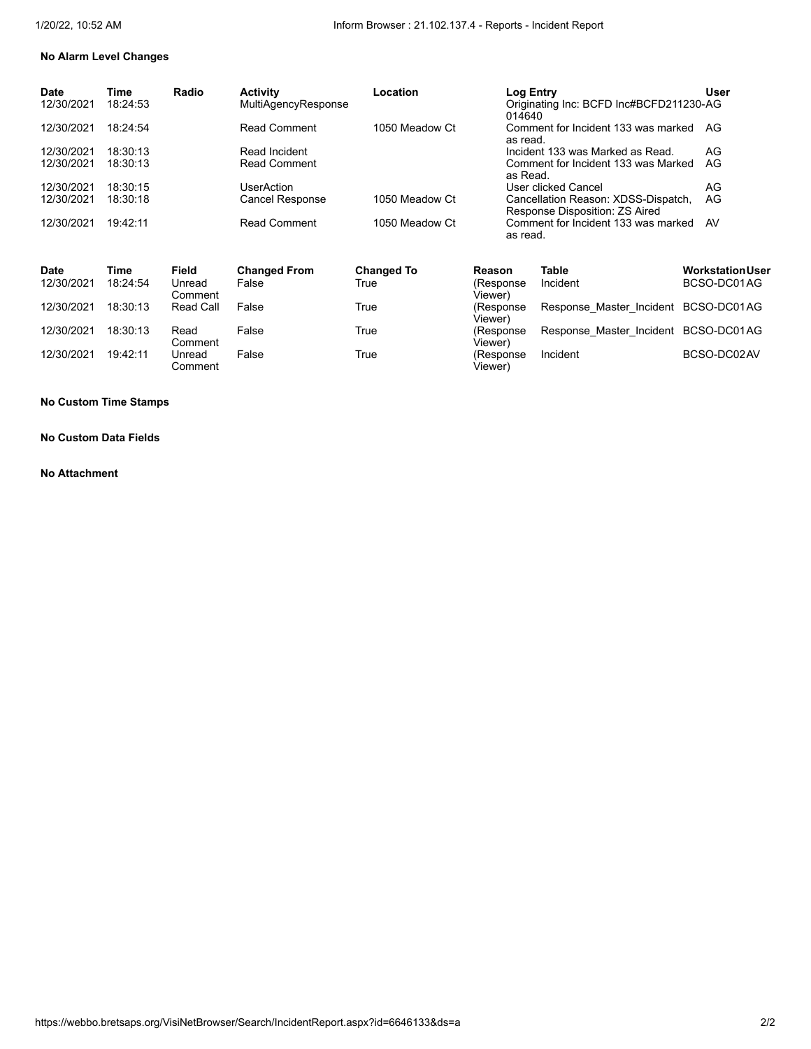**No Alarm Level Changes**

| Date | Time | Radio | Activity | Location | Log Entry | User |
|---|---|---|---|---|---|---|
| 12/30/2021 | 18:24:53 | | MultiAgencyResponse | | Originating Inc: BCFD Inc#BCFD211230-014640 | AG |
| 12/30/2021 | 18:24:54 | | Read Comment | 1050 Meadow Ct | Comment for Incident 133 was marked as read. | AG |
| 12/30/2021 | 18:30:13 | | Read Incident | | Incident 133 was Marked as Read. | AG |
| 12/30/2021 | 18:30:13 | | Read Comment | | Comment for Incident 133 was Marked as Read. | AG |
| 12/30/2021 | 18:30:15 | | UserAction | | User clicked Cancel | AG |
| 12/30/2021 | 18:30:18 | | Cancel Response | 1050 Meadow Ct | Cancellation Reason: XDSS-Dispatch, Response Disposition: ZS Aired | AG |
| 12/30/2021 | 19:42:11 | | Read Comment | 1050 Meadow Ct | Comment for Incident 133 was marked as read. | AV |

| Date | Time | Field | Changed From | Changed To | Reason | Table | Workstation | User |
|---|---|---|---|---|---|---|---|---|
| 12/30/2021 | 18:24:54 | Unread Comment | False | True | (Response Viewer) | Incident | BCSO-DC01 | AG |
| 12/30/2021 | 18:30:13 | Read Call | False | True | (Response Viewer) | Response_Master_Incident | BCSO-DC01 | AG |
| 12/30/2021 | 18:30:13 | Read Comment | False | True | (Response Viewer) | Response_Master_Incident | BCSO-DC01 | AG |
| 12/30/2021 | 19:42:11 | Unread Comment | False | True | (Response Viewer) | Incident | BCSO-DC02 | AV |

**No Custom Time Stamps**

**No Custom Data Fields**

**No Attachment**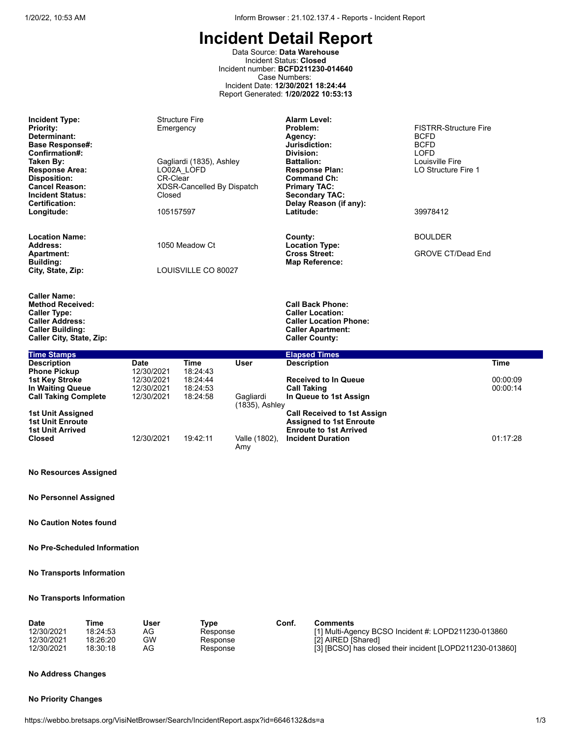# Incident Detail Report

Data Source: **Data Warehouse**
Incident Status: **Closed**
Incident number: **BCFD211230-014640**
Case Numbers:
Incident Date: **12/30/2021 18:24:44**
Report Generated: **1/20/2022 10:53:13**

| | | | |
|---|---|---|---|
| **Incident Type:** | Structure Fire | **Alarm Level:** | |
| **Priority:** | Emergency | **Problem:** | FISTRR-Structure Fire |
| **Determinant:** | | **Agency:** | BCFD |
| **Base Response#:** | | **Jurisdiction:** | BCFD |
| **Confirmation#:** | | **Division:** | LOFD |
| **Taken By:** | Gagliardi (1835), Ashley | **Battalion:** | Louisville Fire |
| **Response Area:** | LO02A_LOFD | **Response Plan:** | LO Structure Fire 1 |
| **Disposition:** | CR-Clear | **Command Ch:** | |
| **Cancel Reason:** | XDSR-Cancelled By Dispatch | **Primary TAC:** | |
| **Incident Status:** | Closed | **Secondary TAC:** | |
| **Certification:** | | **Delay Reason (if any):** | |
| **Longitude:** | 105157597 | **Latitude:** | 39978412 |

| | | | |
|---|---|---|---|
| **Location Name:** | | **County:** | BOULDER |
| **Address:** | 1050 Meadow Ct | **Location Type:** | |
| **Apartment:** | | **Cross Street:** | GROVE CT/Dead End |
| **Building:** | | **Map Reference:** | |
| **City, State, Zip:** | LOUISVILLE CO 80027 | | |

| | | | |
|---|---|---|---|
| **Caller Name:** | | | |
| **Method Received:** | | **Call Back Phone:** | |
| **Caller Type:** | | **Caller Location:** | |
| **Caller Address:** | | **Caller Location Phone:** | |
| **Caller Building:** | | **Caller Apartment:** | |
| **Caller City, State, Zip:** | | **Caller County:** | |

**Time Stamps** / **Elapsed Times**

| Description | Date | Time | User | Description | Time |
|---|---|---|---|---|---|
| Phone Pickup | 12/30/2021 | 18:24:43 | | | |
| 1st Key Stroke | 12/30/2021 | 18:24:44 | | Received to In Queue | 00:00:09 |
| In Waiting Queue | 12/30/2021 | 18:24:53 | | Call Taking | 00:00:14 |
| Call Taking Complete | 12/30/2021 | 18:24:58 | Gagliardi (1835), Ashley | In Queue to 1st Assign | |
| 1st Unit Assigned | | | | Call Received to 1st Assign | |
| 1st Unit Enroute | | | | Assigned to 1st Enroute | |
| 1st Unit Arrived | | | | Enroute to 1st Arrived | |
| Closed | 12/30/2021 | 19:42:11 | Valle (1802), Amy | Incident Duration | 01:17:28 |

**No Resources Assigned**

**No Personnel Assigned**

**No Caution Notes found**

**No Pre-Scheduled Information**

**No Transports Information**

**No Transports Information**

| Date | Time | User | Type | Conf. | Comments |
|---|---|---|---|---|---|
| 12/30/2021 | 18:24:53 | AG | Response | | [1] Multi-Agency BCSO Incident #: LOPD211230-013860 |
| 12/30/2021 | 18:26:20 | GW | Response | | [2] AIRED [Shared] |
| 12/30/2021 | 18:30:18 | AG | Response | | [3] [BCSO] has closed their incident [LOPD211230-013860] |

**No Address Changes**

**No Priority Changes**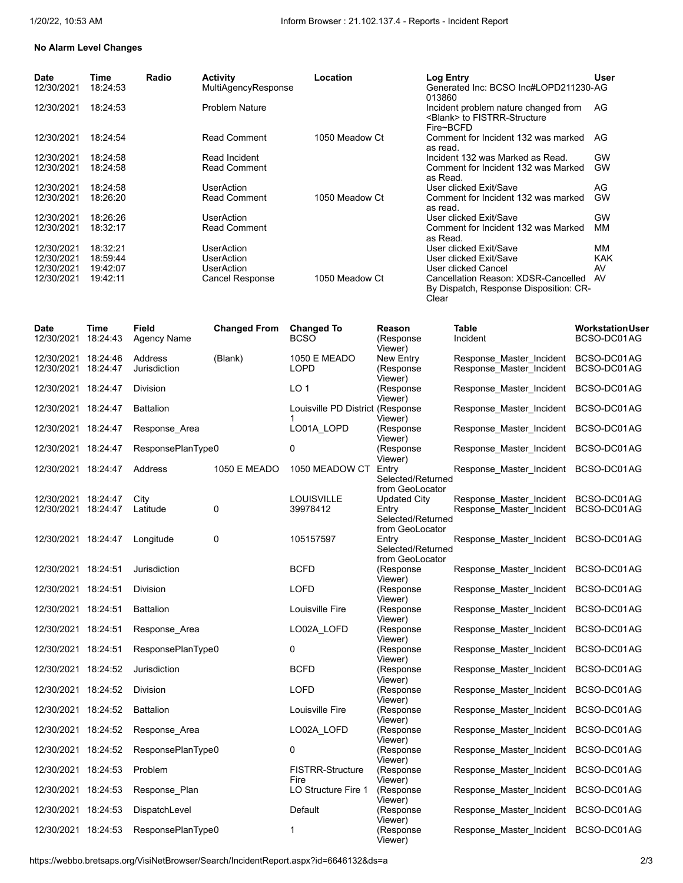**No Alarm Level Changes**

| Date | Time | Radio | Activity | Location | Log Entry | User |
|---|---|---|---|---|---|---|
| 12/30/2021 | 18:24:53 | | MultiAgencyResponse | | Generated Inc: BCSO Inc#LOPD211230-013860 | AG |
| 12/30/2021 | 18:24:53 | | Problem Nature | | Incident problem nature changed from <Blank> to FISTRR-Structure Fire~BCFD | AG |
| 12/30/2021 | 18:24:54 | | Read Comment | 1050 Meadow Ct | Comment for Incident 132 was marked as read. | AG |
| 12/30/2021 | 18:24:58 | | Read Incident | | Incident 132 was Marked as Read. | GW |
| 12/30/2021 | 18:24:58 | | Read Comment | | Comment for Incident 132 was Marked as Read. | GW |
| 12/30/2021 | 18:24:58 | | UserAction | | User clicked Exit/Save | AG |
| 12/30/2021 | 18:26:20 | | Read Comment | 1050 Meadow Ct | Comment for Incident 132 was marked as read. | GW |
| 12/30/2021 | 18:26:26 | | UserAction | | User clicked Exit/Save | GW |
| 12/30/2021 | 18:32:17 | | Read Comment | | Comment for Incident 132 was Marked as Read. | MM |
| 12/30/2021 | 18:32:21 | | UserAction | | User clicked Exit/Save | MM |
| 12/30/2021 | 18:59:44 | | UserAction | | User clicked Exit/Save | KAK |
| 12/30/2021 | 19:42:07 | | UserAction | | User clicked Cancel | AV |
| 12/30/2021 | 19:42:11 | | Cancel Response | 1050 Meadow Ct | Cancellation Reason: XDSR-Cancelled By Dispatch, Response Disposition: CR-Clear | AV |

| Date | Time | Field | Changed From | Changed To | Reason | Table | Workstation | User |
|---|---|---|---|---|---|---|---|---|
| 12/30/2021 | 18:24:43 | Agency Name | | BCSO | (Response Viewer) | Incident | BCSO-DC01 | AG |
| 12/30/2021 | 18:24:46 | Address | (Blank) | 1050 E MEADO | New Entry | Response_Master_Incident | BCSO-DC01 | AG |
| 12/30/2021 | 18:24:47 | Jurisdiction | | LOPD | (Response Viewer) | Response_Master_Incident | BCSO-DC01 | AG |
| 12/30/2021 | 18:24:47 | Division | | LO 1 | (Response Viewer) | Response_Master_Incident | BCSO-DC01 | AG |
| 12/30/2021 | 18:24:47 | Battalion | | Louisville PD District 1 | (Response Viewer) | Response_Master_Incident | BCSO-DC01 | AG |
| 12/30/2021 | 18:24:47 | Response_Area | | LO01A_LOPD | (Response Viewer) | Response_Master_Incident | BCSO-DC01 | AG |
| 12/30/2021 | 18:24:47 | ResponsePlanType0 | | 0 | (Response Viewer) | Response_Master_Incident | BCSO-DC01 | AG |
| 12/30/2021 | 18:24:47 | Address | 1050 E MEADO | 1050 MEADOW CT | Entry Selected/Returned from GeoLocator | Response_Master_Incident | BCSO-DC01 | AG |
| 12/30/2021 | 18:24:47 | City | | LOUISVILLE | Updated City | Response_Master_Incident | BCSO-DC01 | AG |
| 12/30/2021 | 18:24:47 | Latitude | 0 | 39978412 | Entry Selected/Returned from GeoLocator | Response_Master_Incident | BCSO-DC01 | AG |
| 12/30/2021 | 18:24:47 | Longitude | 0 | 105157597 | Entry Selected/Returned from GeoLocator | Response_Master_Incident | BCSO-DC01 | AG |
| 12/30/2021 | 18:24:51 | Jurisdiction | | BCFD | (Response Viewer) | Response_Master_Incident | BCSO-DC01 | AG |
| 12/30/2021 | 18:24:51 | Division | | LOFD | (Response Viewer) | Response_Master_Incident | BCSO-DC01 | AG |
| 12/30/2021 | 18:24:51 | Battalion | | Louisville Fire | (Response Viewer) | Response_Master_Incident | BCSO-DC01 | AG |
| 12/30/2021 | 18:24:51 | Response_Area | | LO02A_LOFD | (Response Viewer) | Response_Master_Incident | BCSO-DC01 | AG |
| 12/30/2021 | 18:24:51 | ResponsePlanType0 | | 0 | (Response Viewer) | Response_Master_Incident | BCSO-DC01 | AG |
| 12/30/2021 | 18:24:52 | Jurisdiction | | BCFD | (Response Viewer) | Response_Master_Incident | BCSO-DC01 | AG |
| 12/30/2021 | 18:24:52 | Division | | LOFD | (Response Viewer) | Response_Master_Incident | BCSO-DC01 | AG |
| 12/30/2021 | 18:24:52 | Battalion | | Louisville Fire | (Response Viewer) | Response_Master_Incident | BCSO-DC01 | AG |
| 12/30/2021 | 18:24:52 | Response_Area | | LO02A_LOFD | (Response Viewer) | Response_Master_Incident | BCSO-DC01 | AG |
| 12/30/2021 | 18:24:52 | ResponsePlanType0 | | 0 | (Response Viewer) | Response_Master_Incident | BCSO-DC01 | AG |
| 12/30/2021 | 18:24:53 | Problem | | FISTRR-Structure Fire | (Response Viewer) | Response_Master_Incident | BCSO-DC01 | AG |
| 12/30/2021 | 18:24:53 | Response_Plan | | LO Structure Fire 1 | (Response Viewer) | Response_Master_Incident | BCSO-DC01 | AG |
| 12/30/2021 | 18:24:53 | DispatchLevel | | Default | (Response Viewer) | Response_Master_Incident | BCSO-DC01 | AG |
| 12/30/2021 | 18:24:53 | ResponsePlanType0 | | 1 | (Response Viewer) | Response_Master_Incident | BCSO-DC01 | AG |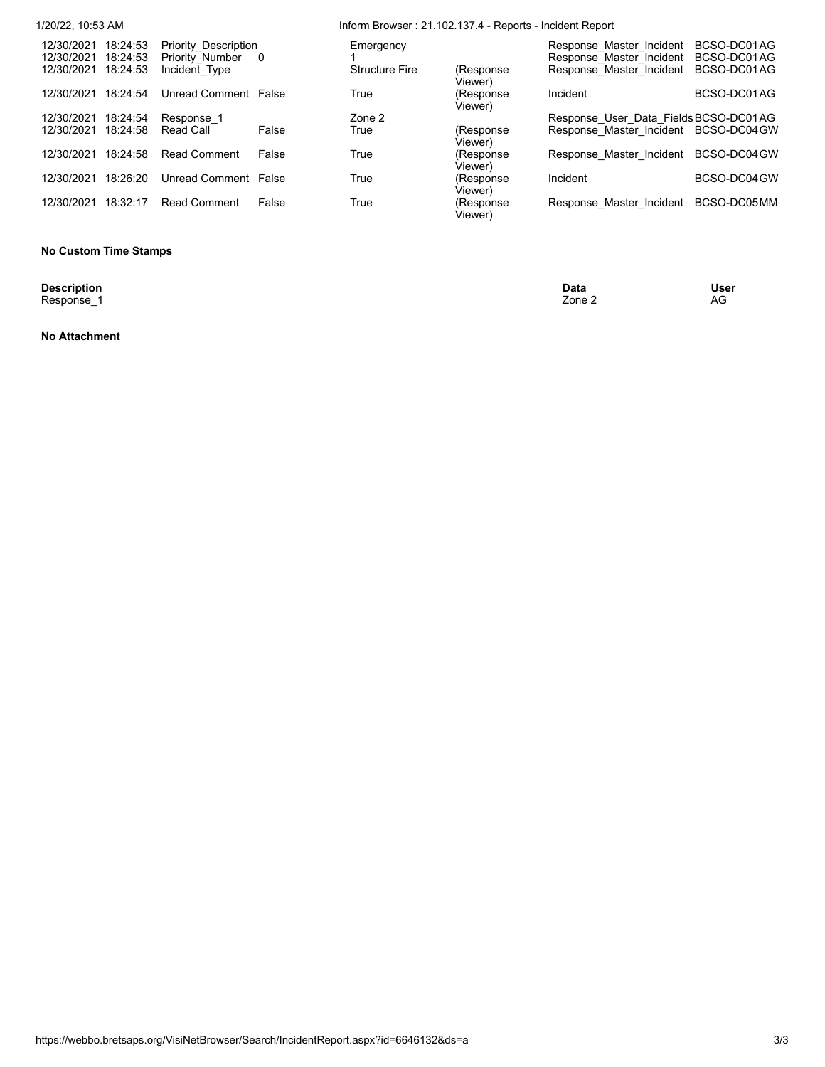| | | | | | | | |
|---|---|---|---|---|---|---|---|
| 12/30/2021 | 18:24:53 | Priority_Description | | Emergency | | Response_Master_Incident | BCSO-DC01AG |
| 12/30/2021 | 18:24:53 | Priority_Number | 0 | 1 | | Response_Master_Incident | BCSO-DC01AG |
| 12/30/2021 | 18:24:53 | Incident_Type | | Structure Fire | (Response Viewer) | Response_Master_Incident | BCSO-DC01AG |
| 12/30/2021 | 18:24:54 | Unread Comment | False | True | (Response Viewer) | Incident | BCSO-DC01AG |
| 12/30/2021 | 18:24:54 | Response_1 | | Zone 2 | | Response_User_Data_Fields | BCSO-DC01AG |
| 12/30/2021 | 18:24:58 | Read Call | False | True | (Response Viewer) | Response_Master_Incident | BCSO-DC04GW |
| 12/30/2021 | 18:24:58 | Read Comment | False | True | (Response Viewer) | Response_Master_Incident | BCSO-DC04GW |
| 12/30/2021 | 18:26:20 | Unread Comment | False | True | (Response Viewer) | Incident | BCSO-DC04GW |
| 12/30/2021 | 18:32:17 | Read Comment | False | True | (Response Viewer) | Response_Master_Incident | BCSO-DC05MM |

**No Custom Time Stamps**

| Description | Data | User |
|---|---|---|
| Response_1 | Zone 2 | AG |

**No Attachment**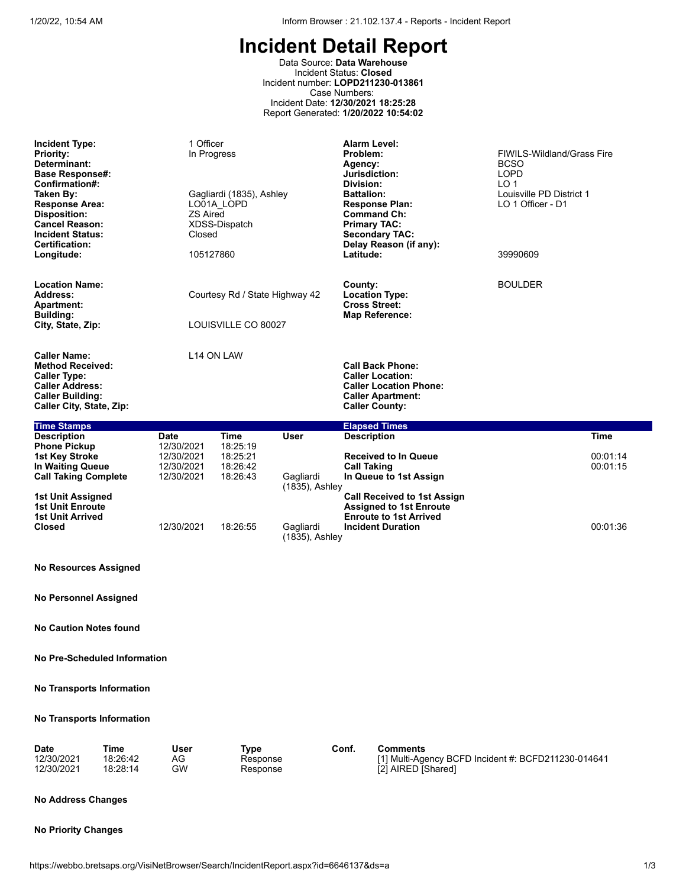# Incident Detail Report

Data Source: **Data Warehouse**
Incident Status: **Closed**
Incident number: **LOPD211230-013861**
Case Numbers:
Incident Date: **12/30/2021 18:25:28**
Report Generated: **1/20/2022 10:54:02**

| | | | |
|---|---|---|---|
| **Incident Type:** | 1 Officer | **Alarm Level:** | |
| **Priority:** | In Progress | **Problem:** | FIWILS-Wildland/Grass Fire |
| **Determinant:** | | **Agency:** | BCSO |
| **Base Response#:** | | **Jurisdiction:** | LOPD |
| **Confirmation#:** | | **Division:** | LO 1 |
| **Taken By:** | Gagliardi (1835), Ashley | **Battalion:** | Louisville PD District 1 |
| **Response Area:** | LO01A_LOPD | **Response Plan:** | LO 1 Officer - D1 |
| **Disposition:** | ZS Aired | **Command Ch:** | |
| **Cancel Reason:** | XDSS-Dispatch | **Primary TAC:** | |
| **Incident Status:** | Closed | **Secondary TAC:** | |
| **Certification:** | | **Delay Reason (if any):** | |
| **Longitude:** | 105127860 | **Latitude:** | 39990609 |

| | | | |
|---|---|---|---|
| **Location Name:** | | **County:** | BOULDER |
| **Address:** | Courtesy Rd / State Highway 42 | **Location Type:** | |
| **Apartment:** | | **Cross Street:** | |
| **Building:** | | **Map Reference:** | |
| **City, State, Zip:** | LOUISVILLE CO 80027 | | |

| | | | |
|---|---|---|---|
| **Caller Name:** | L14 ON LAW | | |
| **Method Received:** | | **Call Back Phone:** | |
| **Caller Type:** | | **Caller Location:** | |
| **Caller Address:** | | **Caller Location Phone:** | |
| **Caller Building:** | | **Caller Apartment:** | |
| **Caller City, State, Zip:** | | **Caller County:** | |

**Time Stamps**

| Description | Date | Time | User |
|---|---|---|---|
| Phone Pickup | 12/30/2021 | 18:25:19 | |
| 1st Key Stroke | 12/30/2021 | 18:25:21 | |
| In Waiting Queue | 12/30/2021 | 18:26:42 | |
| Call Taking Complete | 12/30/2021 | 18:26:43 | Gagliardi (1835), Ashley |
| 1st Unit Assigned | | | |
| 1st Unit Enroute | | | |
| 1st Unit Arrived | | | |
| Closed | 12/30/2021 | 18:26:55 | Gagliardi (1835), Ashley |

**Elapsed Times**

| Description | Time |
|---|---|
| Received to In Queue | 00:01:14 |
| Call Taking | 00:01:15 |
| In Queue to 1st Assign | |
| Call Received to 1st Assign | |
| Assigned to 1st Enroute | |
| Enroute to 1st Arrived | |
| Incident Duration | 00:01:36 |

**No Resources Assigned**

**No Personnel Assigned**

**No Caution Notes found**

**No Pre-Scheduled Information**

**No Transports Information**

**No Transports Information**

| Date | Time | User | Type | Conf. | Comments |
|---|---|---|---|---|---|
| 12/30/2021 | 18:26:42 | AG | Response | | [1] Multi-Agency BCFD Incident #: BCFD211230-014641 |
| 12/30/2021 | 18:28:14 | GW | Response | | [2] AIRED [Shared] |

**No Address Changes**

**No Priority Changes**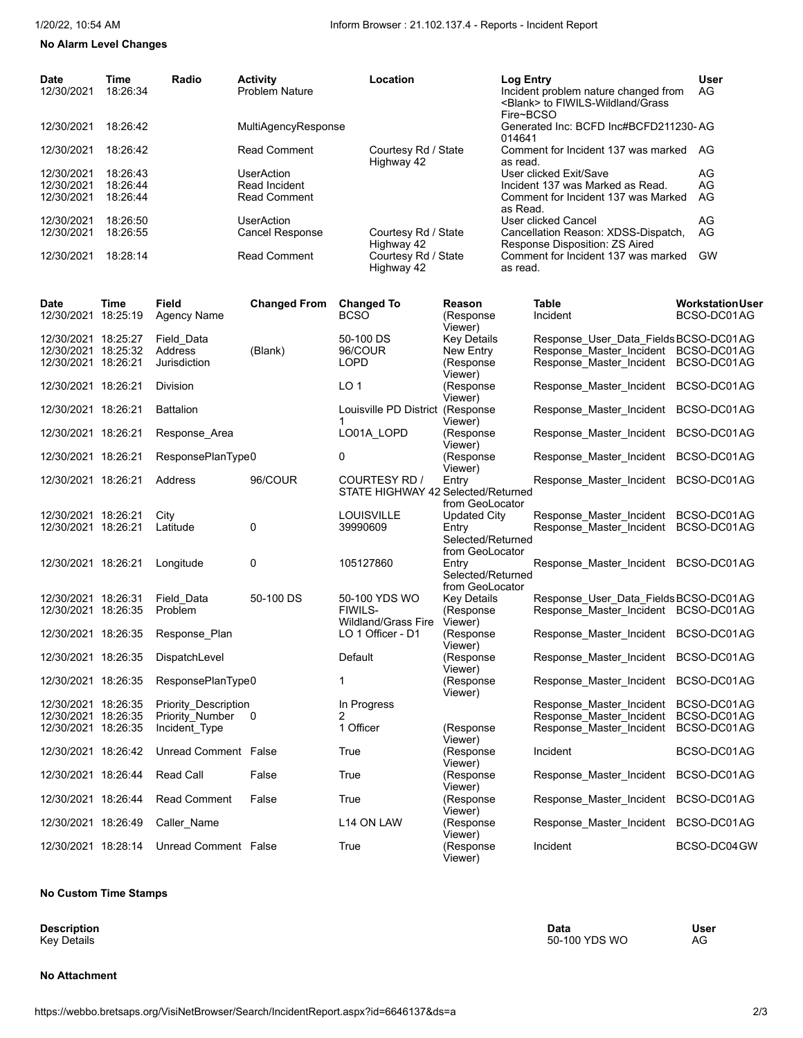**No Alarm Level Changes**

| Date | Time | Radio | Activity | Location | Log Entry | User |
|---|---|---|---|---|---|---|
| 12/30/2021 | 18:26:34 | | Problem Nature | | Incident problem nature changed from <Blank> to FIWILS-Wildland/Grass Fire~BCSO | AG |
| 12/30/2021 | 18:26:42 | | MultiAgencyResponse | | Generated Inc: BCFD Inc#BCFD211230-014641 | AG |
| 12/30/2021 | 18:26:42 | | Read Comment | Courtesy Rd / State Highway 42 | Comment for Incident 137 was marked as read. | AG |
| 12/30/2021 | 18:26:43 | | UserAction | | User clicked Exit/Save | AG |
| 12/30/2021 | 18:26:44 | | Read Incident | | Incident 137 was Marked as Read. | AG |
| 12/30/2021 | 18:26:44 | | Read Comment | | Comment for Incident 137 was Marked as Read. | AG |
| 12/30/2021 | 18:26:50 | | UserAction | | User clicked Cancel | AG |
| 12/30/2021 | 18:26:55 | | Cancel Response | Courtesy Rd / State Highway 42 | Cancellation Reason: XDSS-Dispatch, Response Disposition: ZS Aired | AG |
| 12/30/2021 | 18:28:14 | | Read Comment | Courtesy Rd / State Highway 42 | Comment for Incident 137 was marked as read. | GW |

| Date | Time | Field | Changed From | Changed To | Reason | Table | Workstation | User |
|---|---|---|---|---|---|---|---|---|
| 12/30/2021 | 18:25:19 | Agency Name | | BCSO | (Response Viewer) | Incident | BCSO-DC01 | AG |
| 12/30/2021 | 18:25:27 | Field_Data | | 50-100 DS | Key Details | Response_User_Data_Fields | BCSO-DC01 | AG |
| 12/30/2021 | 18:25:32 | Address | (Blank) | 96/COUR | New Entry | Response_Master_Incident | BCSO-DC01 | AG |
| 12/30/2021 | 18:26:21 | Jurisdiction | | LOPD | (Response Viewer) | Response_Master_Incident | BCSO-DC01 | AG |
| 12/30/2021 | 18:26:21 | Division | | LO 1 | (Response Viewer) | Response_Master_Incident | BCSO-DC01 | AG |
| 12/30/2021 | 18:26:21 | Battalion | | Louisville PD District 1 | (Response Viewer) | Response_Master_Incident | BCSO-DC01 | AG |
| 12/30/2021 | 18:26:21 | Response_Area | | LO01A_LOPD | (Response Viewer) | Response_Master_Incident | BCSO-DC01 | AG |
| 12/30/2021 | 18:26:21 | ResponsePlanType | 0 | 0 | (Response Viewer) | Response_Master_Incident | BCSO-DC01 | AG |
| 12/30/2021 | 18:26:21 | Address | 96/COUR | COURTESY RD / STATE HIGHWAY 42 | Entry Selected/Returned from GeoLocator | Response_Master_Incident | BCSO-DC01 | AG |
| 12/30/2021 | 18:26:21 | City | | LOUISVILLE | Updated City | Response_Master_Incident | BCSO-DC01 | AG |
| 12/30/2021 | 18:26:21 | Latitude | 0 | 39990609 | Entry Selected/Returned from GeoLocator | Response_Master_Incident | BCSO-DC01 | AG |
| 12/30/2021 | 18:26:21 | Longitude | 0 | 105127860 | Entry Selected/Returned from GeoLocator | Response_Master_Incident | BCSO-DC01 | AG |
| 12/30/2021 | 18:26:31 | Field_Data | 50-100 DS | 50-100 YDS WO | Key Details | Response_User_Data_Fields | BCSO-DC01 | AG |
| 12/30/2021 | 18:26:35 | Problem | | FIWILS-Wildland/Grass Fire | (Response Viewer) | Response_Master_Incident | BCSO-DC01 | AG |
| 12/30/2021 | 18:26:35 | Response_Plan | | LO 1 Officer - D1 | (Response Viewer) | Response_Master_Incident | BCSO-DC01 | AG |
| 12/30/2021 | 18:26:35 | DispatchLevel | | Default | (Response Viewer) | Response_Master_Incident | BCSO-DC01 | AG |
| 12/30/2021 | 18:26:35 | ResponsePlanType | 0 | 1 | (Response Viewer) | Response_Master_Incident | BCSO-DC01 | AG |
| 12/30/2021 | 18:26:35 | Priority_Description | | In Progress | | Response_Master_Incident | BCSO-DC01 | AG |
| 12/30/2021 | 18:26:35 | Priority_Number | 0 | 2 | | Response_Master_Incident | BCSO-DC01 | AG |
| 12/30/2021 | 18:26:35 | Incident_Type | | 1 Officer | (Response Viewer) | Response_Master_Incident | BCSO-DC01 | AG |
| 12/30/2021 | 18:26:42 | Unread Comment | False | True | (Response Viewer) | Incident | BCSO-DC01 | AG |
| 12/30/2021 | 18:26:44 | Read Call | False | True | (Response Viewer) | Response_Master_Incident | BCSO-DC01 | AG |
| 12/30/2021 | 18:26:44 | Read Comment | False | True | (Response Viewer) | Response_Master_Incident | BCSO-DC01 | AG |
| 12/30/2021 | 18:26:49 | Caller_Name | | L14 ON LAW | (Response Viewer) | Response_Master_Incident | BCSO-DC01 | AG |
| 12/30/2021 | 18:28:14 | Unread Comment | False | True | (Response Viewer) | Incident | BCSO-DC04 | GW |

**No Custom Time Stamps**

| Description | Data | User |
|---|---|---|
| Key Details | 50-100 YDS WO | AG |

**No Attachment**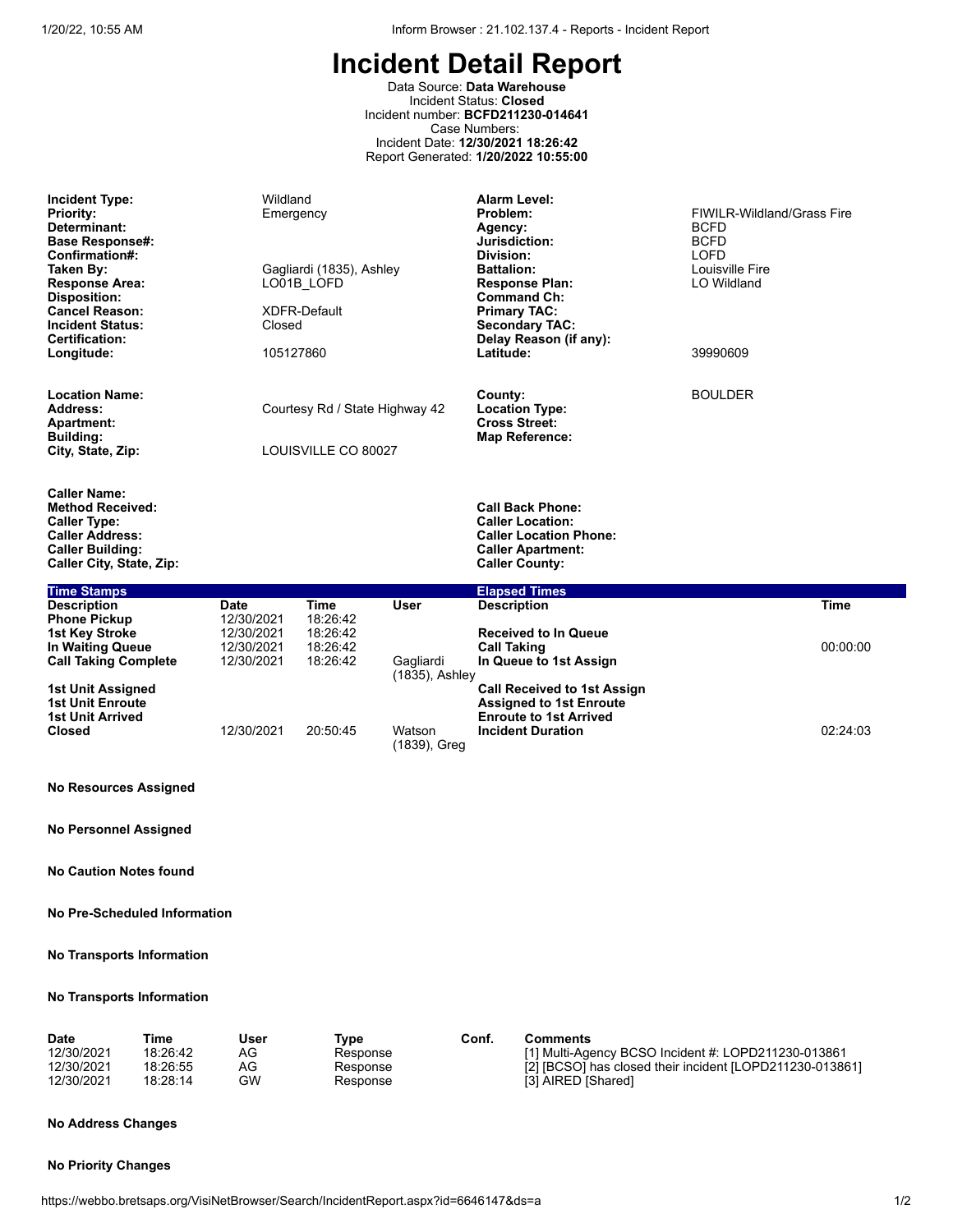# Incident Detail Report

Data Source: **Data Warehouse**
Incident Status: **Closed**
Incident number: **BCFD211230-014641**
Case Numbers:
Incident Date: **12/30/2021 18:26:42**
Report Generated: **1/20/2022 10:55:00**

| | | | |
|---|---|---|---|
| **Incident Type:** | Wildland | **Alarm Level:** | |
| **Priority:** | Emergency | **Problem:** | FIWILR-Wildland/Grass Fire |
| **Determinant:** | | **Agency:** | BCFD |
| **Base Response#:** | | **Jurisdiction:** | BCFD |
| **Confirmation#:** | | **Division:** | LOFD |
| **Taken By:** | Gagliardi (1835), Ashley | **Battalion:** | Louisville Fire |
| **Response Area:** | LO01B_LOFD | **Response Plan:** | LO Wildland |
| **Disposition:** | | **Command Ch:** | |
| **Cancel Reason:** | XDFR-Default | **Primary TAC:** | |
| **Incident Status:** | Closed | **Secondary TAC:** | |
| **Certification:** | | **Delay Reason (if any):** | |
| **Longitude:** | 105127860 | **Latitude:** | 39990609 |

| | | | |
|---|---|---|---|
| **Location Name:** | | **County:** | BOULDER |
| **Address:** | Courtesy Rd / State Highway 42 | **Location Type:** | |
| **Apartment:** | | **Cross Street:** | |
| **Building:** | | **Map Reference:** | |
| **City, State, Zip:** | LOUISVILLE CO 80027 | | |

| | | | |
|---|---|---|---|
| **Caller Name:** | | | |
| **Method Received:** | | **Call Back Phone:** | |
| **Caller Type:** | | **Caller Location:** | |
| **Caller Address:** | | **Caller Location Phone:** | |
| **Caller Building:** | | **Caller Apartment:** | |
| **Caller City, State, Zip:** | | **Caller County:** | |

**Time Stamps**

| Description | Date | Time | User |
|---|---|---|---|
| Phone Pickup | 12/30/2021 | 18:26:42 | |
| 1st Key Stroke | 12/30/2021 | 18:26:42 | |
| In Waiting Queue | 12/30/2021 | 18:26:42 | |
| Call Taking Complete | 12/30/2021 | 18:26:42 | Gagliardi (1835), Ashley |
| 1st Unit Assigned | | | |
| 1st Unit Enroute | | | |
| 1st Unit Arrived | | | |
| Closed | 12/30/2021 | 20:50:45 | Watson (1839), Greg |

**Elapsed Times**

| Description | Time |
|---|---|
| Received to In Queue | |
| Call Taking | 00:00:00 |
| In Queue to 1st Assign | |
| Call Received to 1st Assign | |
| Assigned to 1st Enroute | |
| Enroute to 1st Arrived | |
| Incident Duration | 02:24:03 |

**No Resources Assigned**

**No Personnel Assigned**

**No Caution Notes found**

**No Pre-Scheduled Information**

**No Transports Information**

**No Transports Information**

| Date | Time | User | Type | Conf. | Comments |
|---|---|---|---|---|---|
| 12/30/2021 | 18:26:42 | AG | Response | | [1] Multi-Agency BCSO Incident #: LOPD211230-013861 |
| 12/30/2021 | 18:26:55 | AG | Response | | [2] [BCSO] has closed their incident [LOPD211230-013861] |
| 12/30/2021 | 18:28:14 | GW | Response | | [3] AIRED [Shared] |

**No Address Changes**

**No Priority Changes**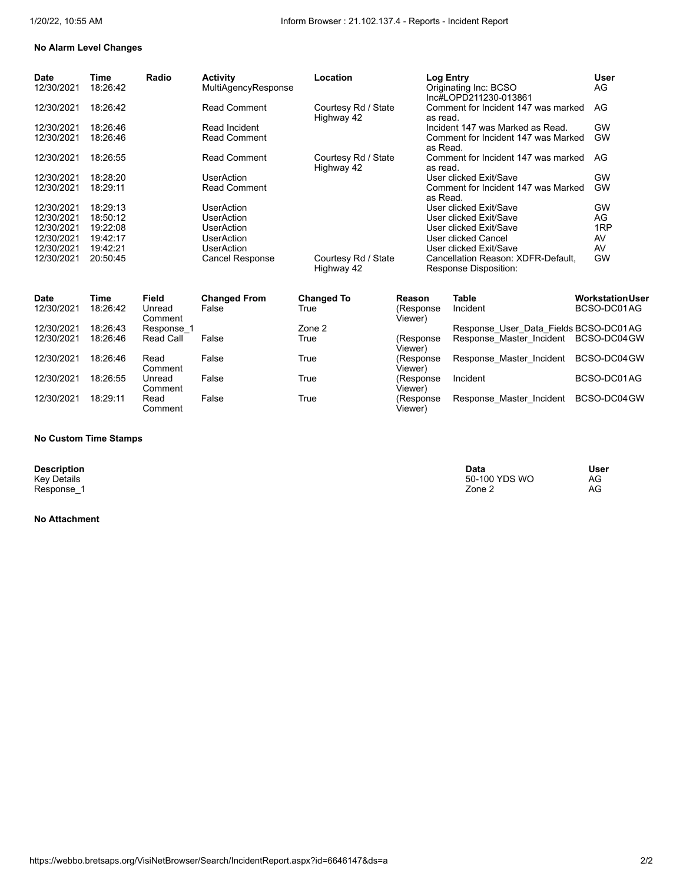**No Alarm Level Changes**

| Date | Time | Radio | Activity | Location | Log Entry | User |
|---|---|---|---|---|---|---|
| 12/30/2021 | 18:26:42 | | MultiAgencyResponse | | Originating Inc: BCSO Inc#LOPD211230-013861 | AG |
| 12/30/2021 | 18:26:42 | | Read Comment | Courtesy Rd / State Highway 42 | Comment for Incident 147 was marked as read. | AG |
| 12/30/2021 | 18:26:46 | | Read Incident | | Incident 147 was Marked as Read. | GW |
| 12/30/2021 | 18:26:46 | | Read Comment | | Comment for Incident 147 was Marked as Read. | GW |
| 12/30/2021 | 18:26:55 | | Read Comment | Courtesy Rd / State Highway 42 | Comment for Incident 147 was marked as read. | AG |
| 12/30/2021 | 18:28:20 | | UserAction | | User clicked Exit/Save | GW |
| 12/30/2021 | 18:29:11 | | Read Comment | | Comment for Incident 147 was Marked as Read. | GW |
| 12/30/2021 | 18:29:13 | | UserAction | | User clicked Exit/Save | GW |
| 12/30/2021 | 18:50:12 | | UserAction | | User clicked Exit/Save | AG |
| 12/30/2021 | 19:22:08 | | UserAction | | User clicked Exit/Save | 1RP |
| 12/30/2021 | 19:42:17 | | UserAction | | User clicked Cancel | AV |
| 12/30/2021 | 19:42:21 | | UserAction | | User clicked Exit/Save | AV |
| 12/30/2021 | 20:50:45 | | Cancel Response | Courtesy Rd / State Highway 42 | Cancellation Reason: XDFR-Default, Response Disposition: | GW |

| Date | Time | Field | Changed From | Changed To | Reason | Table | Workstation | User |
|---|---|---|---|---|---|---|---|---|
| 12/30/2021 | 18:26:42 | Unread Comment | False | True | (Response Viewer) | Incident | BCSO-DC01 | AG |
| 12/30/2021 | 18:26:43 | Response_1 | | Zone 2 | | Response_User_Data_Fields | BCSO-DC01 | AG |
| 12/30/2021 | 18:26:46 | Read Call | False | True | (Response Viewer) | Response_Master_Incident | BCSO-DC04 | GW |
| 12/30/2021 | 18:26:46 | Read Comment | False | True | (Response Viewer) | Response_Master_Incident | BCSO-DC04 | GW |
| 12/30/2021 | 18:26:55 | Unread Comment | False | True | (Response Viewer) | Incident | BCSO-DC01 | AG |
| 12/30/2021 | 18:29:11 | Read Comment | False | True | (Response Viewer) | Response_Master_Incident | BCSO-DC04 | GW |

**No Custom Time Stamps**

| Description | Data | User |
|---|---|---|
| Key Details | 50-100 YDS WO | AG |
| Response_1 | Zone 2 | AG |

**No Attachment**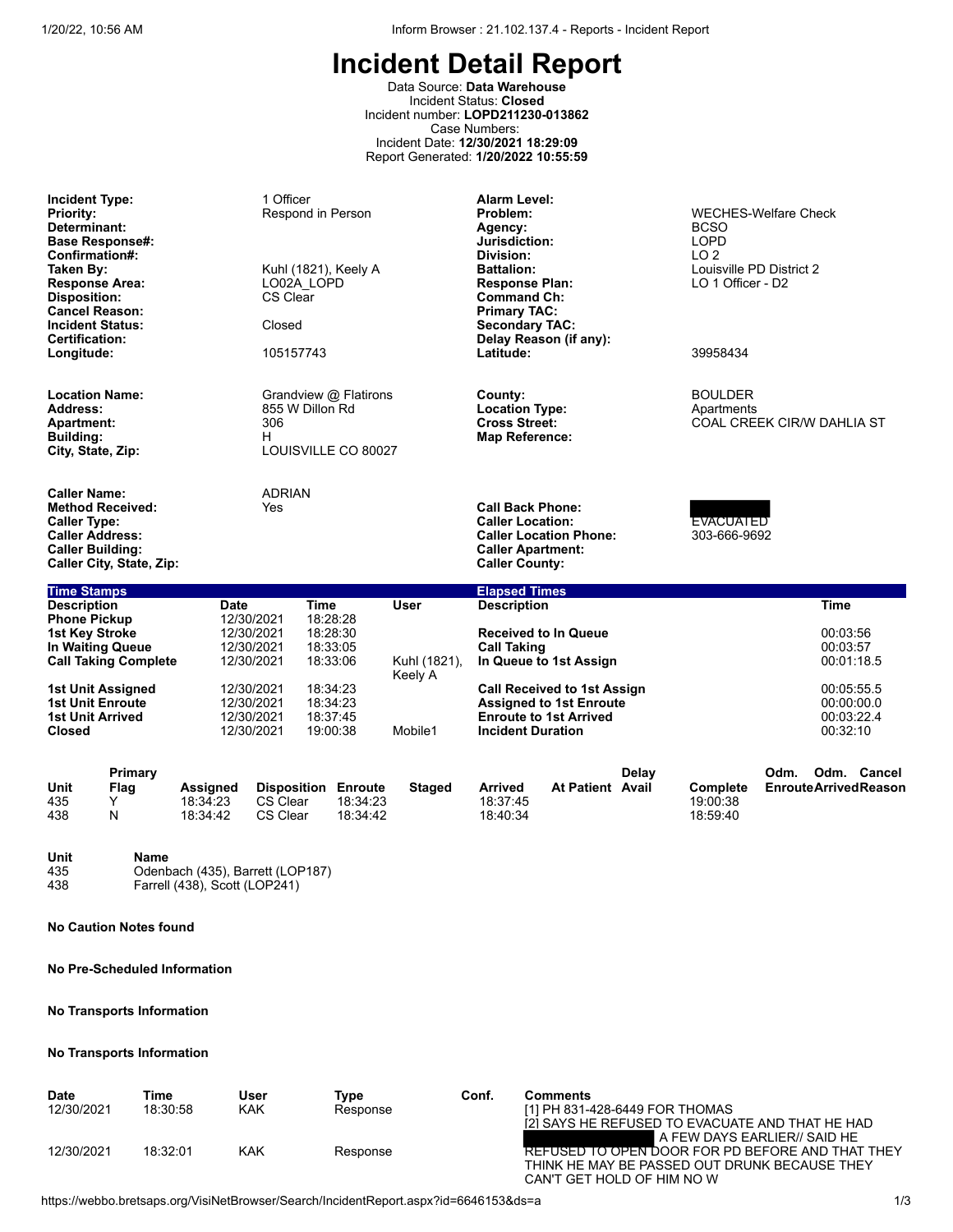# Incident Detail Report

Data Source: **Data Warehouse**
Incident Status: **Closed**
Incident number: **LOPD211230-013862**
Case Numbers:
Incident Date: **12/30/2021 18:29:09**
Report Generated: **1/20/2022 10:55:59**

| | | | |
|---|---|---|---|
| **Incident Type:** | 1 Officer | **Alarm Level:** | |
| **Priority:** | Respond in Person | **Problem:** | WECHES-Welfare Check |
| **Determinant:** | | **Agency:** | BCSO |
| **Base Response#:** | | **Jurisdiction:** | LOPD |
| **Confirmation#:** | | **Division:** | LO 2 |
| **Taken By:** | Kuhl (1821), Keely A | **Battalion:** | Louisville PD District 2 |
| **Response Area:** | LO02A_LOPD | **Response Plan:** | LO 1 Officer - D2 |
| **Disposition:** | CS Clear | **Command Ch:** | |
| **Cancel Reason:** | | **Primary TAC:** | |
| **Incident Status:** | Closed | **Secondary TAC:** | |
| **Certification:** | | **Delay Reason (if any):** | |
| **Longitude:** | 105157743 | **Latitude:** | 39958434 |

| | | | |
|---|---|---|---|
| **Location Name:** | Grandview @ Flatirons | **County:** | BOULDER |
| **Address:** | 855 W Dillon Rd | **Location Type:** | Apartments |
| **Apartment:** | 306 | **Cross Street:** | COAL CREEK CIR/W DAHLIA ST |
| **Building:** | H | **Map Reference:** | |
| **City, State, Zip:** | LOUISVILLE CO 80027 | | |

| | | | |
|---|---|---|---|
| **Caller Name:** | ADRIAN | | |
| **Method Received:** | Yes | **Call Back Phone:** | [REDACTED] |
| **Caller Type:** | | **Caller Location:** | EVACUATED |
| **Caller Address:** | | **Caller Location Phone:** | 303-666-9692 |
| **Caller Building:** | | **Caller Apartment:** | |
| **Caller City, State, Zip:** | | **Caller County:** | |

**Time Stamps**

| Description | Date | Time | User |
|---|---|---|---|
| Phone Pickup | 12/30/2021 | 18:28:28 | |
| 1st Key Stroke | 12/30/2021 | 18:28:30 | |
| In Waiting Queue | 12/30/2021 | 18:33:05 | |
| Call Taking Complete | 12/30/2021 | 18:33:06 | Kuhl (1821), Keely A |
| 1st Unit Assigned | 12/30/2021 | 18:34:23 | |
| 1st Unit Enroute | 12/30/2021 | 18:34:23 | |
| 1st Unit Arrived | 12/30/2021 | 18:37:45 | |
| Closed | 12/30/2021 | 19:00:38 | Mobile1 |

**Elapsed Times**

| Description | Time |
|---|---|
| Received to In Queue | 00:03:56 |
| Call Taking | 00:03:57 |
| In Queue to 1st Assign | 00:01:18.5 |
| Call Received to 1st Assign | 00:05:55.5 |
| Assigned to 1st Enroute | 00:00:00.0 |
| Enroute to 1st Arrived | 00:03:22.4 |
| Incident Duration | 00:32:10 |

| Unit | Primary Flag | Assigned | Disposition | Enroute | Staged | Arrived | At Patient | Delay Avail | Complete | Odm. Enroute | Odm. Arrived | Cancel Reason |
|---|---|---|---|---|---|---|---|---|---|---|---|---|
| 435 | Y | 18:34:23 | CS Clear | 18:34:23 | | 18:37:45 | | | 19:00:38 | | | |
| 438 | N | 18:34:42 | CS Clear | 18:34:42 | | 18:40:34 | | | 18:59:40 | | | |

| Unit | Name |
|---|---|
| 435 | Odenbach (435), Barrett (LOP187) |
| 438 | Farrell (438), Scott (LOP241) |

**No Caution Notes found**

**No Pre-Scheduled Information**

**No Transports Information**

**No Transports Information**

| Date | Time | User | Type | Conf. | Comments |
|---|---|---|---|---|---|
| 12/30/2021 | 18:30:58 | KAK | Response | | [1] PH 831-428-6449 FOR THOMAS<br>[2] SAYS HE REFUSED TO EVACUATE AND THAT HE HAD [REDACTED] A FEW DAYS EARLIER// SAID HE |
| 12/30/2021 | 18:32:01 | KAK | Response | | REFUSED TO OPEN DOOR FOR PD BEFORE AND THAT THEY THINK HE MAY BE PASSED OUT DRUNK BECAUSE THEY CAN'T GET HOLD OF HIM NO W |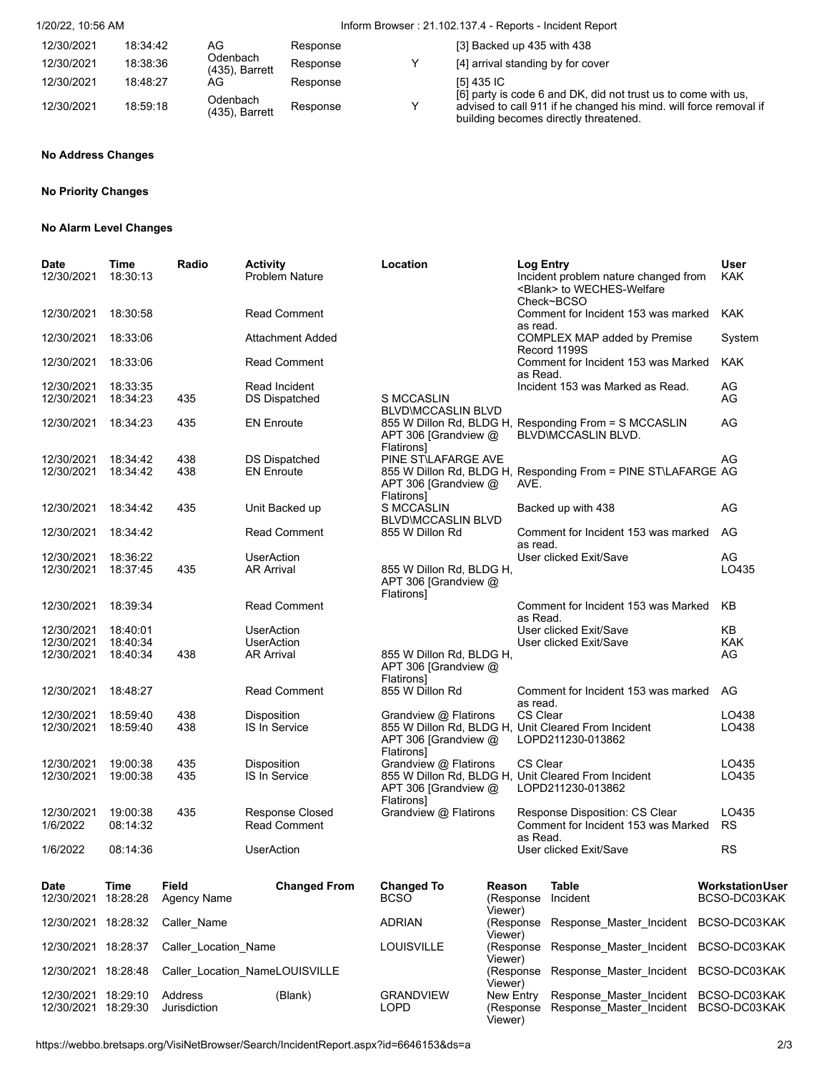| | | | | | |
|---|---|---|---|---|---|
| 12/30/2021 | 18:34:42 | AG | Response | | [3] Backed up 435 with 438 |
| 12/30/2021 | 18:38:36 | Odenbach (435), Barrett | Response | Y | [4] arrival standing by for cover |
| 12/30/2021 | 18:48:27 | AG | Response | | [5] 435 IC |
| 12/30/2021 | 18:59:18 | Odenbach (435), Barrett | Response | Y | [6] party is code 6 and DK, did not trust us to come with us, advised to call 911 if he changed his mind. will force removal if building becomes directly threatened. |

**No Address Changes**

**No Priority Changes**

**No Alarm Level Changes**

| Date | Time | Radio | Activity | Location | Log Entry | User |
|---|---|---|---|---|---|---|
| 12/30/2021 | 18:30:13 | | Problem Nature | | Incident problem nature changed from <Blank> to WECHES-Welfare Check~BCSO | KAK |
| 12/30/2021 | 18:30:58 | | Read Comment | | Comment for Incident 153 was marked as read. | KAK |
| 12/30/2021 | 18:33:06 | | Attachment Added | | COMPLEX MAP added by Premise Record 1199S | System |
| 12/30/2021 | 18:33:06 | | Read Comment | | Comment for Incident 153 was Marked as Read. | KAK |
| 12/30/2021 | 18:33:35 | | Read Incident | | Incident 153 was Marked as Read. | AG |
| 12/30/2021 | 18:34:23 | 435 | DS Dispatched | S MCCASLIN BLVD\MCCASLIN BLVD | | AG |
| 12/30/2021 | 18:34:23 | 435 | EN Enroute | 855 W Dillon Rd, BLDG H, APT 306 [Grandview @ Flatirons] | Responding From = S MCCASLIN BLVD\MCCASLIN BLVD. | AG |
| 12/30/2021 | 18:34:42 | 438 | DS Dispatched | PINE ST\LAFARGE AVE | | AG |
| 12/30/2021 | 18:34:42 | 438 | EN Enroute | 855 W Dillon Rd, BLDG H, APT 306 [Grandview @ Flatirons] | Responding From = PINE ST\LAFARGE AVE. | AG |
| 12/30/2021 | 18:34:42 | 435 | Unit Backed up | S MCCASLIN BLVD\MCCASLIN BLVD | Backed up with 438 | AG |
| 12/30/2021 | 18:34:42 | | Read Comment | 855 W Dillon Rd | Comment for Incident 153 was marked as read. | AG |
| 12/30/2021 | 18:36:22 | | UserAction | | User clicked Exit/Save | AG |
| 12/30/2021 | 18:37:45 | 435 | AR Arrival | 855 W Dillon Rd, BLDG H, APT 306 [Grandview @ Flatirons] | | LO435 |
| 12/30/2021 | 18:39:34 | | Read Comment | | Comment for Incident 153 was Marked as Read. | KB |
| 12/30/2021 | 18:40:01 | | UserAction | | User clicked Exit/Save | KB |
| 12/30/2021 | 18:40:34 | | UserAction | | User clicked Exit/Save | KAK |
| 12/30/2021 | 18:40:34 | 438 | AR Arrival | 855 W Dillon Rd, BLDG H, APT 306 [Grandview @ Flatirons] | | AG |
| 12/30/2021 | 18:48:27 | | Read Comment | 855 W Dillon Rd | Comment for Incident 153 was marked as read. | AG |
| 12/30/2021 | 18:59:40 | 438 | Disposition | Grandview @ Flatirons | CS Clear | LO438 |
| 12/30/2021 | 18:59:40 | 438 | IS In Service | 855 W Dillon Rd, BLDG H, APT 306 [Grandview @ Flatirons] | Unit Cleared From Incident LOPD211230-013862 | LO438 |
| 12/30/2021 | 19:00:38 | 435 | Disposition | Grandview @ Flatirons | CS Clear | LO435 |
| 12/30/2021 | 19:00:38 | 435 | IS In Service | 855 W Dillon Rd, BLDG H, APT 306 [Grandview @ Flatirons] | Unit Cleared From Incident LOPD211230-013862 | LO435 |
| 12/30/2021 | 19:00:38 | 435 | Response Closed | Grandview @ Flatirons | Response Disposition: CS Clear | LO435 |
| 1/6/2022 | 08:14:32 | | Read Comment | | Comment for Incident 153 was Marked as Read. | RS |
| 1/6/2022 | 08:14:36 | | UserAction | | User clicked Exit/Save | RS |

| Date | Time | Field | Changed From | Changed To | Reason | Table | Workstation | User |
|---|---|---|---|---|---|---|---|---|
| 12/30/2021 | 18:28:28 | Agency Name | | BCSO | (Response Viewer) | Incident | BCSO-DC03 | KAK |
| 12/30/2021 | 18:28:32 | Caller_Name | | ADRIAN | (Response Viewer) | Response_Master_Incident | BCSO-DC03 | KAK |
| 12/30/2021 | 18:28:37 | Caller_Location_Name | | LOUISVILLE | (Response Viewer) | Response_Master_Incident | BCSO-DC03 | KAK |
| 12/30/2021 | 18:28:48 | Caller_Location_Name | LOUISVILLE | | (Response Viewer) | Response_Master_Incident | BCSO-DC03 | KAK |
| 12/30/2021 | 18:29:10 | Address | (Blank) | GRANDVIEW | New Entry | Response_Master_Incident | BCSO-DC03 | KAK |
| 12/30/2021 | 18:29:30 | Jurisdiction | | LOPD | (Response Viewer) | Response_Master_Incident | BCSO-DC03 | KAK |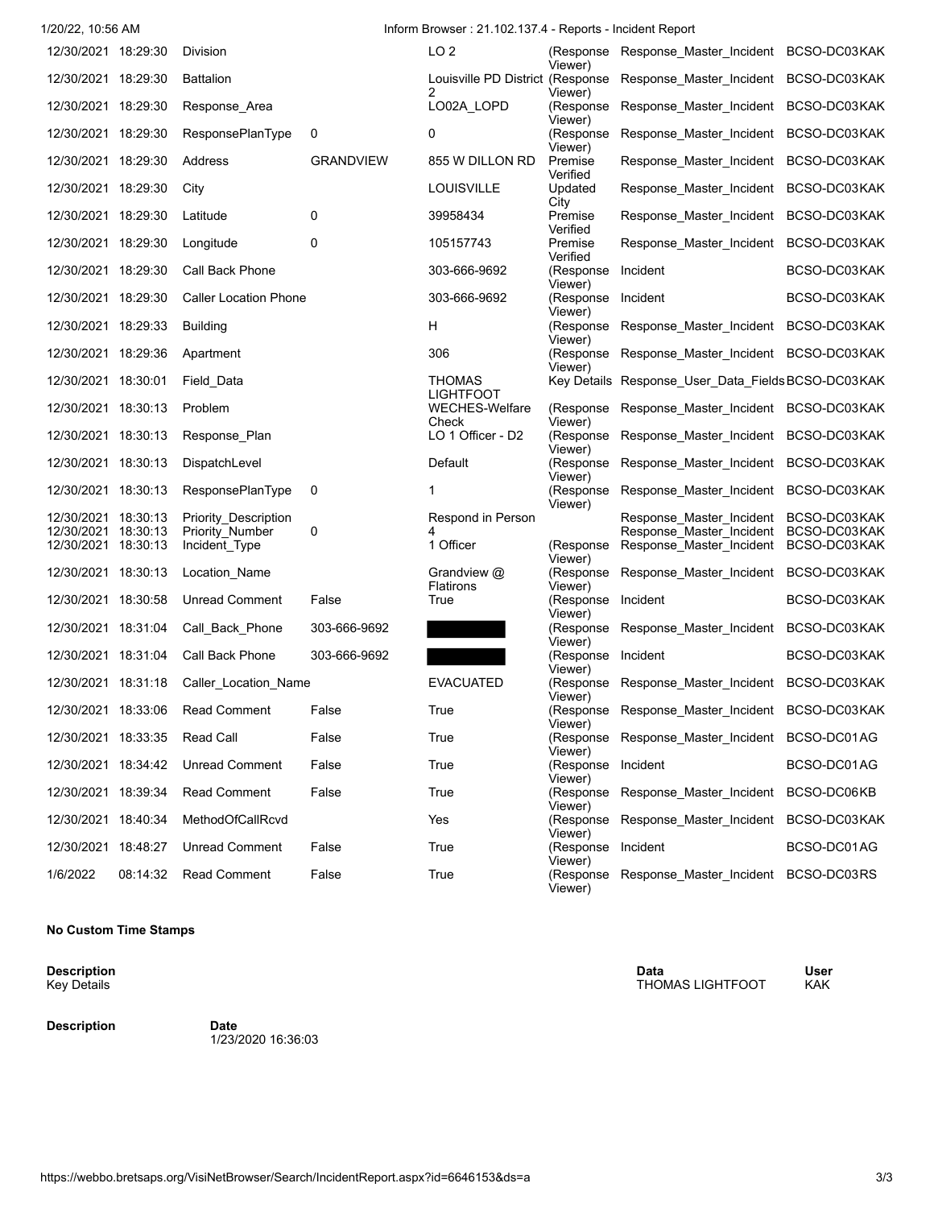| Date | Time | Field | Old Value | New Value | Source | Table | User |
|---|---|---|---|---|---|---|---|
| 12/30/2021 | 18:29:30 | Division | | LO 2 | (Response Viewer) | Response_Master_Incident | BCSO-DC03KAK |
| 12/30/2021 | 18:29:30 | Battalion | | Louisville PD District 2 | (Response Viewer) | Response_Master_Incident | BCSO-DC03KAK |
| 12/30/2021 | 18:29:30 | Response_Area | | LO02A_LOPD | (Response Viewer) | Response_Master_Incident | BCSO-DC03KAK |
| 12/30/2021 | 18:29:30 | ResponsePlanType | 0 | 0 | (Response Viewer) | Response_Master_Incident | BCSO-DC03KAK |
| 12/30/2021 | 18:29:30 | Address | GRANDVIEW | 855 W DILLON RD | Premise Verified | Response_Master_Incident | BCSO-DC03KAK |
| 12/30/2021 | 18:29:30 | City | | LOUISVILLE | Updated City | Response_Master_Incident | BCSO-DC03KAK |
| 12/30/2021 | 18:29:30 | Latitude | 0 | 39958434 | Premise Verified | Response_Master_Incident | BCSO-DC03KAK |
| 12/30/2021 | 18:29:30 | Longitude | 0 | 105157743 | Premise Verified | Response_Master_Incident | BCSO-DC03KAK |
| 12/30/2021 | 18:29:30 | Call Back Phone | | 303-666-9692 | (Response Viewer) | Incident | BCSO-DC03KAK |
| 12/30/2021 | 18:29:30 | Caller Location Phone | | 303-666-9692 | (Response Viewer) | Incident | BCSO-DC03KAK |
| 12/30/2021 | 18:29:33 | Building | | H | (Response Viewer) | Response_Master_Incident | BCSO-DC03KAK |
| 12/30/2021 | 18:29:36 | Apartment | | 306 | (Response Viewer) | Response_Master_Incident | BCSO-DC03KAK |
| 12/30/2021 | 18:30:01 | Field_Data | | THOMAS LIGHTFOOT | Key Details | Response_User_Data_Fields | BCSO-DC03KAK |
| 12/30/2021 | 18:30:13 | Problem | | WECHES-Welfare Check | (Response Viewer) | Response_Master_Incident | BCSO-DC03KAK |
| 12/30/2021 | 18:30:13 | Response_Plan | | LO 1 Officer - D2 | (Response Viewer) | Response_Master_Incident | BCSO-DC03KAK |
| 12/30/2021 | 18:30:13 | DispatchLevel | | Default | (Response Viewer) | Response_Master_Incident | BCSO-DC03KAK |
| 12/30/2021 | 18:30:13 | ResponsePlanType | 0 | 1 | (Response Viewer) | Response_Master_Incident | BCSO-DC03KAK |
| 12/30/2021 | 18:30:13 | Priority_Description | | Respond in Person | | Response_Master_Incident | BCSO-DC03KAK |
| 12/30/2021 | 18:30:13 | Priority_Number | 0 | 4 | | Response_Master_Incident | BCSO-DC03KAK |
| 12/30/2021 | 18:30:13 | Incident_Type | | 1 Officer | (Response Viewer) | Response_Master_Incident | BCSO-DC03KAK |
| 12/30/2021 | 18:30:13 | Location_Name | | Grandview @ Flatirons | (Response Viewer) | Response_Master_Incident | BCSO-DC03KAK |
| 12/30/2021 | 18:30:58 | Unread Comment | False | True | (Response Viewer) | Incident | BCSO-DC03KAK |
| 12/30/2021 | 18:31:04 | Call_Back_Phone | 303-666-9692 | [REDACTED] | (Response Viewer) | Response_Master_Incident | BCSO-DC03KAK |
| 12/30/2021 | 18:31:04 | Call Back Phone | 303-666-9692 | [REDACTED] | (Response Viewer) | Incident | BCSO-DC03KAK |
| 12/30/2021 | 18:31:18 | Caller_Location_Name | | EVACUATED | (Response Viewer) | Response_Master_Incident | BCSO-DC03KAK |
| 12/30/2021 | 18:33:06 | Read Comment | False | True | (Response Viewer) | Response_Master_Incident | BCSO-DC03KAK |
| 12/30/2021 | 18:33:35 | Read Call | False | True | (Response Viewer) | Response_Master_Incident | BCSO-DC01AG |
| 12/30/2021 | 18:34:42 | Unread Comment | False | True | (Response Viewer) | Incident | BCSO-DC01AG |
| 12/30/2021 | 18:39:34 | Read Comment | False | True | (Response Viewer) | Response_Master_Incident | BCSO-DC06KB |
| 12/30/2021 | 18:40:34 | MethodOfCallRcvd | | Yes | (Response Viewer) | Response_Master_Incident | BCSO-DC03KAK |
| 12/30/2021 | 18:48:27 | Unread Comment | False | True | (Response Viewer) | Incident | BCSO-DC01AG |
| 1/6/2022 | 08:14:32 | Read Comment | False | True | (Response Viewer) | Response_Master_Incident | BCSO-DC03RS |

**No Custom Time Stamps**

| Description | Data | User |
|---|---|---|
| Key Details | THOMAS LIGHTFOOT | KAK |

| Description | Date |
|---|---|
| | 1/23/2020 16:36:03 |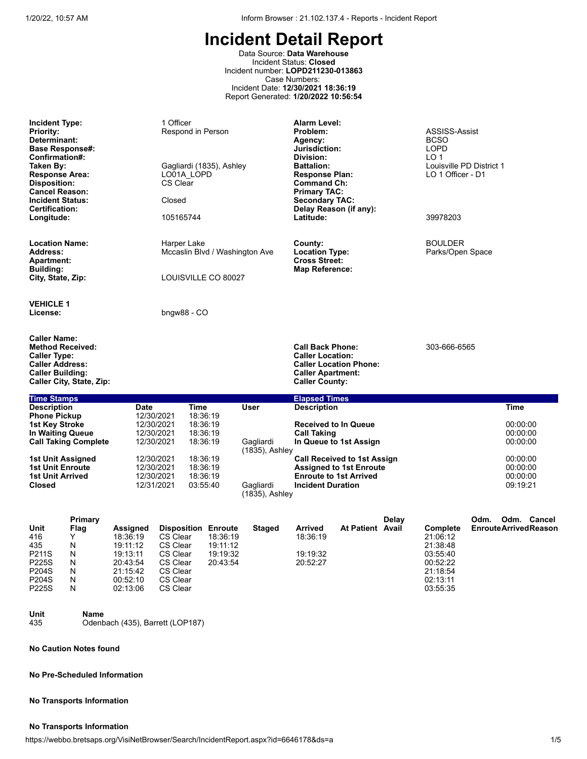# Incident Detail Report

Data Source: **Data Warehouse**
Incident Status: **Closed**
Incident number: **LOPD211230-013863**
Case Numbers:
Incident Date: **12/30/2021 18:36:19**
Report Generated: **1/20/2022 10:56:54**

| | | | |
|---|---|---|---|
| **Incident Type:** | 1 Officer | **Alarm Level:** | |
| **Priority:** | Respond in Person | **Problem:** | ASSISS-Assist |
| **Determinant:** | | **Agency:** | BCSO |
| **Base Response#:** | | **Jurisdiction:** | LOPD |
| **Confirmation#:** | | **Division:** | LO 1 |
| **Taken By:** | Gagliardi (1835), Ashley | **Battalion:** | Louisville PD District 1 |
| **Response Area:** | LO01A_LOPD | **Response Plan:** | LO 1 Officer - D1 |
| **Disposition:** | CS Clear | **Command Ch:** | |
| **Cancel Reason:** | | **Primary TAC:** | |
| **Incident Status:** | Closed | **Secondary TAC:** | |
| **Certification:** | | **Delay Reason (if any):** | |
| **Longitude:** | 105165744 | **Latitude:** | 39978203 |

| | | | |
|---|---|---|---|
| **Location Name:** | Harper Lake | **County:** | BOULDER |
| **Address:** | Mccaslin Blvd / Washington Ave | **Location Type:** | Parks/Open Space |
| **Apartment:** | | **Cross Street:** | |
| **Building:** | | **Map Reference:** | |
| **City, State, Zip:** | LOUISVILLE CO 80027 | | |

**VEHICLE 1**
**License:** bngw88 - CO

| | | | |
|---|---|---|---|
| **Caller Name:** | | | |
| **Method Received:** | | **Call Back Phone:** | 303-666-6565 |
| **Caller Type:** | | **Caller Location:** | |
| **Caller Address:** | | **Caller Location Phone:** | |
| **Caller Building:** | | **Caller Apartment:** | |
| **Caller City, State, Zip:** | | **Caller County:** | |

**Time Stamps**

| Description | Date | Time | User |
|---|---|---|---|
| Phone Pickup | 12/30/2021 | 18:36:19 | |
| 1st Key Stroke | 12/30/2021 | 18:36:19 | |
| In Waiting Queue | 12/30/2021 | 18:36:19 | |
| Call Taking Complete | 12/30/2021 | 18:36:19 | Gagliardi (1835), Ashley |
| 1st Unit Assigned | 12/30/2021 | 18:36:19 | |
| 1st Unit Enroute | 12/30/2021 | 18:36:19 | |
| 1st Unit Arrived | 12/30/2021 | 18:36:19 | |
| Closed | 12/31/2021 | 03:55:40 | Gagliardi (1835), Ashley |

**Elapsed Times**

| Description | Time |
|---|---|
| Received to In Queue | 00:00:00 |
| Call Taking | 00:00:00 |
| In Queue to 1st Assign | 00:00:00 |
| Call Received to 1st Assign | 00:00:00 |
| Assigned to 1st Enroute | 00:00:00 |
| Enroute to 1st Arrived | 00:00:00 |
| Incident Duration | 09:19:21 |

| Unit | Primary Flag | Assigned | Disposition | Enroute | Staged | Arrived | At Patient | Delay Avail | Complete | Odm. Enroute | Odm. Arrived | Cancel Reason |
|---|---|---|---|---|---|---|---|---|---|---|---|---|
| 416 | Y | 18:36:19 | CS Clear | 18:36:19 | | 18:36:19 | | | 21:06:12 | | | |
| 435 | N | 19:11:12 | CS Clear | 19:11:12 | | | | | 21:38:48 | | | |
| P211S | N | 19:13:11 | CS Clear | 19:19:32 | | 19:19:32 | | | 03:55:40 | | | |
| P225S | N | 20:43:54 | CS Clear | 20:43:54 | | 20:52:27 | | | 00:52:22 | | | |
| P204S | N | 21:15:42 | CS Clear | | | | | | 21:18:54 | | | |
| P204S | N | 00:52:10 | CS Clear | | | | | | 02:13:11 | | | |
| P225S | N | 02:13:06 | CS Clear | | | | | | 03:55:35 | | | |

| Unit | Name |
|---|---|
| 435 | Odenbach (435), Barrett (LOP187) |

**No Caution Notes found**

**No Pre-Scheduled Information**

**No Transports Information**

**No Transports Information**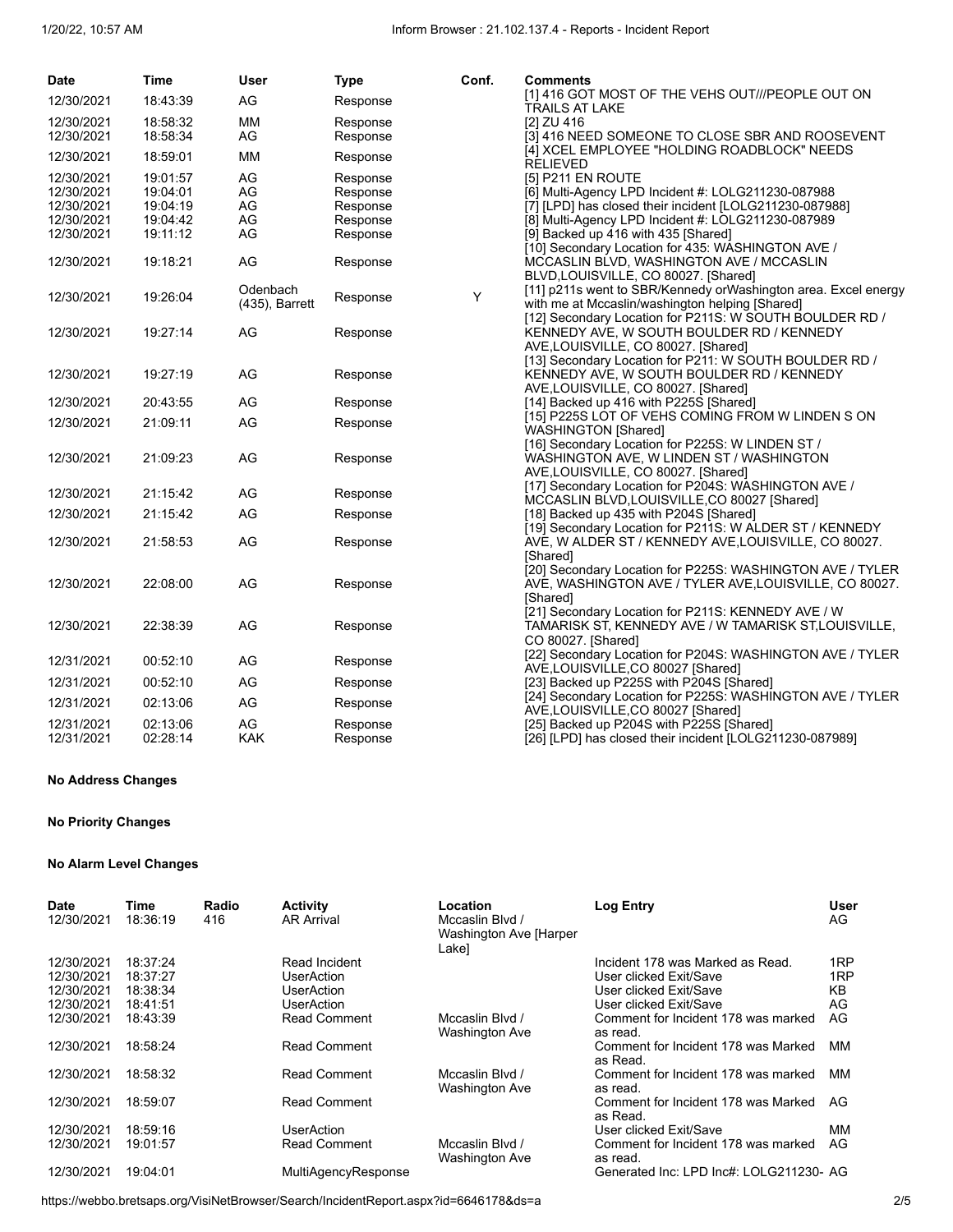| Date | Time | User | Type | Conf. | Comments |
|---|---|---|---|---|---|
| 12/30/2021 | 18:43:39 | AG | Response | | [1] 416 GOT MOST OF THE VEHS OUT///PEOPLE OUT ON TRAILS AT LAKE |
| 12/30/2021 | 18:58:32 | MM | Response | | [2] ZU 416 |
| 12/30/2021 | 18:58:34 | AG | Response | | [3] 416 NEED SOMEONE TO CLOSE SBR AND ROOSEVENT |
| 12/30/2021 | 18:59:01 | MM | Response | | [4] XCEL EMPLOYEE "HOLDING ROADBLOCK" NEEDS RELIEVED |
| 12/30/2021 | 19:01:57 | AG | Response | | [5] P211 EN ROUTE |
| 12/30/2021 | 19:04:01 | AG | Response | | [6] Multi-Agency LPD Incident #: LOLG211230-087988 |
| 12/30/2021 | 19:04:19 | AG | Response | | [7] [LPD] has closed their incident [LOLG211230-087988] |
| 12/30/2021 | 19:04:42 | AG | Response | | [8] Multi-Agency LPD Incident #: LOLG211230-087989 |
| 12/30/2021 | 19:11:12 | AG | Response | | [9] Backed up 416 with 435 [Shared] |
| 12/30/2021 | 19:18:21 | AG | Response | | [10] Secondary Location for 435: WASHINGTON AVE / MCCASLIN BLVD, WASHINGTON AVE / MCCASLIN BLVD,LOUISVILLE, CO 80027. [Shared] |
| 12/30/2021 | 19:26:04 | Odenbach (435), Barrett | Response | Y | [11] p211s went to SBR/Kennedy orWashington area. Excel energy with me at Mccaslin/washington helping [Shared] |
| 12/30/2021 | 19:27:14 | AG | Response | | [12] Secondary Location for P211S: W SOUTH BOULDER RD / KENNEDY AVE, W SOUTH BOULDER RD / KENNEDY AVE,LOUISVILLE, CO 80027. [Shared] |
| 12/30/2021 | 19:27:19 | AG | Response | | [13] Secondary Location for P211: W SOUTH BOULDER RD / KENNEDY AVE, W SOUTH BOULDER RD / KENNEDY AVE,LOUISVILLE, CO 80027. [Shared] |
| 12/30/2021 | 20:43:55 | AG | Response | | [14] Backed up 416 with P225S [Shared] |
| 12/30/2021 | 21:09:11 | AG | Response | | [15] P225S LOT OF VEHS COMING FROM W LINDEN S ON WASHINGTON [Shared] |
| 12/30/2021 | 21:09:23 | AG | Response | | [16] Secondary Location for P225S: W LINDEN ST / WASHINGTON AVE, W LINDEN ST / WASHINGTON AVE,LOUISVILLE, CO 80027. [Shared] |
| 12/30/2021 | 21:15:42 | AG | Response | | [17] Secondary Location for P204S: WASHINGTON AVE / MCCASLIN BLVD,LOUISVILLE,CO 80027 [Shared] |
| 12/30/2021 | 21:15:42 | AG | Response | | [18] Backed up 435 with P204S [Shared] |
| 12/30/2021 | 21:58:53 | AG | Response | | [19] Secondary Location for P211S: W ALDER ST / KENNEDY AVE, W ALDER ST / KENNEDY AVE,LOUISVILLE, CO 80027. [Shared] |
| 12/30/2021 | 22:08:00 | AG | Response | | [20] Secondary Location for P225S: WASHINGTON AVE / TYLER AVE, WASHINGTON AVE / TYLER AVE,LOUISVILLE, CO 80027. [Shared] |
| 12/30/2021 | 22:38:39 | AG | Response | | [21] Secondary Location for P211S: KENNEDY AVE / W TAMARISK ST, KENNEDY AVE / W TAMARISK ST,LOUISVILLE, CO 80027. [Shared] |
| 12/31/2021 | 00:52:10 | AG | Response | | [22] Secondary Location for P204S: WASHINGTON AVE / TYLER AVE,LOUISVILLE,CO 80027 [Shared] |
| 12/31/2021 | 00:52:10 | AG | Response | | [23] Backed up P225S with P204S [Shared] |
| 12/31/2021 | 02:13:06 | AG | Response | | [24] Secondary Location for P225S: WASHINGTON AVE / TYLER AVE,LOUISVILLE,CO 80027 [Shared] |
| 12/31/2021 | 02:13:06 | AG | Response | | [25] Backed up P204S with P225S [Shared] |
| 12/31/2021 | 02:28:14 | KAK | Response | | [26] [LPD] has closed their incident [LOLG211230-087989] |

**No Address Changes**

**No Priority Changes**

**No Alarm Level Changes**

| Date | Time | Radio | Activity | Location | Log Entry | User |
|---|---|---|---|---|---|---|
| 12/30/2021 | 18:36:19 | 416 | AR Arrival | Mccaslin Blvd / Washington Ave [Harper Lake] | | AG |
| 12/30/2021 | 18:37:24 | | Read Incident | | Incident 178 was Marked as Read. | 1RP |
| 12/30/2021 | 18:37:27 | | UserAction | | User clicked Exit/Save | 1RP |
| 12/30/2021 | 18:38:34 | | UserAction | | User clicked Exit/Save | KB |
| 12/30/2021 | 18:41:51 | | UserAction | | User clicked Exit/Save | AG |
| 12/30/2021 | 18:43:39 | | Read Comment | Mccaslin Blvd / Washington Ave | Comment for Incident 178 was marked as read. | AG |
| 12/30/2021 | 18:58:24 | | Read Comment | | Comment for Incident 178 was Marked as Read. | MM |
| 12/30/2021 | 18:58:32 | | Read Comment | Mccaslin Blvd / Washington Ave | Comment for Incident 178 was marked as read. | MM |
| 12/30/2021 | 18:59:07 | | Read Comment | | Comment for Incident 178 was Marked as Read. | AG |
| 12/30/2021 | 18:59:16 | | UserAction | | User clicked Exit/Save | MM |
| 12/30/2021 | 19:01:57 | | Read Comment | Mccaslin Blvd / Washington Ave | Comment for Incident 178 was marked as read. | AG |
| 12/30/2021 | 19:04:01 | | MultiAgencyResponse | | Generated Inc: LPD Inc#: LOLG211230- | AG |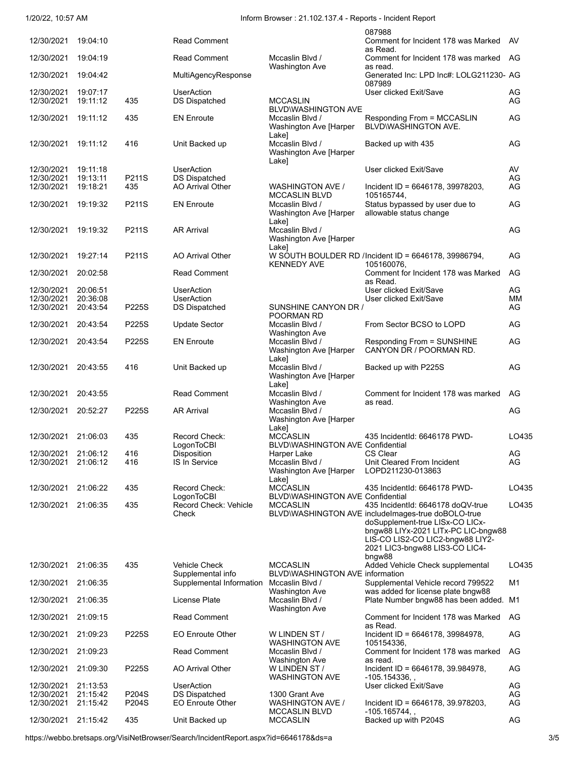| | | | | | 087988 | |
|---|---|---|---|---|---|---|
| 12/30/2021 | 19:04:10 | | Read Comment | | Comment for Incident 178 was Marked as Read. | AV |
| 12/30/2021 | 19:04:19 | | Read Comment | Mccaslin Blvd / Washington Ave | Comment for Incident 178 was marked as read. | AG |
| 12/30/2021 | 19:04:42 | | MultiAgencyResponse | | Generated Inc: LPD Inc#: LOLG211230-087989 | AG |
| 12/30/2021 | 19:07:17 | | UserAction | | User clicked Exit/Save | AG |
| 12/30/2021 | 19:11:12 | 435 | DS Dispatched | MCCASLIN BLVD\WASHINGTON AVE | | AG |
| 12/30/2021 | 19:11:12 | 435 | EN Enroute | Mccaslin Blvd / Washington Ave [Harper Lake] | Responding From = MCCASLIN BLVD\WASHINGTON AVE. | AG |
| 12/30/2021 | 19:11:12 | 416 | Unit Backed up | Mccaslin Blvd / Washington Ave [Harper Lake] | Backed up with 435 | AG |
| 12/30/2021 | 19:11:18 | | UserAction | | User clicked Exit/Save | AV |
| 12/30/2021 | 19:13:11 | P211S | DS Dispatched | | | AG |
| 12/30/2021 | 19:18:21 | 435 | AO Arrival Other | WASHINGTON AVE / MCCASLIN BLVD | Incident ID = 6646178, 39978203, 105165744, | AG |
| 12/30/2021 | 19:19:32 | P211S | EN Enroute | Mccaslin Blvd / Washington Ave [Harper Lake] | Status bypassed by user due to allowable status change | AG |
| 12/30/2021 | 19:19:32 | P211S | AR Arrival | Mccaslin Blvd / Washington Ave [Harper Lake] | | AG |
| 12/30/2021 | 19:27:14 | P211S | AO Arrival Other | W SOUTH BOULDER RD / KENNEDY AVE | Incident ID = 6646178, 39986794, 105160076, | AG |
| 12/30/2021 | 20:02:58 | | Read Comment | | Comment for Incident 178 was Marked as Read. | AG |
| 12/30/2021 | 20:06:51 | | UserAction | | User clicked Exit/Save | AG |
| 12/30/2021 | 20:36:08 | | UserAction | | User clicked Exit/Save | MM |
| 12/30/2021 | 20:43:54 | P225S | DS Dispatched | SUNSHINE CANYON DR / POORMAN RD | | AG |
| 12/30/2021 | 20:43:54 | P225S | Update Sector | Mccaslin Blvd / Washington Ave | From Sector BCSO to LOPD | AG |
| 12/30/2021 | 20:43:54 | P225S | EN Enroute | Mccaslin Blvd / Washington Ave [Harper Lake] | Responding From = SUNSHINE CANYON DR / POORMAN RD. | AG |
| 12/30/2021 | 20:43:55 | 416 | Unit Backed up | Mccaslin Blvd / Washington Ave [Harper Lake] | Backed up with P225S | AG |
| 12/30/2021 | 20:43:55 | | Read Comment | Mccaslin Blvd / Washington Ave | Comment for Incident 178 was marked as read. | AG |
| 12/30/2021 | 20:52:27 | P225S | AR Arrival | Mccaslin Blvd / Washington Ave [Harper Lake] | | AG |
| 12/30/2021 | 21:06:03 | 435 | Record Check: LogonToCBI | MCCASLIN BLVD\WASHINGTON AVE | 435 IncidentId: 6646178 PWD-Confidential | LO435 |
| 12/30/2021 | 21:06:12 | 416 | Disposition | Harper Lake | CS Clear | AG |
| 12/30/2021 | 21:06:12 | 416 | IS In Service | Mccaslin Blvd / Washington Ave [Harper Lake] | Unit Cleared From Incident LOPD211230-013863 | AG |
| 12/30/2021 | 21:06:22 | 435 | Record Check: LogonToCBI | MCCASLIN BLVD\WASHINGTON AVE | 435 IncidentId: 6646178 PWD-Confidential | LO435 |
| 12/30/2021 | 21:06:35 | 435 | Record Check: Vehicle Check | MCCASLIN BLVD\WASHINGTON AVE | 435 IncidentId: 6646178 doQV-true includeImages-true doBOLO-true doSupplement-true LISx-CO LICx-bngw88 LIYx-2021 LITx-PC LIC-bngw88 LIS-CO LIS2-CO LIC2-bngw88 LIY2-2021 LIC3-bngw88 LIS3-CO LIC4-bngw88 | LO435 |
| 12/30/2021 | 21:06:35 | 435 | Vehicle Check Supplemental info | MCCASLIN BLVD\WASHINGTON AVE | Added Vehicle Check supplemental information | LO435 |
| 12/30/2021 | 21:06:35 | | Supplemental Information | Mccaslin Blvd / Washington Ave | Supplemental Vehicle record 799522 was added for license plate bngw88 | M1 |
| 12/30/2021 | 21:06:35 | | License Plate | Mccaslin Blvd / Washington Ave | Plate Number bngw88 has been added. | M1 |
| 12/30/2021 | 21:09:15 | | Read Comment | | Comment for Incident 178 was Marked as Read. | AG |
| 12/30/2021 | 21:09:23 | P225S | EO Enroute Other | W LINDEN ST / WASHINGTON AVE | Incident ID = 6646178, 39984978, 105154336, | AG |
| 12/30/2021 | 21:09:23 | | Read Comment | Mccaslin Blvd / Washington Ave | Comment for Incident 178 was marked as read. | AG |
| 12/30/2021 | 21:09:30 | P225S | AO Arrival Other | W LINDEN ST / WASHINGTON AVE | Incident ID = 6646178, 39.984978, -105.154336, , | AG |
| 12/30/2021 | 21:13:53 | | UserAction | | User clicked Exit/Save | AG |
| 12/30/2021 | 21:15:42 | P204S | DS Dispatched | 1300 Grant Ave | | AG |
| 12/30/2021 | 21:15:42 | P204S | EO Enroute Other | WASHINGTON AVE / MCCASLIN BLVD | Incident ID = 6646178, 39.978203, -105.165744, , | AG |
| 12/30/2021 | 21:15:42 | 435 | Unit Backed up | MCCASLIN | Backed up with P204S | AG |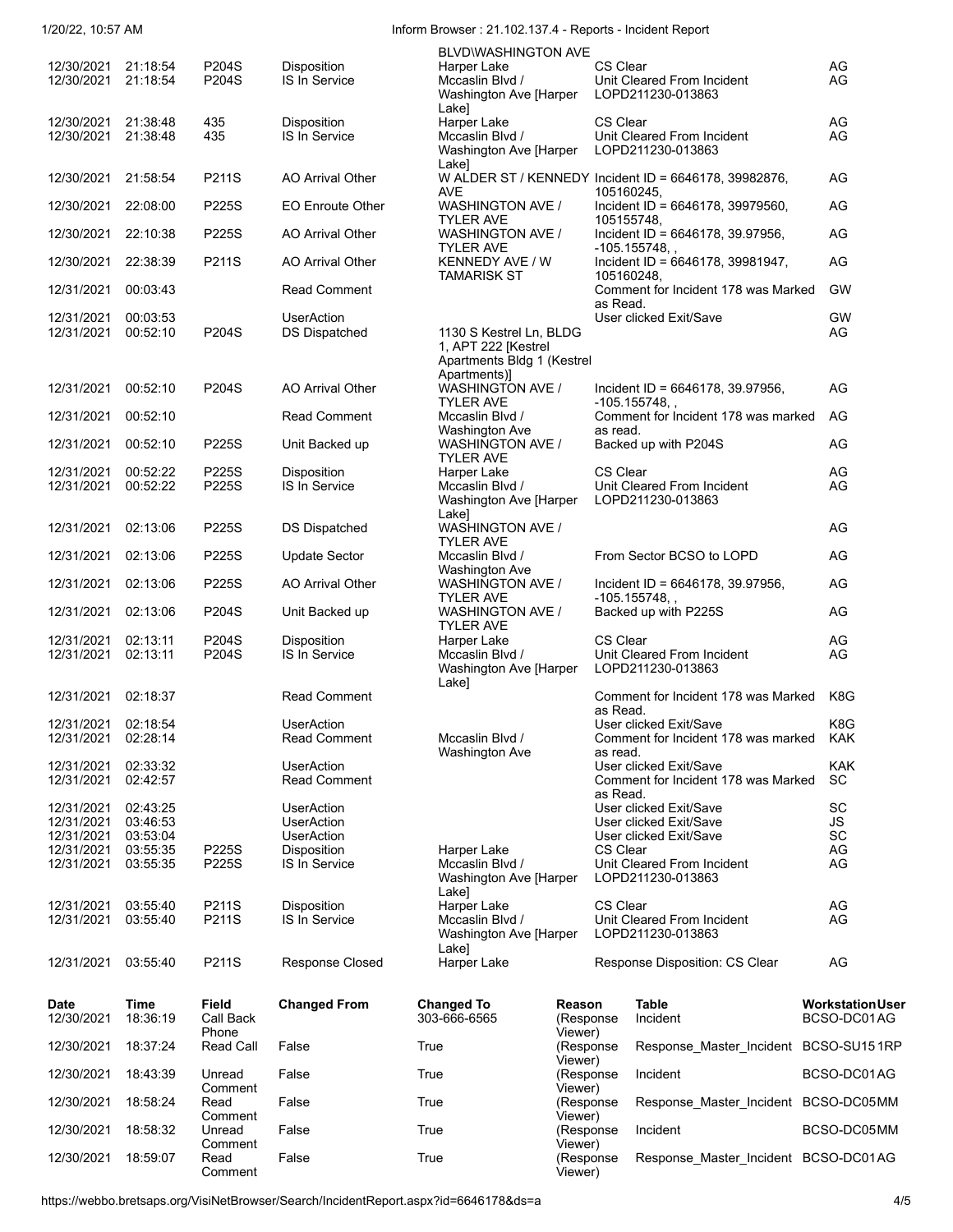| | | | | | | |
|---|---|---|---|---|---|---|
| | | | | BLVD\WASHINGTON AVE | | |
| 12/30/2021 | 21:18:54 | P204S | Disposition | Harper Lake | CS Clear | AG |
| 12/30/2021 | 21:18:54 | P204S | IS In Service | Mccaslin Blvd / Washington Ave [Harper Lake] | Unit Cleared From Incident LOPD211230-013863 | AG |
| 12/30/2021 | 21:38:48 | 435 | Disposition | Harper Lake | CS Clear | AG |
| 12/30/2021 | 21:38:48 | 435 | IS In Service | Mccaslin Blvd / Washington Ave [Harper Lake] | Unit Cleared From Incident LOPD211230-013863 | AG |
| 12/30/2021 | 21:58:54 | P211S | AO Arrival Other | W ALDER ST / KENNEDY AVE | Incident ID = 6646178, 39982876, 105160245, | AG |
| 12/30/2021 | 22:08:00 | P225S | EO Enroute Other | WASHINGTON AVE / TYLER AVE | Incident ID = 6646178, 39979560, 105155748, | AG |
| 12/30/2021 | 22:10:38 | P225S | AO Arrival Other | WASHINGTON AVE / TYLER AVE | Incident ID = 6646178, 39.97956, -105.155748, , | AG |
| 12/30/2021 | 22:38:39 | P211S | AO Arrival Other | KENNEDY AVE / W TAMARISK ST | Incident ID = 6646178, 39981947, 105160248, | AG |
| 12/31/2021 | 00:03:43 | | Read Comment | | Comment for Incident 178 was Marked as Read. | GW |
| 12/31/2021 | 00:03:53 | | UserAction | | User clicked Exit/Save | GW |
| 12/31/2021 | 00:52:10 | P204S | DS Dispatched | 1130 S Kestrel Ln, BLDG 1, APT 222 [Kestrel Apartments Bldg 1 (Kestrel Apartments)] | | AG |
| 12/31/2021 | 00:52:10 | P204S | AO Arrival Other | WASHINGTON AVE / TYLER AVE | Incident ID = 6646178, 39.97956, -105.155748, , | AG |
| 12/31/2021 | 00:52:10 | | Read Comment | Mccaslin Blvd / Washington Ave | Comment for Incident 178 was marked as read. | AG |
| 12/31/2021 | 00:52:10 | P225S | Unit Backed up | WASHINGTON AVE / TYLER AVE | Backed up with P204S | AG |
| 12/31/2021 | 00:52:22 | P225S | Disposition | Harper Lake | CS Clear | AG |
| 12/31/2021 | 00:52:22 | P225S | IS In Service | Mccaslin Blvd / Washington Ave [Harper Lake] | Unit Cleared From Incident LOPD211230-013863 | AG |
| 12/31/2021 | 02:13:06 | P225S | DS Dispatched | WASHINGTON AVE / TYLER AVE | | AG |
| 12/31/2021 | 02:13:06 | P225S | Update Sector | Mccaslin Blvd / Washington Ave | From Sector BCSO to LOPD | AG |
| 12/31/2021 | 02:13:06 | P225S | AO Arrival Other | WASHINGTON AVE / TYLER AVE | Incident ID = 6646178, 39.97956, -105.155748, , | AG |
| 12/31/2021 | 02:13:06 | P204S | Unit Backed up | WASHINGTON AVE / TYLER AVE | Backed up with P225S | AG |
| 12/31/2021 | 02:13:11 | P204S | Disposition | Harper Lake | CS Clear | AG |
| 12/31/2021 | 02:13:11 | P204S | IS In Service | Mccaslin Blvd / Washington Ave [Harper Lake] | Unit Cleared From Incident LOPD211230-013863 | AG |
| 12/31/2021 | 02:18:37 | | Read Comment | | Comment for Incident 178 was Marked as Read. | K8G |
| 12/31/2021 | 02:18:54 | | UserAction | | User clicked Exit/Save | K8G |
| 12/31/2021 | 02:28:14 | | Read Comment | Mccaslin Blvd / Washington Ave | Comment for Incident 178 was marked as read. | KAK |
| 12/31/2021 | 02:33:32 | | UserAction | | User clicked Exit/Save | KAK |
| 12/31/2021 | 02:42:57 | | Read Comment | | Comment for Incident 178 was Marked as Read. | SC |
| 12/31/2021 | 02:43:25 | | UserAction | | User clicked Exit/Save | SC |
| 12/31/2021 | 03:46:53 | | UserAction | | User clicked Exit/Save | JS |
| 12/31/2021 | 03:53:04 | | UserAction | | User clicked Exit/Save | SC |
| 12/31/2021 | 03:55:35 | P225S | Disposition | Harper Lake | CS Clear | AG |
| 12/31/2021 | 03:55:35 | P225S | IS In Service | Mccaslin Blvd / Washington Ave [Harper Lake] | Unit Cleared From Incident LOPD211230-013863 | AG |
| 12/31/2021 | 03:55:40 | P211S | Disposition | Harper Lake | CS Clear | AG |
| 12/31/2021 | 03:55:40 | P211S | IS In Service | Mccaslin Blvd / Washington Ave [Harper Lake] | Unit Cleared From Incident LOPD211230-013863 | AG |
| 12/31/2021 | 03:55:40 | P211S | Response Closed | Harper Lake | Response Disposition: CS Clear | AG |

| Date | Time | Field | Changed From | Changed To | Reason | Table | Workstation | User |
|---|---|---|---|---|---|---|---|---|
| 12/30/2021 | 18:36:19 | Call Back Phone | | 303-666-6565 | (Response Viewer) | Incident | BCSO-DC01 | AG |
| 12/30/2021 | 18:37:24 | Read Call | False | True | (Response Viewer) | Response_Master_Incident | BCSO-SU15 | 1RP |
| 12/30/2021 | 18:43:39 | Unread Comment | False | True | (Response Viewer) | Incident | BCSO-DC01 | AG |
| 12/30/2021 | 18:58:24 | Read Comment | False | True | (Response Viewer) | Response_Master_Incident | BCSO-DC05 | MM |
| 12/30/2021 | 18:58:32 | Unread Comment | False | True | (Response Viewer) | Incident | BCSO-DC05 | MM |
| 12/30/2021 | 18:59:07 | Read Comment | False | True | (Response Viewer) | Response_Master_Incident | BCSO-DC01 | AG |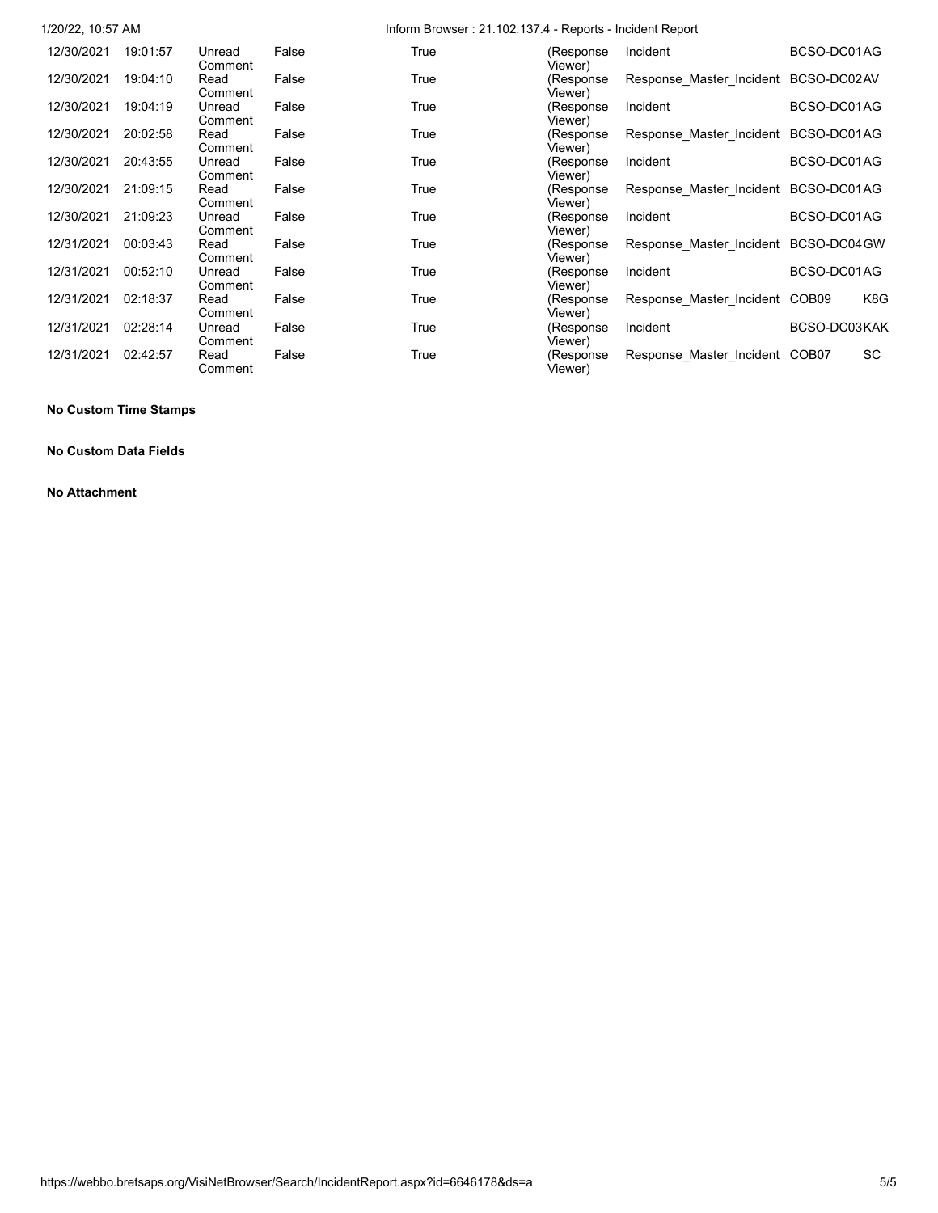| | | | | | | | | |
|---|---|---|---|---|---|---|---|---|
| 12/30/2021 | 19:01:57 | Unread Comment | False | True | (Response Viewer) | Incident | BCSO-DC01 | AG |
| 12/30/2021 | 19:04:10 | Read Comment | False | True | (Response Viewer) | Response_Master_Incident | BCSO-DC02 | AV |
| 12/30/2021 | 19:04:19 | Unread Comment | False | True | (Response Viewer) | Incident | BCSO-DC01 | AG |
| 12/30/2021 | 20:02:58 | Read Comment | False | True | (Response Viewer) | Response_Master_Incident | BCSO-DC01 | AG |
| 12/30/2021 | 20:43:55 | Unread Comment | False | True | (Response Viewer) | Incident | BCSO-DC01 | AG |
| 12/30/2021 | 21:09:15 | Read Comment | False | True | (Response Viewer) | Response_Master_Incident | BCSO-DC01 | AG |
| 12/30/2021 | 21:09:23 | Unread Comment | False | True | (Response Viewer) | Incident | BCSO-DC01 | AG |
| 12/31/2021 | 00:03:43 | Read Comment | False | True | (Response Viewer) | Response_Master_Incident | BCSO-DC04 | GW |
| 12/31/2021 | 00:52:10 | Unread Comment | False | True | (Response Viewer) | Incident | BCSO-DC01 | AG |
| 12/31/2021 | 02:18:37 | Read Comment | False | True | (Response Viewer) | Response_Master_Incident | COB09 | K8G |
| 12/31/2021 | 02:28:14 | Unread Comment | False | True | (Response Viewer) | Incident | BCSO-DC03 | KAK |
| 12/31/2021 | 02:42:57 | Read Comment | False | True | (Response Viewer) | Response_Master_Incident | COB07 | SC |

**No Custom Time Stamps**

**No Custom Data Fields**

**No Attachment**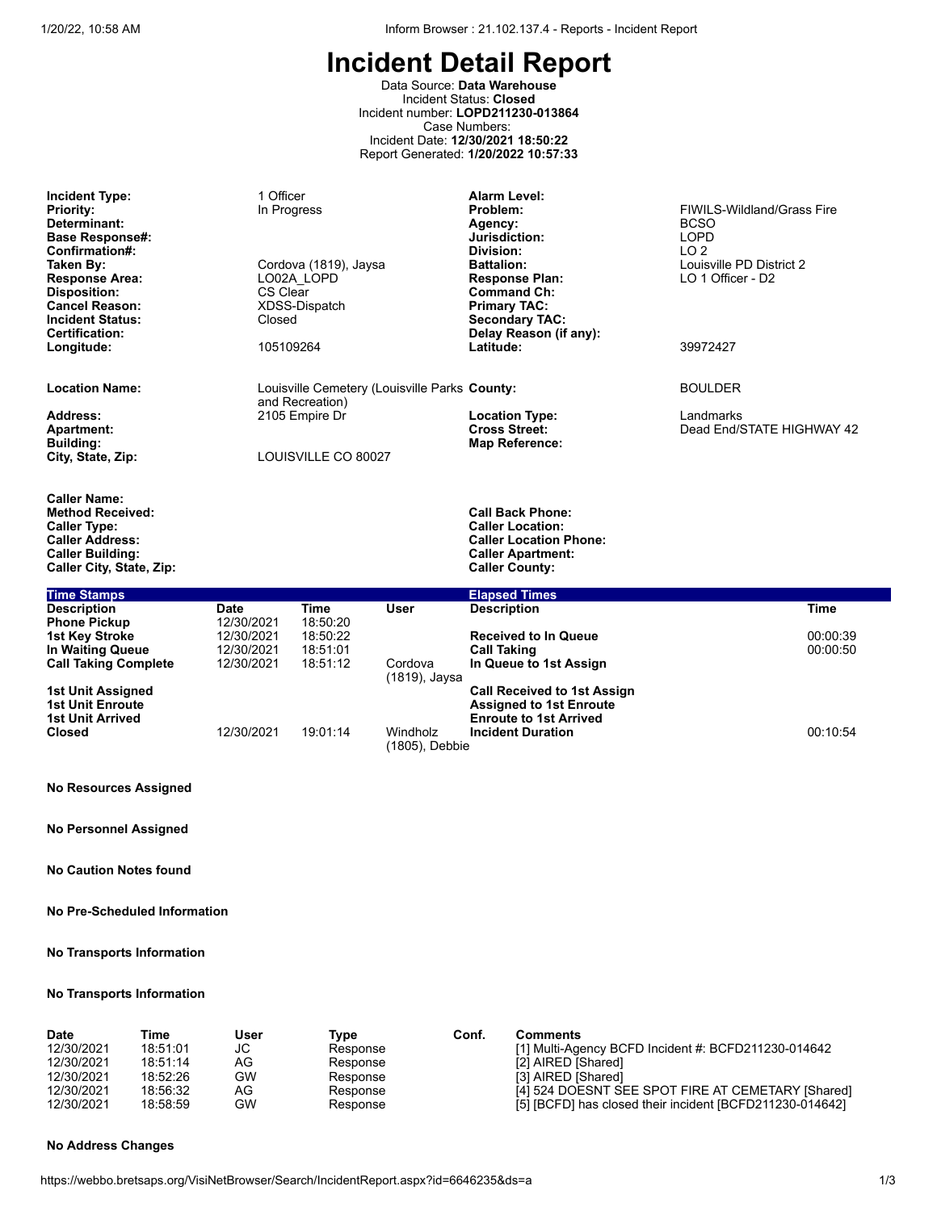# Incident Detail Report

Data Source: **Data Warehouse**
Incident Status: **Closed**
Incident number: **LOPD211230-013864**
Case Numbers:
Incident Date: **12/30/2021 18:50:22**
Report Generated: **1/20/2022 10:57:33**

| | | | |
|---|---|---|---|
| **Incident Type:** | 1 Officer | **Alarm Level:** | |
| **Priority:** | In Progress | **Problem:** | FIWILS-Wildland/Grass Fire |
| **Determinant:** | | **Agency:** | BCSO |
| **Base Response#:** | | **Jurisdiction:** | LOPD |
| **Confirmation#:** | | **Division:** | LO 2 |
| **Taken By:** | Cordova (1819), Jaysa | **Battalion:** | Louisville PD District 2 |
| **Response Area:** | LO02A_LOPD | **Response Plan:** | LO 1 Officer - D2 |
| **Disposition:** | CS Clear | **Command Ch:** | |
| **Cancel Reason:** | XDSS-Dispatch | **Primary TAC:** | |
| **Incident Status:** | Closed | **Secondary TAC:** | |
| **Certification:** | | **Delay Reason (if any):** | |
| **Longitude:** | 105109264 | **Latitude:** | 39972427 |

| | | | |
|---|---|---|---|
| **Location Name:** | Louisville Cemetery (Louisville Parks and Recreation) | **County:** | BOULDER |
| **Address:** | 2105 Empire Dr | **Location Type:** | Landmarks |
| **Apartment:** | | **Cross Street:** | Dead End/STATE HIGHWAY 42 |
| **Building:** | | **Map Reference:** | |
| **City, State, Zip:** | LOUISVILLE CO 80027 | | |

| | | | |
|---|---|---|---|
| **Caller Name:** | | | |
| **Method Received:** | | **Call Back Phone:** | |
| **Caller Type:** | | **Caller Location:** | |
| **Caller Address:** | | **Caller Location Phone:** | |
| **Caller Building:** | | **Caller Apartment:** | |
| **Caller City, State, Zip:** | | **Caller County:** | |

**Time Stamps**

| Description | Date | Time | User |
|---|---|---|---|
| Phone Pickup | 12/30/2021 | 18:50:20 | |
| 1st Key Stroke | 12/30/2021 | 18:50:22 | |
| In Waiting Queue | 12/30/2021 | 18:51:01 | |
| Call Taking Complete | 12/30/2021 | 18:51:12 | Cordova (1819), Jaysa |
| 1st Unit Assigned | | | |
| 1st Unit Enroute | | | |
| 1st Unit Arrived | | | |
| Closed | 12/30/2021 | 19:01:14 | Windholz (1805), Debbie |

**Elapsed Times**

| Description | Time |
|---|---|
| Received to In Queue | 00:00:39 |
| Call Taking | 00:00:50 |
| In Queue to 1st Assign | |
| Call Received to 1st Assign | |
| Assigned to 1st Enroute | |
| Enroute to 1st Arrived | |
| Incident Duration | 00:10:54 |

**No Resources Assigned**

**No Personnel Assigned**

**No Caution Notes found**

**No Pre-Scheduled Information**

**No Transports Information**

**No Transports Information**

| Date | Time | User | Type | Conf. | Comments |
|---|---|---|---|---|---|
| 12/30/2021 | 18:51:01 | JC | Response | | [1] Multi-Agency BCFD Incident #: BCFD211230-014642 |
| 12/30/2021 | 18:51:14 | AG | Response | | [2] AIRED [Shared] |
| 12/30/2021 | 18:52:26 | GW | Response | | [3] AIRED [Shared] |
| 12/30/2021 | 18:56:32 | AG | Response | | [4] 524 DOESNT SEE SPOT FIRE AT CEMETARY [Shared] |
| 12/30/2021 | 18:58:59 | GW | Response | | [5] [BCFD] has closed their incident [BCFD211230-014642] |

**No Address Changes**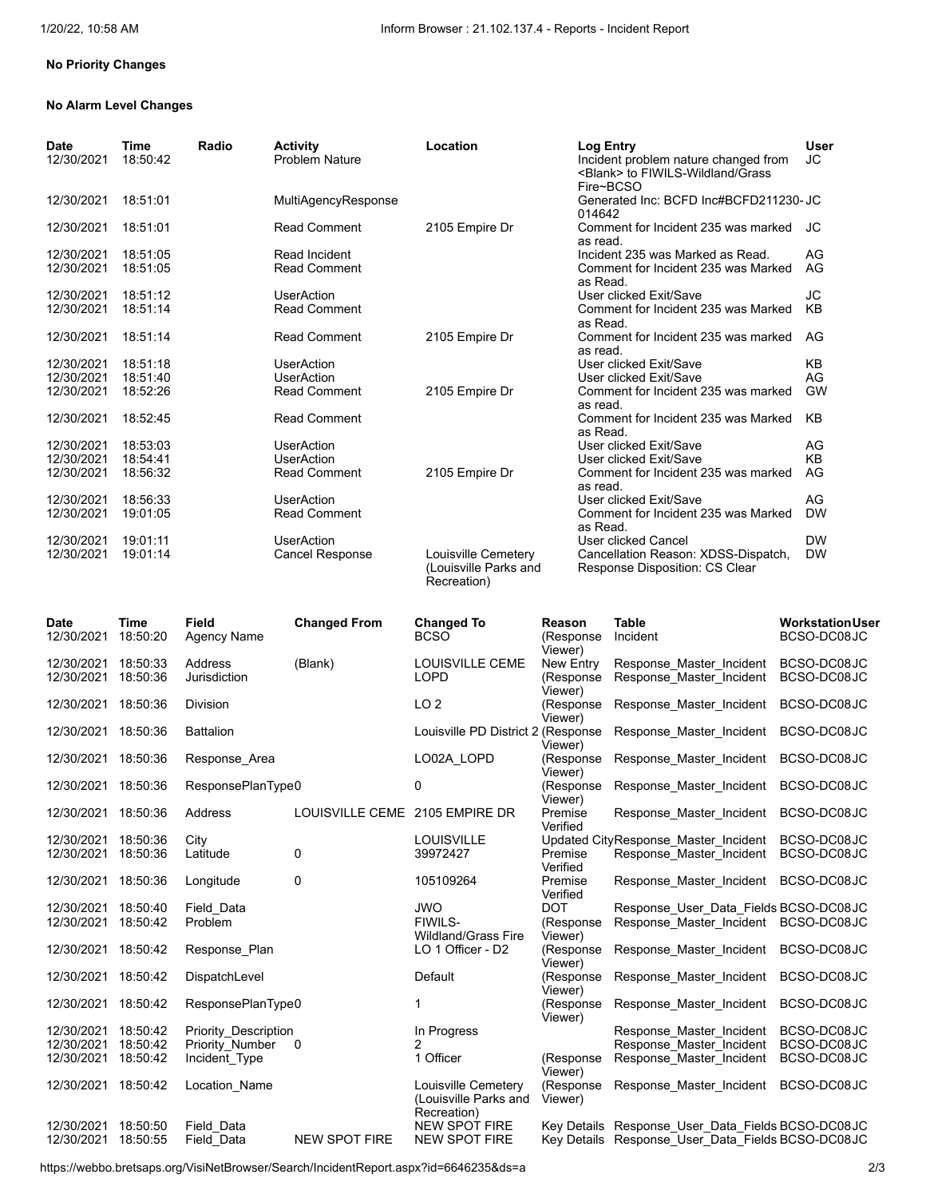**No Priority Changes**

**No Alarm Level Changes**

| Date | Time | Radio | Activity | Location | Log Entry | User |
|---|---|---|---|---|---|---|
| 12/30/2021 | 18:50:42 | | Problem Nature | | Incident problem nature changed from <Blank> to FIWILS-Wildland/Grass Fire~BCSO | JC |
| 12/30/2021 | 18:51:01 | | MultiAgencyResponse | | Generated Inc: BCFD Inc#BCFD211230-014642 | JC |
| 12/30/2021 | 18:51:01 | | Read Comment | 2105 Empire Dr | Comment for Incident 235 was marked as read. | JC |
| 12/30/2021 | 18:51:05 | | Read Incident | | Incident 235 was Marked as Read. | AG |
| 12/30/2021 | 18:51:05 | | Read Comment | | Comment for Incident 235 was Marked as Read. | AG |
| 12/30/2021 | 18:51:12 | | UserAction | | User clicked Exit/Save | JC |
| 12/30/2021 | 18:51:14 | | Read Comment | | Comment for Incident 235 was Marked as Read. | KB |
| 12/30/2021 | 18:51:14 | | Read Comment | 2105 Empire Dr | Comment for Incident 235 was marked as read. | AG |
| 12/30/2021 | 18:51:18 | | UserAction | | User clicked Exit/Save | KB |
| 12/30/2021 | 18:51:40 | | UserAction | | User clicked Exit/Save | AG |
| 12/30/2021 | 18:52:26 | | Read Comment | 2105 Empire Dr | Comment for Incident 235 was marked as read. | GW |
| 12/30/2021 | 18:52:45 | | Read Comment | | Comment for Incident 235 was Marked as Read. | KB |
| 12/30/2021 | 18:53:03 | | UserAction | | User clicked Exit/Save | AG |
| 12/30/2021 | 18:54:41 | | UserAction | | User clicked Exit/Save | KB |
| 12/30/2021 | 18:56:32 | | Read Comment | 2105 Empire Dr | Comment for Incident 235 was marked as read. | AG |
| 12/30/2021 | 18:56:33 | | UserAction | | User clicked Exit/Save | AG |
| 12/30/2021 | 19:01:05 | | Read Comment | | Comment for Incident 235 was Marked as Read. | DW |
| 12/30/2021 | 19:01:11 | | UserAction | | User clicked Cancel | DW |
| 12/30/2021 | 19:01:14 | | Cancel Response | Louisville Cemetery (Louisville Parks and Recreation) | Cancellation Reason: XDSS-Dispatch, Response Disposition: CS Clear | DW |

| Date | Time | Field | Changed From | Changed To | Reason | Table | Workstation | User |
|---|---|---|---|---|---|---|---|---|
| 12/30/2021 | 18:50:20 | Agency Name | | BCSO | (Response Viewer) | Incident | BCSO-DC08 | JC |
| 12/30/2021 | 18:50:33 | Address | (Blank) | LOUISVILLE CEME | New Entry | Response_Master_Incident | BCSO-DC08 | JC |
| 12/30/2021 | 18:50:36 | Jurisdiction | | LOPD | (Response Viewer) | Response_Master_Incident | BCSO-DC08 | JC |
| 12/30/2021 | 18:50:36 | Division | | LO 2 | (Response Viewer) | Response_Master_Incident | BCSO-DC08 | JC |
| 12/30/2021 | 18:50:36 | Battalion | | Louisville PD District 2 | (Response Viewer) | Response_Master_Incident | BCSO-DC08 | JC |
| 12/30/2021 | 18:50:36 | Response_Area | | LO02A_LOPD | (Response Viewer) | Response_Master_Incident | BCSO-DC08 | JC |
| 12/30/2021 | 18:50:36 | ResponsePlanType | 0 | 0 | (Response Viewer) | Response_Master_Incident | BCSO-DC08 | JC |
| 12/30/2021 | 18:50:36 | Address | LOUISVILLE CEME | 2105 EMPIRE DR | Premise Verified | Response_Master_Incident | BCSO-DC08 | JC |
| 12/30/2021 | 18:50:36 | City | | LOUISVILLE | Updated City | Response_Master_Incident | BCSO-DC08 | JC |
| 12/30/2021 | 18:50:36 | Latitude | 0 | 39972427 | Premise Verified | Response_Master_Incident | BCSO-DC08 | JC |
| 12/30/2021 | 18:50:36 | Longitude | 0 | 105109264 | Premise Verified | Response_Master_Incident | BCSO-DC08 | JC |
| 12/30/2021 | 18:50:40 | Field_Data | | JWO | DOT | Response_User_Data_Fields | BCSO-DC08 | JC |
| 12/30/2021 | 18:50:42 | Problem | | FIWILS-Wildland/Grass Fire | (Response Viewer) | Response_Master_Incident | BCSO-DC08 | JC |
| 12/30/2021 | 18:50:42 | Response_Plan | | LO 1 Officer - D2 | (Response Viewer) | Response_Master_Incident | BCSO-DC08 | JC |
| 12/30/2021 | 18:50:42 | DispatchLevel | | Default | (Response Viewer) | Response_Master_Incident | BCSO-DC08 | JC |
| 12/30/2021 | 18:50:42 | ResponsePlanType | 0 | 1 | (Response Viewer) | Response_Master_Incident | BCSO-DC08 | JC |
| 12/30/2021 | 18:50:42 | Priority_Description | | In Progress | | Response_Master_Incident | BCSO-DC08 | JC |
| 12/30/2021 | 18:50:42 | Priority_Number | 0 | 2 | | Response_Master_Incident | BCSO-DC08 | JC |
| 12/30/2021 | 18:50:42 | Incident_Type | | 1 Officer | (Response Viewer) | Response_Master_Incident | BCSO-DC08 | JC |
| 12/30/2021 | 18:50:42 | Location_Name | | Louisville Cemetery (Louisville Parks and Recreation) | (Response Viewer) | Response_Master_Incident | BCSO-DC08 | JC |
| 12/30/2021 | 18:50:50 | Field_Data | | NEW SPOT FIRE | Key Details | Response_User_Data_Fields | BCSO-DC08 | JC |
| 12/30/2021 | 18:50:55 | Field_Data | NEW SPOT FIRE | NEW SPOT FIRE | Key Details | Response_User_Data_Fields | BCSO-DC08 | JC |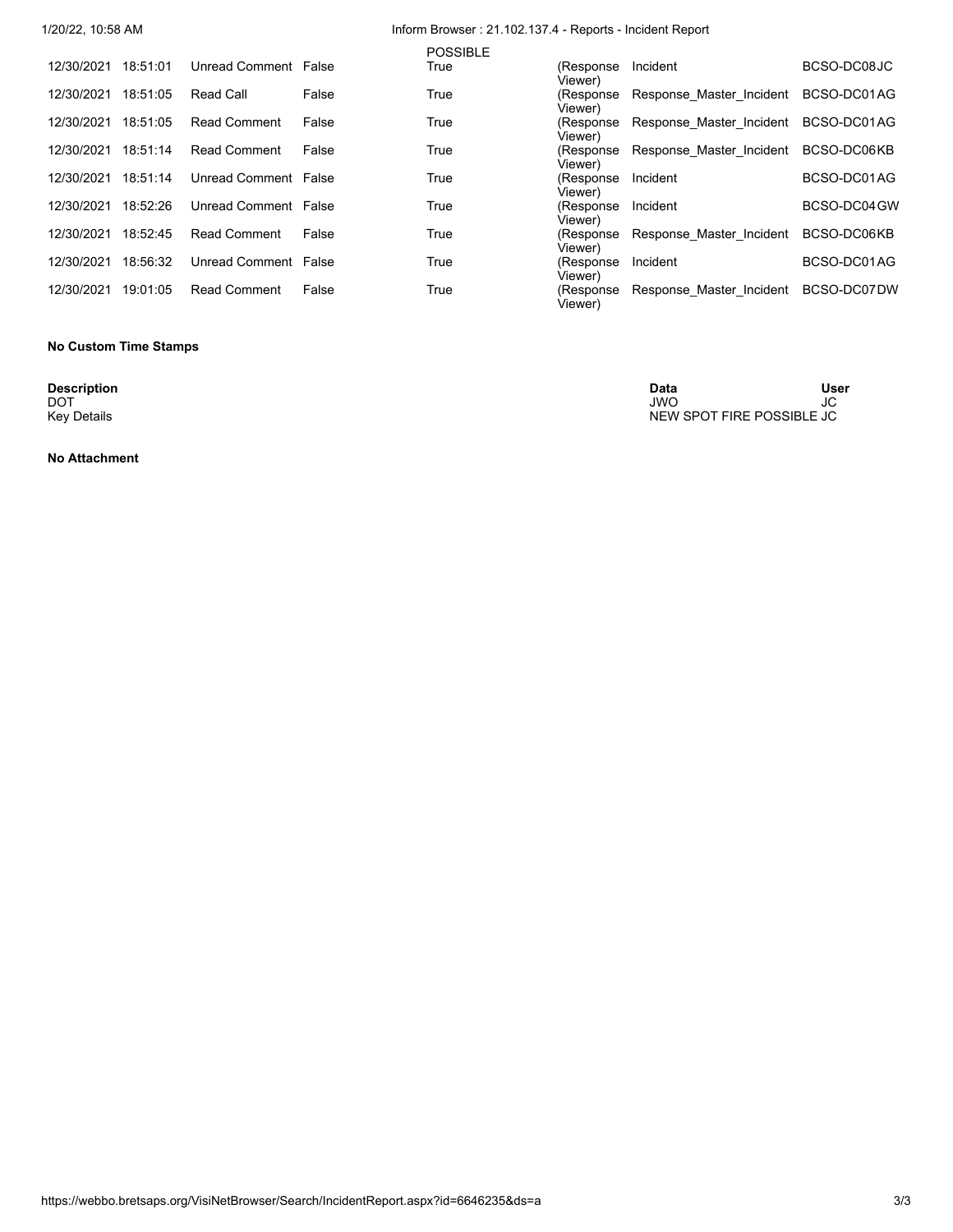|  |  |  |  | POSSIBLE |  |  |  |
|---|---|---|---|---|---|---|---|
| 12/30/2021 | 18:51:01 | Unread Comment | False | True | (Response Viewer) | Incident | BCSO-DC08JC |
| 12/30/2021 | 18:51:05 | Read Call | False | True | (Response Viewer) | Response_Master_Incident | BCSO-DC01AG |
| 12/30/2021 | 18:51:05 | Read Comment | False | True | (Response Viewer) | Response_Master_Incident | BCSO-DC01AG |
| 12/30/2021 | 18:51:14 | Read Comment | False | True | (Response Viewer) | Response_Master_Incident | BCSO-DC06KB |
| 12/30/2021 | 18:51:14 | Unread Comment | False | True | (Response Viewer) | Incident | BCSO-DC01AG |
| 12/30/2021 | 18:52:26 | Unread Comment | False | True | (Response Viewer) | Incident | BCSO-DC04GW |
| 12/30/2021 | 18:52:45 | Read Comment | False | True | (Response Viewer) | Response_Master_Incident | BCSO-DC06KB |
| 12/30/2021 | 18:56:32 | Unread Comment | False | True | (Response Viewer) | Incident | BCSO-DC01AG |
| 12/30/2021 | 19:01:05 | Read Comment | False | True | (Response Viewer) | Response_Master_Incident | BCSO-DC07DW |

**No Custom Time Stamps**

| Description | Data | User |
|---|---|---|
| DOT | JWO | JC |
| Key Details | NEW SPOT FIRE POSSIBLE | JC |

**No Attachment**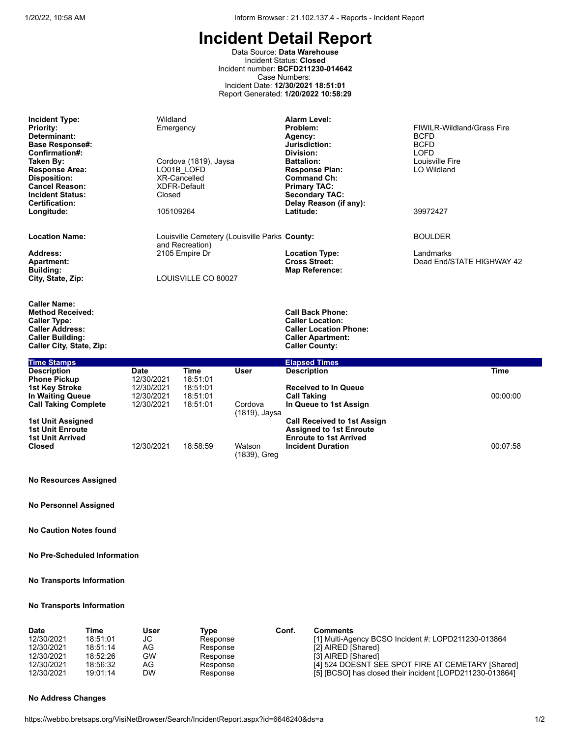# Incident Detail Report

Data Source: **Data Warehouse**
Incident Status: **Closed**
Incident number: **BCFD211230-014642**
Case Numbers:
Incident Date: **12/30/2021 18:51:01**
Report Generated: **1/20/2022 10:58:29**

| | | | |
|---|---|---|---|
| **Incident Type:** | Wildland | **Alarm Level:** | |
| **Priority:** | Emergency | **Problem:** | FIWILR-Wildland/Grass Fire |
| **Determinant:** | | **Agency:** | BCFD |
| **Base Response#:** | | **Jurisdiction:** | BCFD |
| **Confirmation#:** | | **Division:** | LOFD |
| **Taken By:** | Cordova (1819), Jaysa | **Battalion:** | Louisville Fire |
| **Response Area:** | LO01B_LOFD | **Response Plan:** | LO Wildland |
| **Disposition:** | XR-Cancelled | **Command Ch:** | |
| **Cancel Reason:** | XDFR-Default | **Primary TAC:** | |
| **Incident Status:** | Closed | **Secondary TAC:** | |
| **Certification:** | | **Delay Reason (if any):** | |
| **Longitude:** | 105109264 | **Latitude:** | 39972427 |

| | | | |
|---|---|---|---|
| **Location Name:** | Louisville Cemetery (Louisville Parks and Recreation) | **County:** | BOULDER |
| **Address:** | 2105 Empire Dr | **Location Type:** | Landmarks |
| **Apartment:** | | **Cross Street:** | Dead End/STATE HIGHWAY 42 |
| **Building:** | | **Map Reference:** | |
| **City, State, Zip:** | LOUISVILLE CO 80027 | | |

| | | | |
|---|---|---|---|
| **Caller Name:** | | | |
| **Method Received:** | | **Call Back Phone:** | |
| **Caller Type:** | | **Caller Location:** | |
| **Caller Address:** | | **Caller Location Phone:** | |
| **Caller Building:** | | **Caller Apartment:** | |
| **Caller City, State, Zip:** | | **Caller County:** | |

**Time Stamps**

| Description | Date | Time | User |
|---|---|---|---|
| Phone Pickup | 12/30/2021 | 18:51:01 | |
| 1st Key Stroke | 12/30/2021 | 18:51:01 | |
| In Waiting Queue | 12/30/2021 | 18:51:01 | |
| Call Taking Complete | 12/30/2021 | 18:51:01 | Cordova (1819), Jaysa |
| 1st Unit Assigned | | | |
| 1st Unit Enroute | | | |
| 1st Unit Arrived | | | |
| Closed | 12/30/2021 | 18:58:59 | Watson (1839), Greg |

**Elapsed Times**

| Description | Time |
|---|---|
| Received to In Queue | |
| Call Taking | 00:00:00 |
| In Queue to 1st Assign | |
| Call Received to 1st Assign | |
| Assigned to 1st Enroute | |
| Enroute to 1st Arrived | |
| Incident Duration | 00:07:58 |

**No Resources Assigned**

**No Personnel Assigned**

**No Caution Notes found**

**No Pre-Scheduled Information**

**No Transports Information**

**No Transports Information**

| Date | Time | User | Type | Conf. | Comments |
|---|---|---|---|---|---|
| 12/30/2021 | 18:51:01 | JC | Response | | [1] Multi-Agency BCSO Incident #: LOPD211230-013864 |
| 12/30/2021 | 18:51:14 | AG | Response | | [2] AIRED [Shared] |
| 12/30/2021 | 18:52:26 | GW | Response | | [3] AIRED [Shared] |
| 12/30/2021 | 18:56:32 | AG | Response | | [4] 524 DOESNT SEE SPOT FIRE AT CEMETARY [Shared] |
| 12/30/2021 | 19:01:14 | DW | Response | | [5] [BCSO] has closed their incident [LOPD211230-013864] |

**No Address Changes**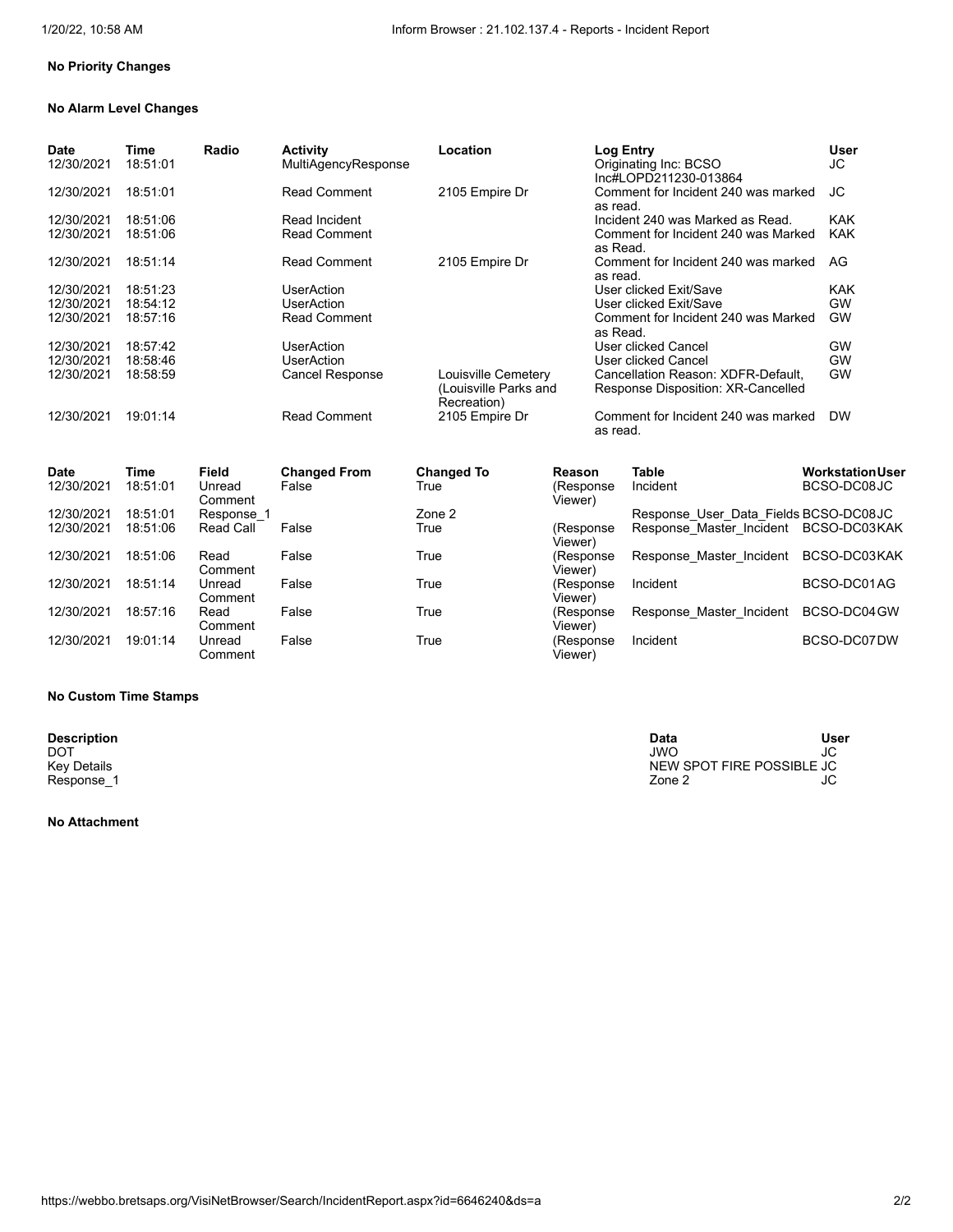**No Priority Changes**

**No Alarm Level Changes**

| Date | Time | Radio | Activity | Location | Log Entry | User |
|---|---|---|---|---|---|---|
| 12/30/2021 | 18:51:01 | | MultiAgencyResponse | | Originating Inc: BCSO Inc#LOPD211230-013864 | JC |
| 12/30/2021 | 18:51:01 | | Read Comment | 2105 Empire Dr | Comment for Incident 240 was marked as read. | JC |
| 12/30/2021 | 18:51:06 | | Read Incident | | Incident 240 was Marked as Read. | KAK |
| 12/30/2021 | 18:51:06 | | Read Comment | | Comment for Incident 240 was Marked as Read. | KAK |
| 12/30/2021 | 18:51:14 | | Read Comment | 2105 Empire Dr | Comment for Incident 240 was marked as read. | AG |
| 12/30/2021 | 18:51:23 | | UserAction | | User clicked Exit/Save | KAK |
| 12/30/2021 | 18:54:12 | | UserAction | | User clicked Exit/Save | GW |
| 12/30/2021 | 18:57:16 | | Read Comment | | Comment for Incident 240 was Marked as Read. | GW |
| 12/30/2021 | 18:57:42 | | UserAction | | User clicked Cancel | GW |
| 12/30/2021 | 18:58:46 | | UserAction | | User clicked Cancel | GW |
| 12/30/2021 | 18:58:59 | | Cancel Response | Louisville Cemetery (Louisville Parks and Recreation) | Cancellation Reason: XDFR-Default, Response Disposition: XR-Cancelled | GW |
| 12/30/2021 | 19:01:14 | | Read Comment | 2105 Empire Dr | Comment for Incident 240 was marked as read. | DW |

| Date | Time | Field | Changed From | Changed To | Reason | Table | Workstation | User |
|---|---|---|---|---|---|---|---|---|
| 12/30/2021 | 18:51:01 | Unread Comment | False | True | (Response Viewer) | Incident | BCSO-DC08 | JC |
| 12/30/2021 | 18:51:01 | Response_1 | | Zone 2 | | Response_User_Data_Fields | BCSO-DC08 | JC |
| 12/30/2021 | 18:51:06 | Read Call | False | True | (Response Viewer) | Response_Master_Incident | BCSO-DC03 | KAK |
| 12/30/2021 | 18:51:06 | Read Comment | False | True | (Response Viewer) | Response_Master_Incident | BCSO-DC03 | KAK |
| 12/30/2021 | 18:51:14 | Unread Comment | False | True | (Response Viewer) | Incident | BCSO-DC01 | AG |
| 12/30/2021 | 18:57:16 | Read Comment | False | True | (Response Viewer) | Response_Master_Incident | BCSO-DC04 | GW |
| 12/30/2021 | 19:01:14 | Unread Comment | False | True | (Response Viewer) | Incident | BCSO-DC07 | DW |

**No Custom Time Stamps**

| Description | Data | User |
|---|---|---|
| DOT | JWO | JC |
| Key Details | NEW SPOT FIRE POSSIBLE | JC |
| Response_1 | Zone 2 | JC |

**No Attachment**